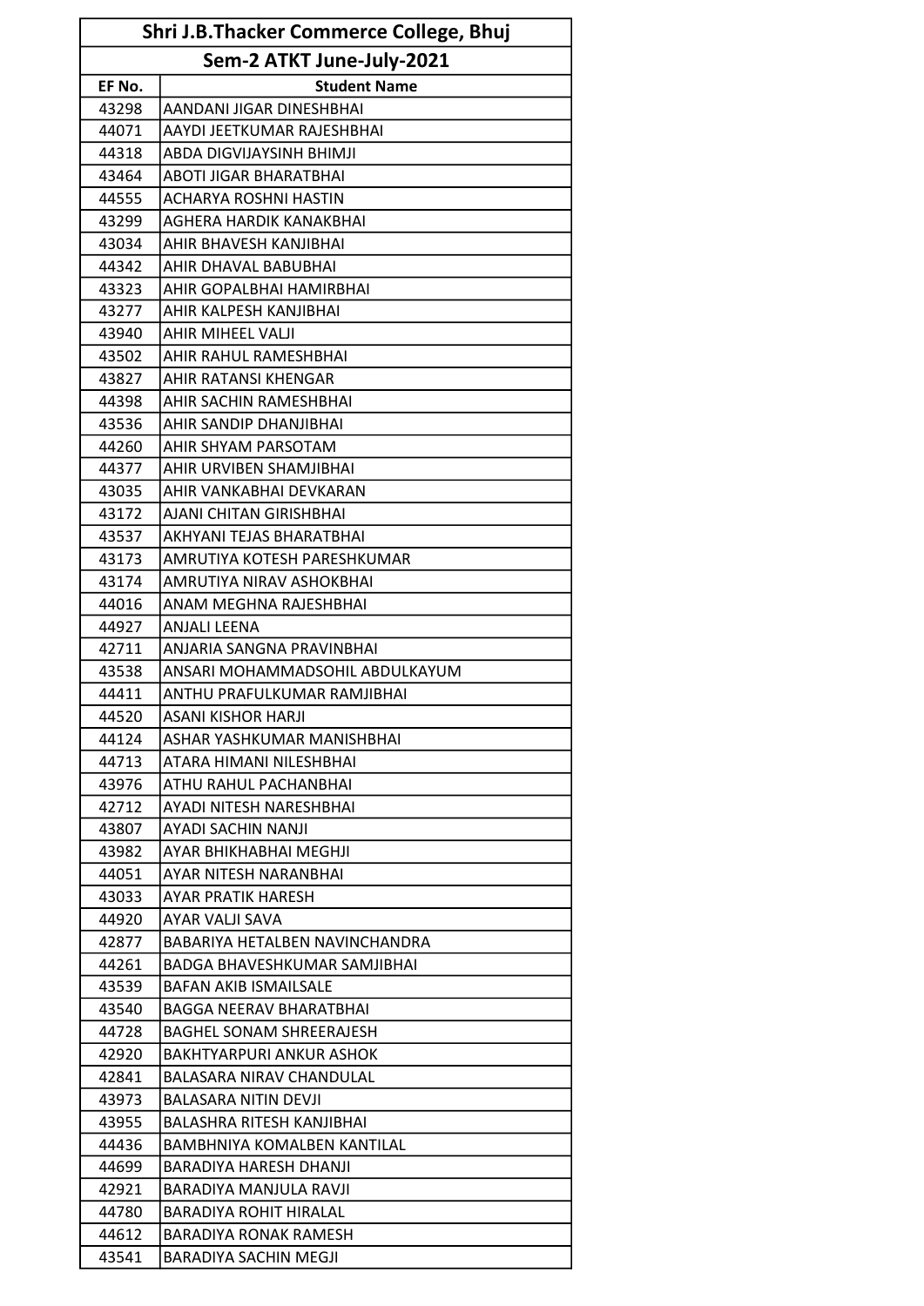| Shri J.B.Thacker Commerce College, Bhuj | |
|---|---|
| Sem-2 ATKT June-July-2021 | |
| EF No. | Student Name |
| 43298 | AANDANI JIGAR DINESHBHAI |
| 44071 | AAYDI JEETKUMAR RAJESHBHAI |
| 44318 | ABDA DIGVIJAYSINH BHIMJI |
| 43464 | ABOTI JIGAR BHARATBHAI |
| 44555 | ACHARYA ROSHNI HASTIN |
| 43299 | AGHERA HARDIK KANAKBHAI |
| 43034 | AHIR BHAVESH KANJIBHAI |
| 44342 | AHIR DHAVAL BABUBHAI |
| 43323 | AHIR GOPALBHAI HAMIRBHAI |
| 43277 | AHIR KALPESH KANJIBHAI |
| 43940 | AHIR MIHEEL VALJI |
| 43502 | AHIR RAHUL RAMESHBHAI |
| 43827 | AHIR RATANSI KHENGAR |
| 44398 | AHIR SACHIN RAMESHBHAI |
| 43536 | AHIR SANDIP DHANJIBHAI |
| 44260 | AHIR SHYAM PARSOTAM |
| 44377 | AHIR URVIBEN SHAMJIBHAI |
| 43035 | AHIR VANKABHAI DEVKARAN |
| 43172 | AJANI CHITAN GIRISHBHAI |
| 43537 | AKHYANI TEJAS BHARATBHAI |
| 43173 | AMRUTIYA KOTESH PARESHKUMAR |
| 43174 | AMRUTIYA NIRAV ASHOKBHAI |
| 44016 | ANAM MEGHNA RAJESHBHAI |
| 44927 | ANJALI LEENA |
| 42711 | ANJARIA SANGNA PRAVINBHAI |
| 43538 | ANSARI MOHAMMADSOHIL ABDULKAYUM |
| 44411 | ANTHU PRAFULKUMAR RAMJIBHAI |
| 44520 | ASANI KISHOR HARJI |
| 44124 | ASHAR YASHKUMAR MANISHBHAI |
| 44713 | ATARA HIMANI NILESHBHAI |
| 43976 | ATHU RAHUL PACHANBHAI |
| 42712 | AYADI NITESH NARESHBHAI |
| 43807 | AYADI SACHIN NANJI |
| 43982 | AYAR BHIKHABHAI MEGHJI |
| 44051 | AYAR NITESH NARANBHAI |
| 43033 | AYAR PRATIK HARESH |
| 44920 | AYAR VALJI SAVA |
| 42877 | BABARIYA HETALBEN NAVINCHANDRA |
| 44261 | BADGA BHAVESHKUMAR SAMJIBHAI |
| 43539 | BAFAN AKIB ISMAILSALE |
| 43540 | BAGGA NEERAV BHARATBHAI |
| 44728 | BAGHEL SONAM SHREERAJESH |
| 42920 | BAKHTYARPURI ANKUR ASHOK |
| 42841 | BALASARA NIRAV CHANDULAL |
| 43973 | BALASARA NITIN DEVJI |
| 43955 | BALASHRA RITESH KANJIBHAI |
| 44436 | BAMBHNIYA KOMALBEN KANTILAL |
| 44699 | BARADIYA HARESH DHANJI |
| 42921 | BARADIYA MANJULA RAVJI |
| 44780 | BARADIYA ROHIT HIRALAL |
| 44612 | BARADIYA RONAK RAMESH |
| 43541 | BARADIYA SACHIN MEGJI |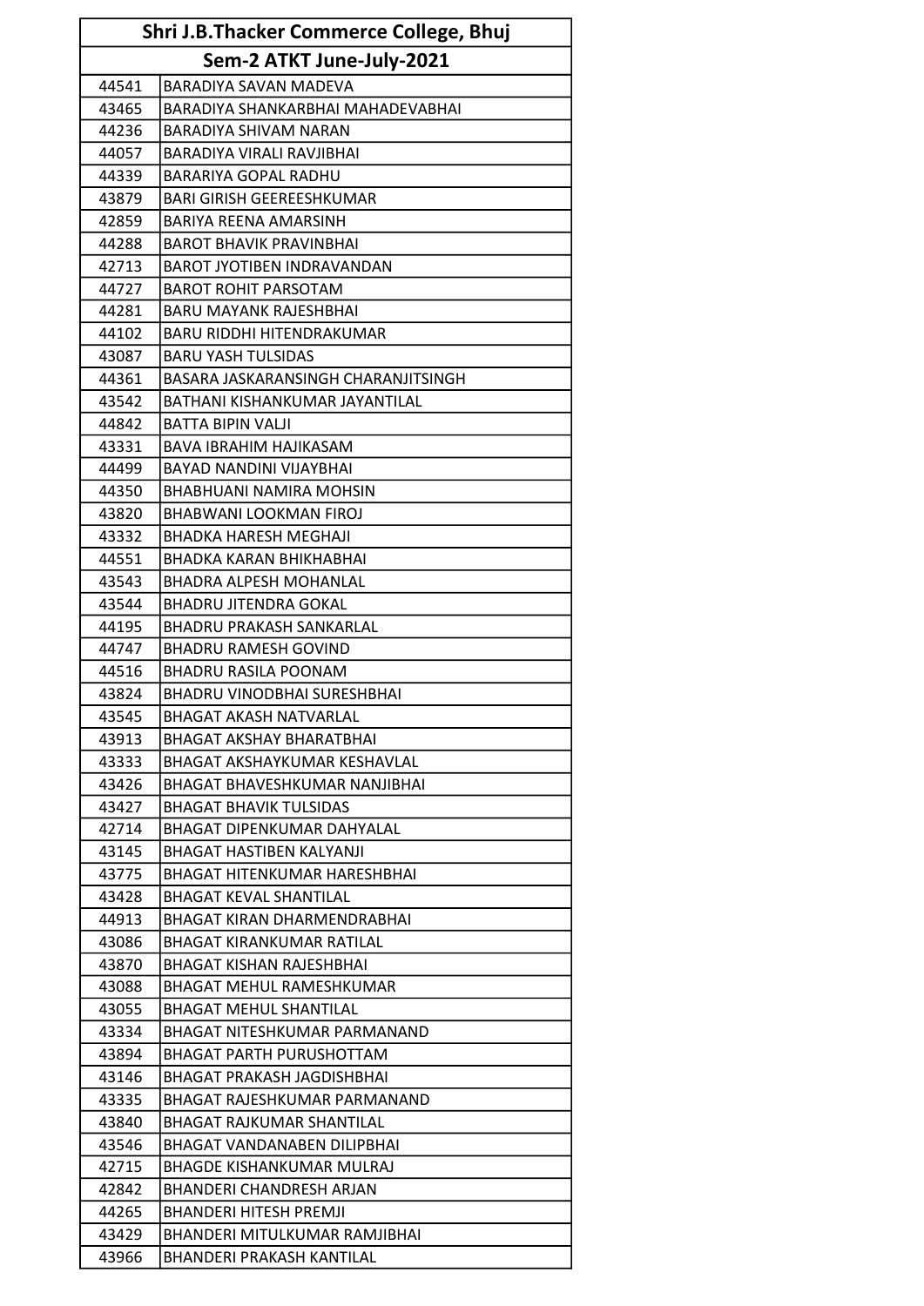| Shri J.B.Thacker Commerce College, Bhuj | |
|---|---|
| Sem-2 ATKT June-July-2021 | |
| 44541 | BARADIYA SAVAN MADEVA |
| 43465 | BARADIYA SHANKARBHAI MAHADEVABHAI |
| 44236 | BARADIYA SHIVAM NARAN |
| 44057 | BARADIYA VIRALI RAVJIBHAI |
| 44339 | BARARIYA GOPAL RADHU |
| 43879 | BARI GIRISH GEEREESHKUMAR |
| 42859 | BARIYA REENA AMARSINH |
| 44288 | BAROT BHAVIK PRAVINBHAI |
| 42713 | BAROT JYOTIBEN INDRAVANDAN |
| 44727 | BAROT ROHIT PARSOTAM |
| 44281 | BARU MAYANK RAJESHBHAI |
| 44102 | BARU RIDDHI HITENDRAKUMAR |
| 43087 | BARU YASH TULSIDAS |
| 44361 | BASARA JASKARANSINGH CHARANJITSINGH |
| 43542 | BATHANI KISHANKUMAR JAYANTILAL |
| 44842 | BATTA BIPIN VALJI |
| 43331 | BAVA IBRAHIM HAJIKASAM |
| 44499 | BAYAD NANDINI VIJAYBHAI |
| 44350 | BHABHUANI NAMIRA MOHSIN |
| 43820 | BHABWANI LOOKMAN FIROJ |
| 43332 | BHADKA HARESH MEGHAJI |
| 44551 | BHADKA KARAN BHIKHABHAI |
| 43543 | BHADRA ALPESH MOHANLAL |
| 43544 | BHADRU JITENDRA GOKAL |
| 44195 | BHADRU PRAKASH SANKARLAL |
| 44747 | BHADRU RAMESH GOVIND |
| 44516 | BHADRU RASILA POONAM |
| 43824 | BHADRU VINODBHAI SURESHBHAI |
| 43545 | BHAGAT AKASH NATVARLAL |
| 43913 | BHAGAT AKSHAY BHARATBHAI |
| 43333 | BHAGAT AKSHAYKUMAR KESHAVLAL |
| 43426 | BHAGAT BHAVESHKUMAR NANJIBHAI |
| 43427 | BHAGAT BHAVIK TULSIDAS |
| 42714 | BHAGAT DIPENKUMAR DAHYALAL |
| 43145 | BHAGAT HASTIBEN KALYANJI |
| 43775 | BHAGAT HITENKUMAR HARESHBHAI |
| 43428 | BHAGAT KEVAL SHANTILAL |
| 44913 | BHAGAT KIRAN DHARMENDRABHAI |
| 43086 | BHAGAT KIRANKUMAR RATILAL |
| 43870 | BHAGAT KISHAN RAJESHBHAI |
| 43088 | BHAGAT MEHUL RAMESHKUMAR |
| 43055 | BHAGAT MEHUL SHANTILAL |
| 43334 | BHAGAT NITESHKUMAR PARMANAND |
| 43894 | BHAGAT PARTH PURUSHOTTAM |
| 43146 | BHAGAT PRAKASH JAGDISHBHAI |
| 43335 | BHAGAT RAJESHKUMAR PARMANAND |
| 43840 | BHAGAT RAJKUMAR SHANTILAL |
| 43546 | BHAGAT VANDANABEN DILIPBHAI |
| 42715 | BHAGDE KISHANKUMAR MULRAJ |
| 42842 | BHANDERI CHANDRESH ARJAN |
| 44265 | BHANDERI HITESH PREMJI |
| 43429 | BHANDERI MITULKUMAR RAMJIBHAI |
| 43966 | BHANDERI PRAKASH KANTILAL |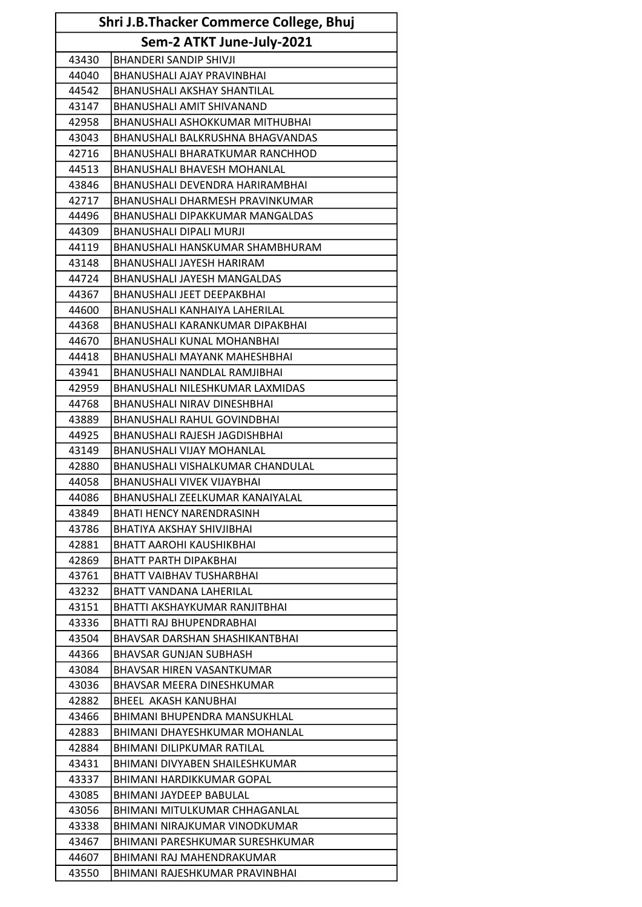| Shri J.B.Thacker Commerce College, Bhuj | |
|---|---|
| Sem-2 ATKT June-July-2021 | |
| 43430 | BHANDERI SANDIP SHIVJI |
| 44040 | BHANUSHALI AJAY PRAVINBHAI |
| 44542 | BHANUSHALI AKSHAY SHANTILAL |
| 43147 | BHANUSHALI AMIT SHIVANAND |
| 42958 | BHANUSHALI ASHOKKUMAR MITHUBHAI |
| 43043 | BHANUSHALI BALKRUSHNA BHAGVANDAS |
| 42716 | BHANUSHALI BHARATKUMAR RANCHHOD |
| 44513 | BHANUSHALI BHAVESH MOHANLAL |
| 43846 | BHANUSHALI DEVENDRA HARIRAMBHAI |
| 42717 | BHANUSHALI DHARMESH PRAVINKUMAR |
| 44496 | BHANUSHALI DIPAKKUMAR MANGALDAS |
| 44309 | BHANUSHALI DIPALI MURJI |
| 44119 | BHANUSHALI HANSKUMAR SHAMBHURAM |
| 43148 | BHANUSHALI JAYESH HARIRAM |
| 44724 | BHANUSHALI JAYESH MANGALDAS |
| 44367 | BHANUSHALI JEET DEEPAKBHAI |
| 44600 | BHANUSHALI KANHAIYA LAHERILAL |
| 44368 | BHANUSHALI KARANKUMAR DIPAKBHAI |
| 44670 | BHANUSHALI KUNAL MOHANBHAI |
| 44418 | BHANUSHALI MAYANK MAHESHBHAI |
| 43941 | BHANUSHALI NANDLAL RAMJIBHAI |
| 42959 | BHANUSHALI NILESHKUMAR LAXMIDAS |
| 44768 | BHANUSHALI NIRAV DINESHBHAI |
| 43889 | BHANUSHALI RAHUL GOVINDBHAI |
| 44925 | BHANUSHALI RAJESH JAGDISHBHAI |
| 43149 | BHANUSHALI VIJAY MOHANLAL |
| 42880 | BHANUSHALI VISHALKUMAR CHANDULAL |
| 44058 | BHANUSHALI VIVEK VIJAYBHAI |
| 44086 | BHANUSHALI ZEELKUMAR KANAIYALAL |
| 43849 | BHATI HENCY NARENDRASINH |
| 43786 | BHATIYA AKSHAY SHIVJIBHAI |
| 42881 | BHATT AAROHI KAUSHIKBHAI |
| 42869 | BHATT PARTH DIPAKBHAI |
| 43761 | BHATT VAIBHAV TUSHARBHAI |
| 43232 | BHATT VANDANA LAHERILAL |
| 43151 | BHATTI AKSHAYKUMAR RANJITBHAI |
| 43336 | BHATTI RAJ BHUPENDRABHAI |
| 43504 | BHAVSAR DARSHAN SHASHIKANTBHAI |
| 44366 | BHAVSAR GUNJAN SUBHASH |
| 43084 | BHAVSAR HIREN VASANTKUMAR |
| 43036 | BHAVSAR MEERA DINESHKUMAR |
| 42882 | BHEEL AKASH KANUBHAI |
| 43466 | BHIMANI BHUPENDRA MANSUKHLAL |
| 42883 | BHIMANI DHAYESHKUMAR MOHANLAL |
| 42884 | BHIMANI DILIPKUMAR RATILAL |
| 43431 | BHIMANI DIVYABEN SHAILESHKUMAR |
| 43337 | BHIMANI HARDIKKUMAR GOPAL |
| 43085 | BHIMANI JAYDEEP BABULAL |
| 43056 | BHIMANI MITULKUMAR CHHAGANLAL |
| 43338 | BHIMANI NIRAJKUMAR VINODKUMAR |
| 43467 | BHIMANI PARESHKUMAR SURESHKUMAR |
| 44607 | BHIMANI RAJ MAHENDRAKUMAR |
| 43550 | BHIMANI RAJESHKUMAR PRAVINBHAI |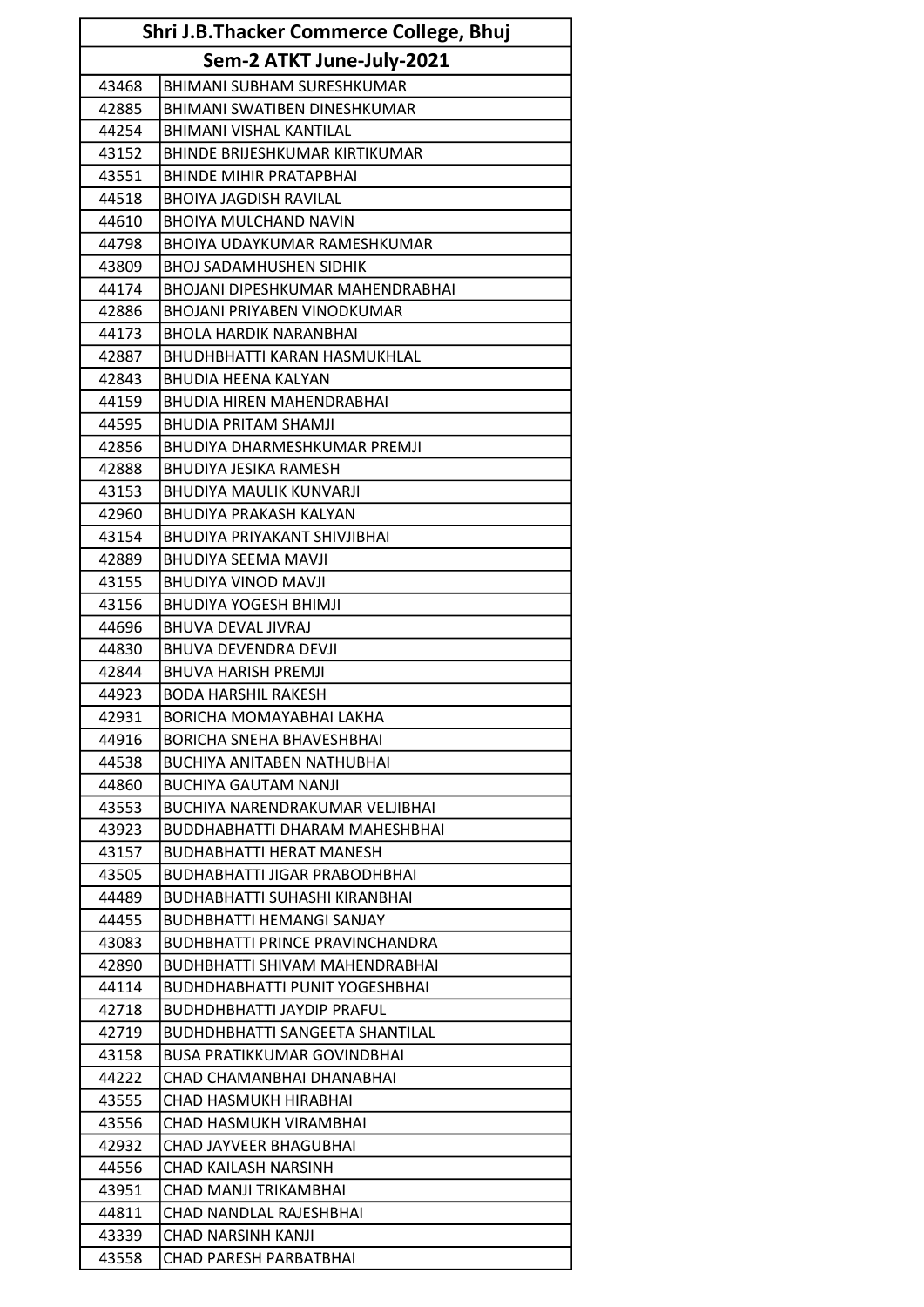| Shri J.B.Thacker Commerce College, Bhuj | |
|---|---|
| Sem-2 ATKT June-July-2021 | |
| 43468 | BHIMANI SUBHAM SURESHKUMAR |
| 42885 | BHIMANI SWATIBEN DINESHKUMAR |
| 44254 | BHIMANI VISHAL KANTILAL |
| 43152 | BHINDE BRIJESHKUMAR KIRTIKUMAR |
| 43551 | BHINDE MIHIR PRATAPBHAI |
| 44518 | BHOIYA JAGDISH RAVILAL |
| 44610 | BHOIYA MULCHAND NAVIN |
| 44798 | BHOIYA UDAYKUMAR RAMESHKUMAR |
| 43809 | BHOJ SADAMHUSHEN SIDHIK |
| 44174 | BHOJANI DIPESHKUMAR MAHENDRABHAI |
| 42886 | BHOJANI PRIYABEN VINODKUMAR |
| 44173 | BHOLA HARDIK NARANBHAI |
| 42887 | BHUDHBHATTI KARAN HASMUKHLAL |
| 42843 | BHUDIA HEENA KALYAN |
| 44159 | BHUDIA HIREN MAHENDRABHAI |
| 44595 | BHUDIA PRITAM SHAMJI |
| 42856 | BHUDIYA DHARMESHKUMAR PREMJI |
| 42888 | BHUDIYA JESIKA RAMESH |
| 43153 | BHUDIYA MAULIK KUNVARJI |
| 42960 | BHUDIYA PRAKASH KALYAN |
| 43154 | BHUDIYA PRIYAKANT SHIVJIBHAI |
| 42889 | BHUDIYA SEEMA MAVJI |
| 43155 | BHUDIYA VINOD MAVJI |
| 43156 | BHUDIYA YOGESH BHIMJI |
| 44696 | BHUVA DEVAL JIVRAJ |
| 44830 | BHUVA DEVENDRA DEVJI |
| 42844 | BHUVA HARISH PREMJI |
| 44923 | BODA HARSHIL RAKESH |
| 42931 | BORICHA MOMAYABHAI LAKHA |
| 44916 | BORICHA SNEHA BHAVESHBHAI |
| 44538 | BUCHIYA ANITABEN NATHUBHAI |
| 44860 | BUCHIYA GAUTAM NANJI |
| 43553 | BUCHIYA NARENDRAKUMAR VELJIBHAI |
| 43923 | BUDDHABHATTI DHARAM MAHESHBHAI |
| 43157 | BUDHABHATTI HERAT MANESH |
| 43505 | BUDHABHATTI JIGAR PRABODHBHAI |
| 44489 | BUDHABHATTI SUHASHI KIRANBHAI |
| 44455 | BUDHBHATTI HEMANGI SANJAY |
| 43083 | BUDHBHATTI PRINCE PRAVINCHANDRA |
| 42890 | BUDHBHATTI SHIVAM MAHENDRABHAI |
| 44114 | BUDHDHABHATTI PUNIT YOGESHBHAI |
| 42718 | BUDHDHBHATTI JAYDIP PRAFUL |
| 42719 | BUDHDHBHATTI SANGEETA SHANTILAL |
| 43158 | BUSA PRATIKKUMAR GOVINDBHAI |
| 44222 | CHAD CHAMANBHAI DHANABHAI |
| 43555 | CHAD HASMUKH HIRABHAI |
| 43556 | CHAD HASMUKH VIRAMBHAI |
| 42932 | CHAD JAYVEER BHAGUBHAI |
| 44556 | CHAD KAILASH NARSINH |
| 43951 | CHAD MANJI TRIKAMBHAI |
| 44811 | CHAD NANDLAL RAJESHBHAI |
| 43339 | CHAD NARSINH KANJI |
| 43558 | CHAD PARESH PARBATBHAI |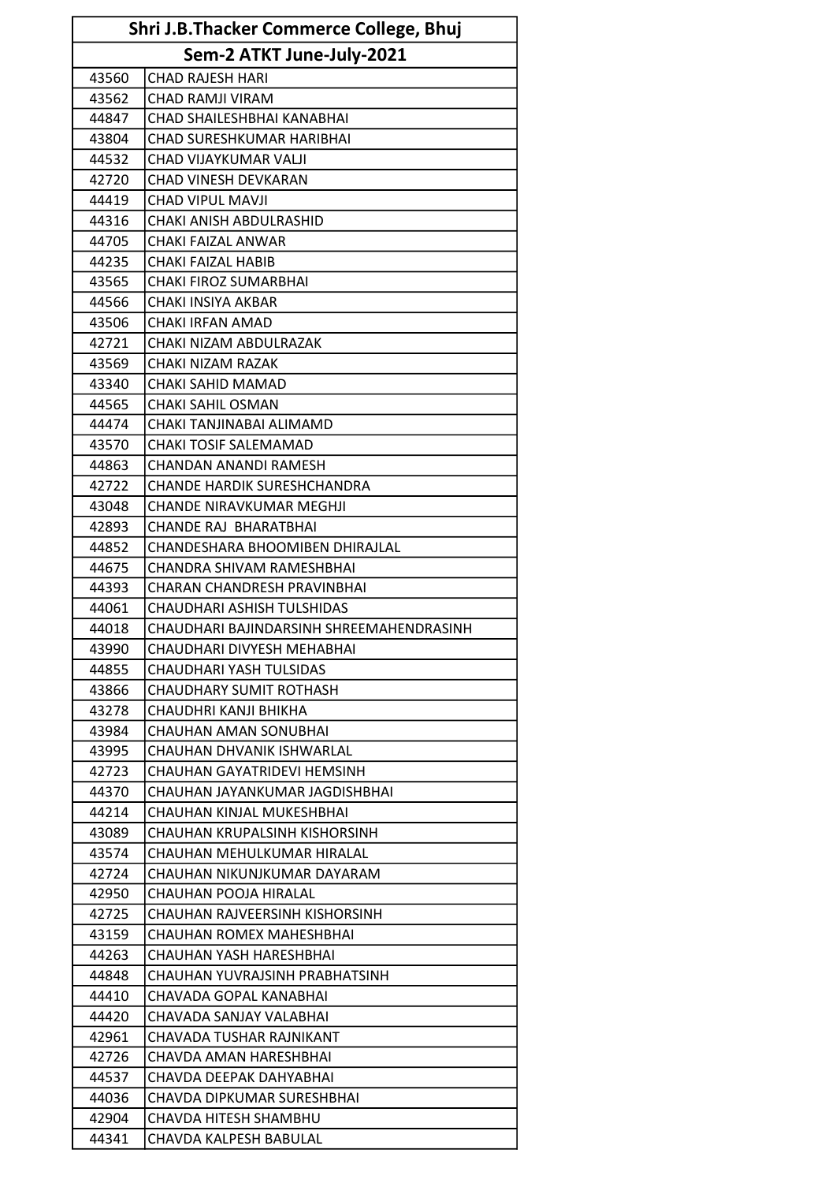| Shri J.B.Thacker Commerce College, Bhuj | |
|---|---|
| Sem-2 ATKT June-July-2021 | |
| 43560 | CHAD RAJESH HARI |
| 43562 | CHAD RAMJI VIRAM |
| 44847 | CHAD SHAILESHBHAI KANABHAI |
| 43804 | CHAD SURESHKUMAR HARIBHAI |
| 44532 | CHAD VIJAYKUMAR VALJI |
| 42720 | CHAD VINESH DEVKARAN |
| 44419 | CHAD VIPUL MAVJI |
| 44316 | CHAKI ANISH ABDULRASHID |
| 44705 | CHAKI FAIZAL ANWAR |
| 44235 | CHAKI FAIZAL HABIB |
| 43565 | CHAKI FIROZ SUMARBHAI |
| 44566 | CHAKI INSIYA AKBAR |
| 43506 | CHAKI IRFAN AMAD |
| 42721 | CHAKI NIZAM ABDULRAZAK |
| 43569 | CHAKI NIZAM RAZAK |
| 43340 | CHAKI SAHID MAMAD |
| 44565 | CHAKI SAHIL OSMAN |
| 44474 | CHAKI TANJINABAI ALIMAMD |
| 43570 | CHAKI TOSIF SALEMAMAD |
| 44863 | CHANDAN ANANDI RAMESH |
| 42722 | CHANDE HARDIK SURESHCHANDRA |
| 43048 | CHANDE NIRAVKUMAR MEGHJI |
| 42893 | CHANDE RAJ BHARATBHAI |
| 44852 | CHANDESHARA BHOOMIBEN DHIRAJLAL |
| 44675 | CHANDRA SHIVAM RAMESHBHAI |
| 44393 | CHARAN CHANDRESH PRAVINBHAI |
| 44061 | CHAUDHARI ASHISH TULSHIDAS |
| 44018 | CHAUDHARI BAJINDARSINH SHREEMAHENDRASINH |
| 43990 | CHAUDHARI DIVYESH MEHABHAI |
| 44855 | CHAUDHARI YASH TULSIDAS |
| 43866 | CHAUDHARY SUMIT ROTHASH |
| 43278 | CHAUDHRI KANJI BHIKHA |
| 43984 | CHAUHAN AMAN SONUBHAI |
| 43995 | CHAUHAN DHVANIK ISHWARLAL |
| 42723 | CHAUHAN GAYATRIDEVI HEMSINH |
| 44370 | CHAUHAN JAYANKUMAR JAGDISHBHAI |
| 44214 | CHAUHAN KINJAL MUKESHBHAI |
| 43089 | CHAUHAN KRUPALSINH KISHORSINH |
| 43574 | CHAUHAN MEHULKUMAR HIRALAL |
| 42724 | CHAUHAN NIKUNJKUMAR DAYARAM |
| 42950 | CHAUHAN POOJA HIRALAL |
| 42725 | CHAUHAN RAJVEERSINH KISHORSINH |
| 43159 | CHAUHAN ROMEX MAHESHBHAI |
| 44263 | CHAUHAN YASH HARESHBHAI |
| 44848 | CHAUHAN YUVRAJSINH PRABHATSINH |
| 44410 | CHAVADA GOPAL KANABHAI |
| 44420 | CHAVADA SANJAY VALABHAI |
| 42961 | CHAVADA TUSHAR RAJNIKANT |
| 42726 | CHAVDA AMAN HARESHBHAI |
| 44537 | CHAVDA DEEPAK DAHYABHAI |
| 44036 | CHAVDA DIPKUMAR SURESHBHAI |
| 42904 | CHAVDA HITESH SHAMBHU |
| 44341 | CHAVDA KALPESH BABULAL |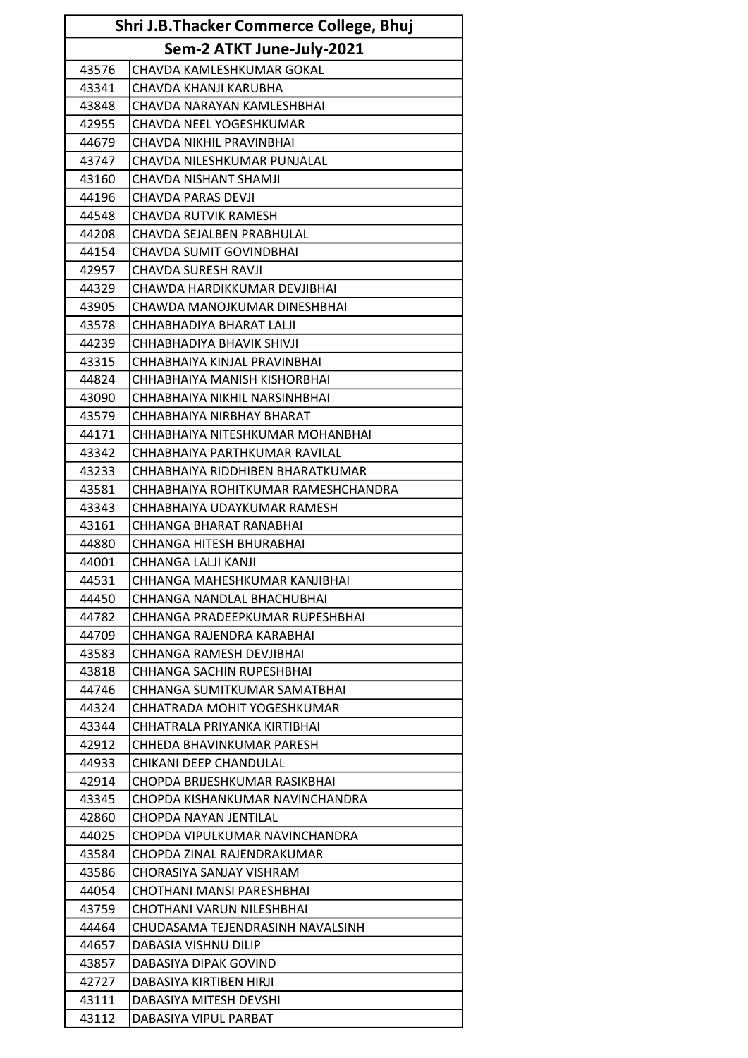| Shri J.B.Thacker Commerce College, Bhuj | |
|---|---|
| Sem-2 ATKT June-July-2021 | |
| 43576 | CHAVDA KAMLESHKUMAR GOKAL |
| 43341 | CHAVDA KHANJI KARUBHA |
| 43848 | CHAVDA NARAYAN KAMLESHBHAI |
| 42955 | CHAVDA NEEL YOGESHKUMAR |
| 44679 | CHAVDA NIKHIL PRAVINBHAI |
| 43747 | CHAVDA NILESHKUMAR PUNJALAL |
| 43160 | CHAVDA NISHANT SHAMJI |
| 44196 | CHAVDA PARAS DEVJI |
| 44548 | CHAVDA RUTVIK RAMESH |
| 44208 | CHAVDA SEJALBEN PRABHULAL |
| 44154 | CHAVDA SUMIT GOVINDBHAI |
| 42957 | CHAVDA SURESH RAVJI |
| 44329 | CHAWDA HARDIKKUMAR DEVJIBHAI |
| 43905 | CHAWDA MANOJKUMAR DINESHBHAI |
| 43578 | CHHABHADIYA BHARAT LALJI |
| 44239 | CHHABHADIYA BHAVIK SHIVJI |
| 43315 | CHHABHAIYA KINJAL PRAVINBHAI |
| 44824 | CHHABHAIYA MANISH KISHORBHAI |
| 43090 | CHHABHAIYA NIKHIL NARSINHBHAI |
| 43579 | CHHABHAIYA NIRBHAY BHARAT |
| 44171 | CHHABHAIYA NITESHKUMAR MOHANBHAI |
| 43342 | CHHABHAIYA PARTHKUMAR RAVILAL |
| 43233 | CHHABHAIYA RIDDHIBEN BHARATKUMAR |
| 43581 | CHHABHAIYA ROHITKUMAR RAMESHCHANDRA |
| 43343 | CHHABHAIYA UDAYKUMAR RAMESH |
| 43161 | CHHANGA BHARAT RANABHAI |
| 44880 | CHHANGA HITESH BHURABHAI |
| 44001 | CHHANGA LALJI KANJI |
| 44531 | CHHANGA MAHESHKUMAR KANJIBHAI |
| 44450 | CHHANGA NANDLAL BHACHUBHAI |
| 44782 | CHHANGA PRADEEPKUMAR RUPESHBHAI |
| 44709 | CHHANGA RAJENDRA KARABHAI |
| 43583 | CHHANGA RAMESH DEVJIBHAI |
| 43818 | CHHANGA SACHIN RUPESHBHAI |
| 44746 | CHHANGA SUMITKUMAR SAMATBHAI |
| 44324 | CHHATRADA MOHIT YOGESHKUMAR |
| 43344 | CHHATRALA PRIYANKA KIRTIBHAI |
| 42912 | CHHEDA BHAVINKUMAR PARESH |
| 44933 | CHIKANI DEEP CHANDULAL |
| 42914 | CHOPDA BRIJESHKUMAR RASIKBHAI |
| 43345 | CHOPDA KISHANKUMAR NAVINCHANDRA |
| 42860 | CHOPDA NAYAN JENTILAL |
| 44025 | CHOPDA VIPULKUMAR NAVINCHANDRA |
| 43584 | CHOPDA ZINAL RAJENDRAKUMAR |
| 43586 | CHORASIYA SANJAY VISHRAM |
| 44054 | CHOTHANI MANSI PARESHBHAI |
| 43759 | CHOTHANI VARUN NILESHBHAI |
| 44464 | CHUDASAMA TEJENDRASINH NAVALSINH |
| 44657 | DABASIA VISHNU DILIP |
| 43857 | DABASIYA DIPAK GOVIND |
| 42727 | DABASIYA KIRTIBEN HIRJI |
| 43111 | DABASIYA MITESH DEVSHI |
| 43112 | DABASIYA VIPUL PARBAT |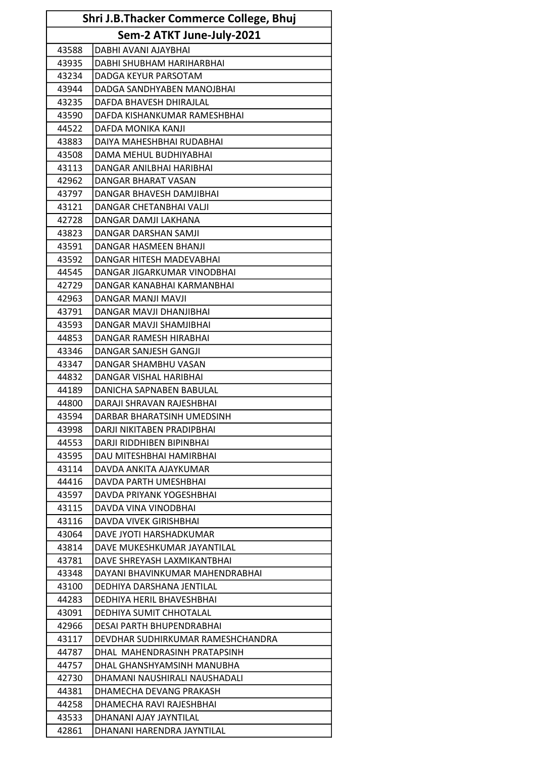| Shri J.B.Thacker Commerce College, Bhuj | |
|---|---|
| Sem-2 ATKT June-July-2021 | |
| 43588 | DABHI AVANI AJAYBHAI |
| 43935 | DABHI SHUBHAM HARIHARBHAI |
| 43234 | DADGA KEYUR PARSOTAM |
| 43944 | DADGA SANDHYABEN MANOJBHAI |
| 43235 | DAFDA BHAVESH DHIRAJLAL |
| 43590 | DAFDA KISHANKUMAR RAMESHBHAI |
| 44522 | DAFDA MONIKA KANJI |
| 43883 | DAIYA MAHESHBHAI RUDABHAI |
| 43508 | DAMA MEHUL BUDHIYABHAI |
| 43113 | DANGAR ANILBHAI HARIBHAI |
| 42962 | DANGAR BHARAT VASAN |
| 43797 | DANGAR BHAVESH DAMJIBHAI |
| 43121 | DANGAR CHETANBHAI VALJI |
| 42728 | DANGAR DAMJI LAKHANA |
| 43823 | DANGAR DARSHAN SAMJI |
| 43591 | DANGAR HASMEEN BHANJI |
| 43592 | DANGAR HITESH MADEVABHAI |
| 44545 | DANGAR JIGARKUMAR VINODBHAI |
| 42729 | DANGAR KANABHAI KARMANBHAI |
| 42963 | DANGAR MANJI MAVJI |
| 43791 | DANGAR MAVJI DHANJIBHAI |
| 43593 | DANGAR MAVJI SHAMJIBHAI |
| 44853 | DANGAR RAMESH HIRABHAI |
| 43346 | DANGAR SANJESH GANGJI |
| 43347 | DANGAR SHAMBHU VASAN |
| 44832 | DANGAR VISHAL HARIBHAI |
| 44189 | DANICHA SAPNABEN BABULAL |
| 44800 | DARAJI SHRAVAN RAJESHBHAI |
| 43594 | DARBAR BHARATSINH UMEDSINH |
| 43998 | DARJI NIKITABEN PRADIPBHAI |
| 44553 | DARJI RIDDHIBEN BIPINBHAI |
| 43595 | DAU MITESHBHAI HAMIRBHAI |
| 43114 | DAVDA ANKITA AJAYKUMAR |
| 44416 | DAVDA PARTH UMESHBHAI |
| 43597 | DAVDA PRIYANK YOGESHBHAI |
| 43115 | DAVDA VINA VINODBHAI |
| 43116 | DAVDA VIVEK GIRISHBHAI |
| 43064 | DAVE JYOTI HARSHADKUMAR |
| 43814 | DAVE MUKESHKUMAR JAYANTILAL |
| 43781 | DAVE SHREYASH LAXMIKANTBHAI |
| 43348 | DAYANI BHAVINKUMAR MAHENDRABHAI |
| 43100 | DEDHIYA DARSHANA JENTILAL |
| 44283 | DEDHIYA HERIL BHAVESHBHAI |
| 43091 | DEDHIYA SUMIT CHHOTALAL |
| 42966 | DESAI PARTH BHUPENDRABHAI |
| 43117 | DEVDHAR SUDHIRKUMAR RAMESHCHANDRA |
| 44787 | DHAL MAHENDRASINH PRATAPSINH |
| 44757 | DHAL GHANSHYAMSINH MANUBHA |
| 42730 | DHAMANI NAUSHIRALI NAUSHADALI |
| 44381 | DHAMECHA DEVANG PRAKASH |
| 44258 | DHAMECHA RAVI RAJESHBHAI |
| 43533 | DHANANI AJAY JAYNTILAL |
| 42861 | DHANANI HARENDRA JAYNTILAL |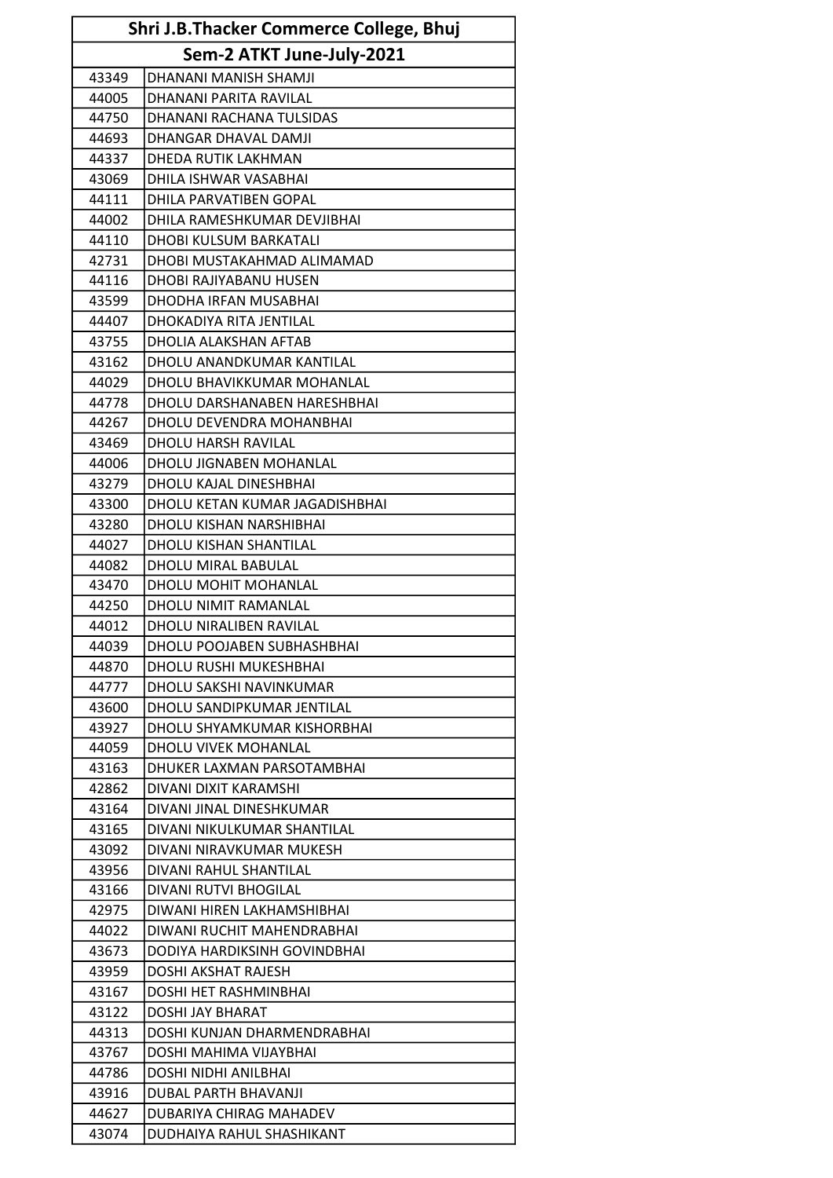| Shri J.B.Thacker Commerce College, Bhuj | |
|---|---|
| Sem-2 ATKT June-July-2021 | |
| 43349 | DHANANI MANISH SHAMJI |
| 44005 | DHANANI PARITA RAVILAL |
| 44750 | DHANANI RACHANA TULSIDAS |
| 44693 | DHANGAR DHAVAL DAMJI |
| 44337 | DHEDA RUTIK LAKHMAN |
| 43069 | DHILA ISHWAR VASABHAI |
| 44111 | DHILA PARVATIBEN GOPAL |
| 44002 | DHILA RAMESHKUMAR DEVJIBHAI |
| 44110 | DHOBI KULSUM BARKATALI |
| 42731 | DHOBI MUSTAKAHMAD ALIMAMAD |
| 44116 | DHOBI RAJIYABANU HUSEN |
| 43599 | DHODHA IRFAN MUSABHAI |
| 44407 | DHOKADIYA RITA JENTILAL |
| 43755 | DHOLIA ALAKSHAN AFTAB |
| 43162 | DHOLU ANANDKUMAR KANTILAL |
| 44029 | DHOLU BHAVIKKUMAR MOHANLAL |
| 44778 | DHOLU DARSHANABEN HARESHBHAI |
| 44267 | DHOLU DEVENDRA MOHANBHAI |
| 43469 | DHOLU HARSH RAVILAL |
| 44006 | DHOLU JIGNABEN MOHANLAL |
| 43279 | DHOLU KAJAL DINESHBHAI |
| 43300 | DHOLU KETAN KUMAR JAGADISHBHAI |
| 43280 | DHOLU KISHAN NARSHIBHAI |
| 44027 | DHOLU KISHAN SHANTILAL |
| 44082 | DHOLU MIRAL BABULAL |
| 43470 | DHOLU MOHIT MOHANLAL |
| 44250 | DHOLU NIMIT RAMANLAL |
| 44012 | DHOLU NIRALIBEN RAVILAL |
| 44039 | DHOLU POOJABEN SUBHASHBHAI |
| 44870 | DHOLU RUSHI MUKESHBHAI |
| 44777 | DHOLU SAKSHI NAVINKUMAR |
| 43600 | DHOLU SANDIPKUMAR JENTILAL |
| 43927 | DHOLU SHYAMKUMAR KISHORBHAI |
| 44059 | DHOLU VIVEK MOHANLAL |
| 43163 | DHUKER LAXMAN PARSOTAMBHAI |
| 42862 | DIVANI DIXIT KARAMSHI |
| 43164 | DIVANI JINAL DINESHKUMAR |
| 43165 | DIVANI NIKULKUMAR SHANTILAL |
| 43092 | DIVANI NIRAVKUMAR MUKESH |
| 43956 | DIVANI RAHUL SHANTILAL |
| 43166 | DIVANI RUTVI BHOGILAL |
| 42975 | DIWANI HIREN LAKHAMSHIBHAI |
| 44022 | DIWANI RUCHIT MAHENDRABHAI |
| 43673 | DODIYA HARDIKSINH GOVINDBHAI |
| 43959 | DOSHI AKSHAT RAJESH |
| 43167 | DOSHI HET RASHMINBHAI |
| 43122 | DOSHI JAY BHARAT |
| 44313 | DOSHI KUNJAN DHARMENDRABHAI |
| 43767 | DOSHI MAHIMA VIJAYBHAI |
| 44786 | DOSHI NIDHI ANILBHAI |
| 43916 | DUBAL PARTH BHAVANJI |
| 44627 | DUBARIYA CHIRAG MAHADEV |
| 43074 | DUDHAIYA RAHUL SHASHIKANT |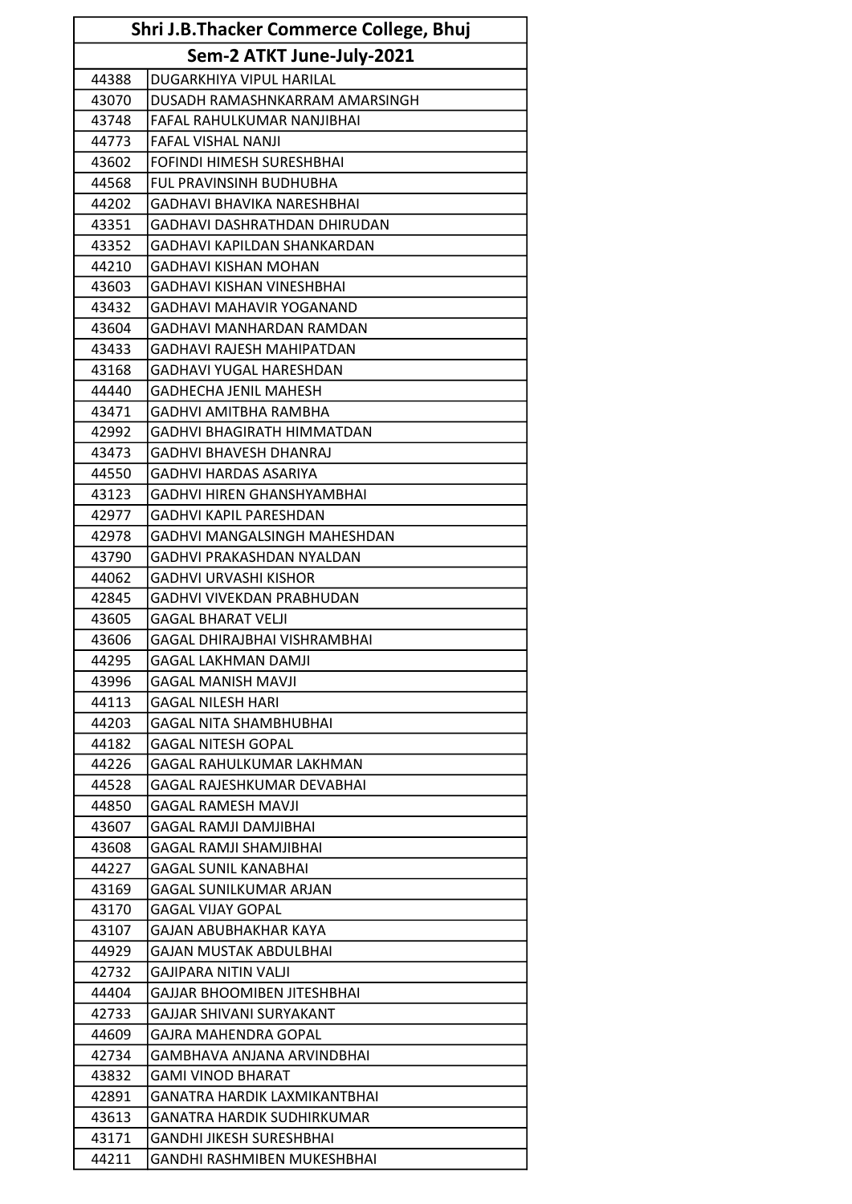| Shri J.B.Thacker Commerce College, Bhuj | |
|---|---|
| Sem-2 ATKT June-July-2021 | |
| 44388 | DUGARKHIYA VIPUL HARILAL |
| 43070 | DUSADH RAMASHNKARRAM AMARSINGH |
| 43748 | FAFAL RAHULKUMAR NANJIBHAI |
| 44773 | FAFAL VISHAL NANJI |
| 43602 | FOFINDI HIMESH SURESHBHAI |
| 44568 | FUL PRAVINSINH BUDHUBHA |
| 44202 | GADHAVI BHAVIKA NARESHBHAI |
| 43351 | GADHAVI DASHRATHDAN DHIRUDAN |
| 43352 | GADHAVI KAPILDAN SHANKARDAN |
| 44210 | GADHAVI KISHAN MOHAN |
| 43603 | GADHAVI KISHAN VINESHBHAI |
| 43432 | GADHAVI MAHAVIR YOGANAND |
| 43604 | GADHAVI MANHARDAN RAMDAN |
| 43433 | GADHAVI RAJESH MAHIPATDAN |
| 43168 | GADHAVI YUGAL HARESHDAN |
| 44440 | GADHECHA JENIL MAHESH |
| 43471 | GADHVI AMITBHA RAMBHA |
| 42992 | GADHVI BHAGIRATH HIMMATDAN |
| 43473 | GADHVI BHAVESH DHANRAJ |
| 44550 | GADHVI HARDAS ASARIYA |
| 43123 | GADHVI HIREN GHANSHYAMBHAI |
| 42977 | GADHVI KAPIL PARESHDAN |
| 42978 | GADHVI MANGALSINGH MAHESHDAN |
| 43790 | GADHVI PRAKASHDAN NYALDAN |
| 44062 | GADHVI URVASHI KISHOR |
| 42845 | GADHVI VIVEKDAN PRABHUDAN |
| 43605 | GAGAL BHARAT VELJI |
| 43606 | GAGAL DHIRAJBHAI VISHRAMBHAI |
| 44295 | GAGAL LAKHMAN DAMJI |
| 43996 | GAGAL MANISH MAVJI |
| 44113 | GAGAL NILESH HARI |
| 44203 | GAGAL NITA SHAMBHUBHAI |
| 44182 | GAGAL NITESH GOPAL |
| 44226 | GAGAL RAHULKUMAR LAKHMAN |
| 44528 | GAGAL RAJESHKUMAR DEVABHAI |
| 44850 | GAGAL RAMESH MAVJI |
| 43607 | GAGAL RAMJI DAMJIBHAI |
| 43608 | GAGAL RAMJI SHAMJIBHAI |
| 44227 | GAGAL SUNIL KANABHAI |
| 43169 | GAGAL SUNILKUMAR ARJAN |
| 43170 | GAGAL VIJAY GOPAL |
| 43107 | GAJAN ABUBHAKHAR KAYA |
| 44929 | GAJAN MUSTAK ABDULBHAI |
| 42732 | GAJIPARA NITIN VALJI |
| 44404 | GAJJAR BHOOMIBEN JITESHBHAI |
| 42733 | GAJJAR SHIVANI SURYAKANT |
| 44609 | GAJRA MAHENDRA GOPAL |
| 42734 | GAMBHAVA ANJANA ARVINDBHAI |
| 43832 | GAMI VINOD BHARAT |
| 42891 | GANATRA HARDIK LAXMIKANTBHAI |
| 43613 | GANATRA HARDIK SUDHIRKUMAR |
| 43171 | GANDHI JIKESH SURESHBHAI |
| 44211 | GANDHI RASHMIBEN MUKESHBHAI |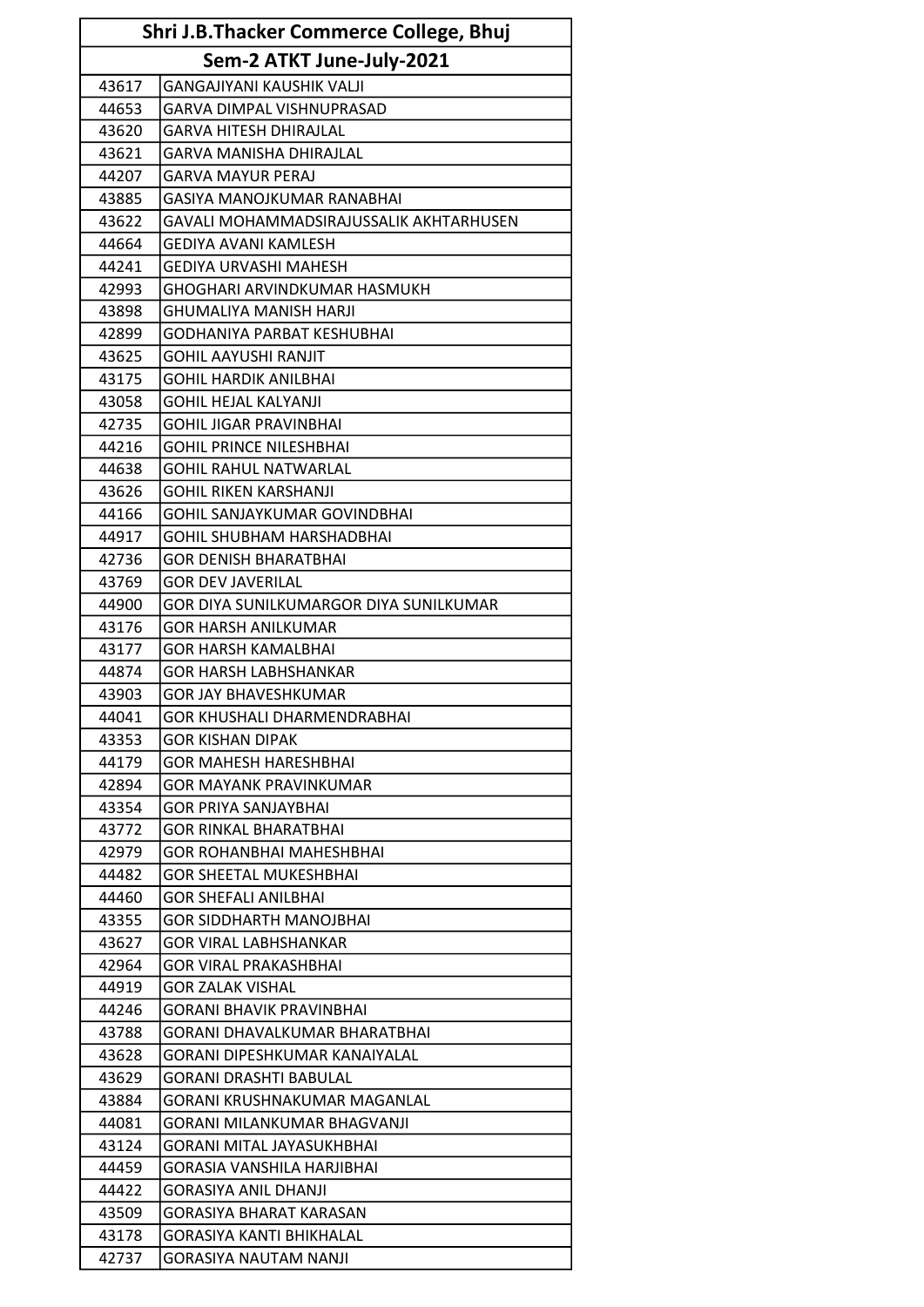| Shri J.B.Thacker Commerce College, Bhuj | |
|---|---|
| Sem-2 ATKT June-July-2021 | |
| 43617 | GANGAJIYANI KAUSHIK VALJI |
| 44653 | GARVA DIMPAL VISHNUPRASAD |
| 43620 | GARVA HITESH DHIRAJLAL |
| 43621 | GARVA MANISHA DHIRAJLAL |
| 44207 | GARVA MAYUR PERAJ |
| 43885 | GASIYA MANOJKUMAR RANABHAI |
| 43622 | GAVALI MOHAMMADSIRAJUSSALIK AKHTARHUSEN |
| 44664 | GEDIYA AVANI KAMLESH |
| 44241 | GEDIYA URVASHI MAHESH |
| 42993 | GHOGHARI ARVINDKUMAR HASMUKH |
| 43898 | GHUMALIYA MANISH HARJI |
| 42899 | GODHANIYA PARBAT KESHUBHAI |
| 43625 | GOHIL AAYUSHI RANJIT |
| 43175 | GOHIL HARDIK ANILBHAI |
| 43058 | GOHIL HEJAL KALYANJI |
| 42735 | GOHIL JIGAR PRAVINBHAI |
| 44216 | GOHIL PRINCE NILESHBHAI |
| 44638 | GOHIL RAHUL NATWARLAL |
| 43626 | GOHIL RIKEN KARSHANJI |
| 44166 | GOHIL SANJAYKUMAR GOVINDBHAI |
| 44917 | GOHIL SHUBHAM HARSHADBHAI |
| 42736 | GOR DENISH BHARATBHAI |
| 43769 | GOR DEV JAVERILAL |
| 44900 | GOR DIYA SUNILKUMARGOR DIYA SUNILKUMAR |
| 43176 | GOR HARSH ANILKUMAR |
| 43177 | GOR HARSH KAMALBHAI |
| 44874 | GOR HARSH LABHSHANKAR |
| 43903 | GOR JAY BHAVESHKUMAR |
| 44041 | GOR KHUSHALI DHARMENDRABHAI |
| 43353 | GOR KISHAN DIPAK |
| 44179 | GOR MAHESH HARESHBHAI |
| 42894 | GOR MAYANK PRAVINKUMAR |
| 43354 | GOR PRIYA SANJAYBHAI |
| 43772 | GOR RINKAL BHARATBHAI |
| 42979 | GOR ROHANBHAI MAHESHBHAI |
| 44482 | GOR SHEETAL MUKESHBHAI |
| 44460 | GOR SHEFALI ANILBHAI |
| 43355 | GOR SIDDHARTH MANOJBHAI |
| 43627 | GOR VIRAL LABHSHANKAR |
| 42964 | GOR VIRAL PRAKASHBHAI |
| 44919 | GOR ZALAK VISHAL |
| 44246 | GORANI BHAVIK PRAVINBHAI |
| 43788 | GORANI DHAVALKUMAR BHARATBHAI |
| 43628 | GORANI DIPESHKUMAR KANAIYALAL |
| 43629 | GORANI DRASHTI BABULAL |
| 43884 | GORANI KRUSHNAKUMAR MAGANLAL |
| 44081 | GORANI MILANKUMAR BHAGVANJI |
| 43124 | GORANI MITAL JAYASUKHBHAI |
| 44459 | GORASIA VANSHILA HARJIBHAI |
| 44422 | GORASIYA ANIL DHANJI |
| 43509 | GORASIYA BHARAT KARASAN |
| 43178 | GORASIYA KANTI BHIKHALAL |
| 42737 | GORASIYA NAUTAM NANJI |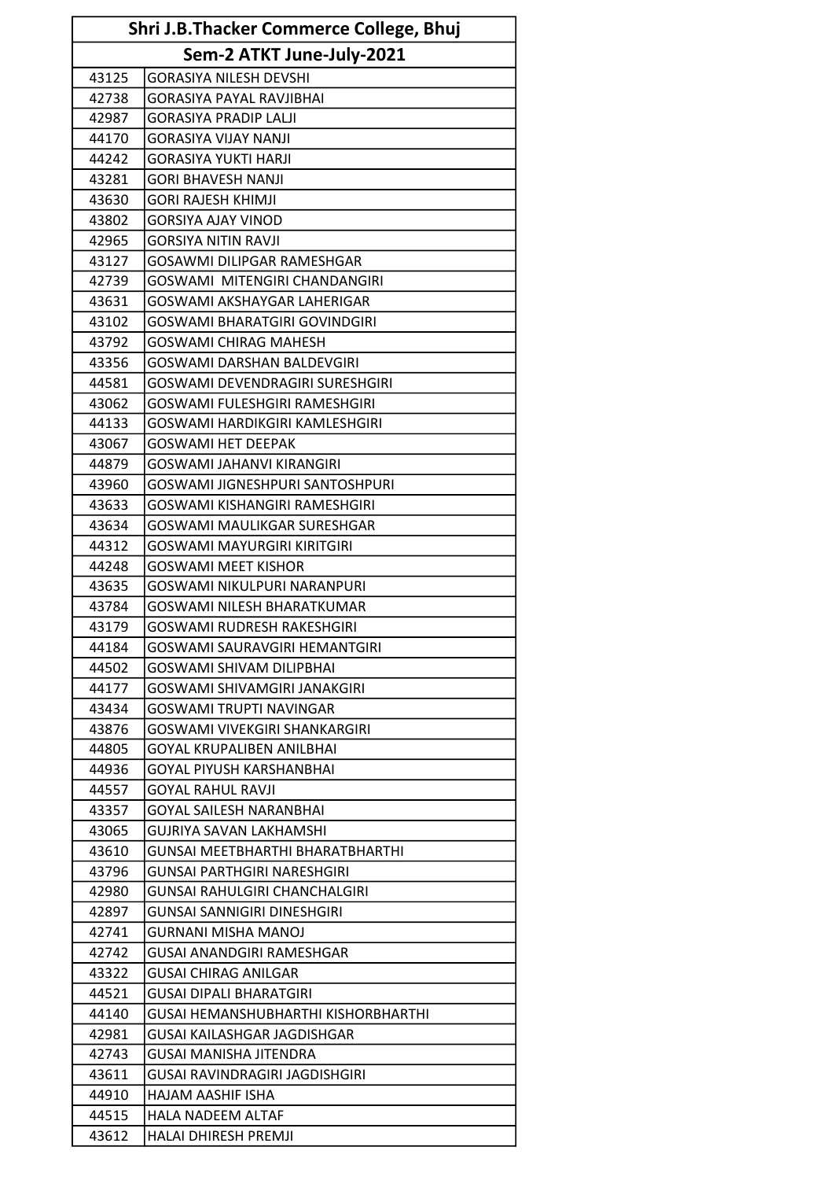| Shri J.B.Thacker Commerce College, Bhuj | |
|---|---|
| Sem-2 ATKT June-July-2021 | |
| 43125 | GORASIYA NILESH DEVSHI |
| 42738 | GORASIYA PAYAL RAVJIBHAI |
| 42987 | GORASIYA PRADIP LALJI |
| 44170 | GORASIYA VIJAY NANJI |
| 44242 | GORASIYA YUKTI HARJI |
| 43281 | GORI BHAVESH NANJI |
| 43630 | GORI RAJESH KHIMJI |
| 43802 | GORSIYA AJAY VINOD |
| 42965 | GORSIYA NITIN RAVJI |
| 43127 | GOSAWMI DILIPGAR RAMESHGAR |
| 42739 | GOSWAMI  MITENGIRI CHANDANGIRI |
| 43631 | GOSWAMI AKSHAYGAR LAHERIGAR |
| 43102 | GOSWAMI BHARATGIRI GOVINDGIRI |
| 43792 | GOSWAMI CHIRAG MAHESH |
| 43356 | GOSWAMI DARSHAN BALDEVGIRI |
| 44581 | GOSWAMI DEVENDRAGIRI SURESHGIRI |
| 43062 | GOSWAMI FULESHGIRI RAMESHGIRI |
| 44133 | GOSWAMI HARDIKGIRI KAMLESHGIRI |
| 43067 | GOSWAMI HET DEEPAK |
| 44879 | GOSWAMI JAHANVI KIRANGIRI |
| 43960 | GOSWAMI JIGNESHPURI SANTOSHPURI |
| 43633 | GOSWAMI KISHANGIRI RAMESHGIRI |
| 43634 | GOSWAMI MAULIKGAR SURESHGAR |
| 44312 | GOSWAMI MAYURGIRI KIRITGIRI |
| 44248 | GOSWAMI MEET KISHOR |
| 43635 | GOSWAMI NIKULPURI NARANPURI |
| 43784 | GOSWAMI NILESH BHARATKUMAR |
| 43179 | GOSWAMI RUDRESH RAKESHGIRI |
| 44184 | GOSWAMI SAURAVGIRI HEMANTGIRI |
| 44502 | GOSWAMI SHIVAM DILIPBHAI |
| 44177 | GOSWAMI SHIVAMGIRI JANAKGIRI |
| 43434 | GOSWAMI TRUPTI NAVINGAR |
| 43876 | GOSWAMI VIVEKGIRI SHANKARGIRI |
| 44805 | GOYAL KRUPALIBEN ANILBHAI |
| 44936 | GOYAL PIYUSH KARSHANBHAI |
| 44557 | GOYAL RAHUL RAVJI |
| 43357 | GOYAL SAILESH NARANBHAI |
| 43065 | GUJRIYA SAVAN LAKHAMSHI |
| 43610 | GUNSAI MEETBHARTHI BHARATBHARTHI |
| 43796 | GUNSAI PARTHGIRI NARESHGIRI |
| 42980 | GUNSAI RAHULGIRI CHANCHALGIRI |
| 42897 | GUNSAI SANNIGIRI DINESHGIRI |
| 42741 | GURNANI MISHA MANOJ |
| 42742 | GUSAI ANANDGIRI RAMESHGAR |
| 43322 | GUSAI CHIRAG ANILGAR |
| 44521 | GUSAI DIPALI BHARATGIRI |
| 44140 | GUSAI HEMANSHUBHARTHI KISHORBHARTHI |
| 42981 | GUSAI KAILASHGAR JAGDISHGAR |
| 42743 | GUSAI MANISHA JITENDRA |
| 43611 | GUSAI RAVINDRAGIRI JAGDISHGIRI |
| 44910 | HAJAM AASHIF ISHA |
| 44515 | HALA NADEEM ALTAF |
| 43612 | HALAI DHIRESH PREMJI |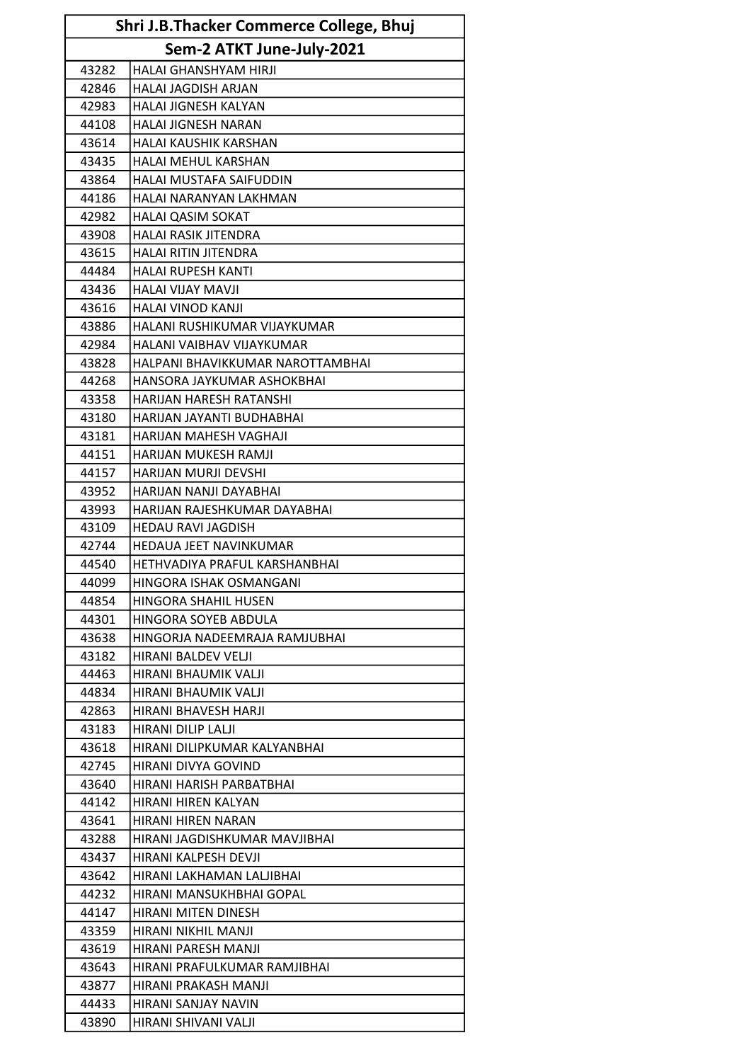| Shri J.B.Thacker Commerce College, Bhuj | |
|---|---|
| Sem-2 ATKT June-July-2021 | |
| 43282 | HALAI GHANSHYAM HIRJI |
| 42846 | HALAI JAGDISH ARJAN |
| 42983 | HALAI JIGNESH KALYAN |
| 44108 | HALAI JIGNESH NARAN |
| 43614 | HALAI KAUSHIK KARSHAN |
| 43435 | HALAI MEHUL KARSHAN |
| 43864 | HALAI MUSTAFA SAIFUDDIN |
| 44186 | HALAI NARANYAN LAKHMAN |
| 42982 | HALAI QASIM SOKAT |
| 43908 | HALAI RASIK JITENDRA |
| 43615 | HALAI RITIN JITENDRA |
| 44484 | HALAI RUPESH KANTI |
| 43436 | HALAI VIJAY MAVJI |
| 43616 | HALAI VINOD KANJI |
| 43886 | HALANI RUSHIKUMAR VIJAYKUMAR |
| 42984 | HALANI VAIBHAV VIJAYKUMAR |
| 43828 | HALPANI BHAVIKKUMAR NAROTTAMBHAI |
| 44268 | HANSORA JAYKUMAR ASHOKBHAI |
| 43358 | HARIJAN HARESH RATANSHI |
| 43180 | HARIJAN JAYANTI BUDHABHAI |
| 43181 | HARIJAN MAHESH VAGHAJI |
| 44151 | HARIJAN MUKESH RAMJI |
| 44157 | HARIJAN MURJI DEVSHI |
| 43952 | HARIJAN NANJI DAYABHAI |
| 43993 | HARIJAN RAJESHKUMAR DAYABHAI |
| 43109 | HEDAU RAVI JAGDISH |
| 42744 | HEDAUA JEET NAVINKUMAR |
| 44540 | HETHVADIYA PRAFUL KARSHANBHAI |
| 44099 | HINGORA ISHAK OSMANGANI |
| 44854 | HINGORA SHAHIL HUSEN |
| 44301 | HINGORA SOYEB ABDULA |
| 43638 | HINGORJA NADEEMRAJA RAMJUBHAI |
| 43182 | HIRANI BALDEV VELJI |
| 44463 | HIRANI BHAUMIK VALJI |
| 44834 | HIRANI BHAUMIK VALJI |
| 42863 | HIRANI BHAVESH HARJI |
| 43183 | HIRANI DILIP LALJI |
| 43618 | HIRANI DILIPKUMAR KALYANBHAI |
| 42745 | HIRANI DIVYA GOVIND |
| 43640 | HIRANI HARISH PARBATBHAI |
| 44142 | HIRANI HIREN KALYAN |
| 43641 | HIRANI HIREN NARAN |
| 43288 | HIRANI JAGDISHKUMAR MAVJIBHAI |
| 43437 | HIRANI KALPESH DEVJI |
| 43642 | HIRANI LAKHAMAN LALJIBHAI |
| 44232 | HIRANI MANSUKHBHAI GOPAL |
| 44147 | HIRANI MITEN DINESH |
| 43359 | HIRANI NIKHIL MANJI |
| 43619 | HIRANI PARESH MANJI |
| 43643 | HIRANI PRAFULKUMAR RAMJIBHAI |
| 43877 | HIRANI PRAKASH MANJI |
| 44433 | HIRANI SANJAY NAVIN |
| 43890 | HIRANI SHIVANI VALJI |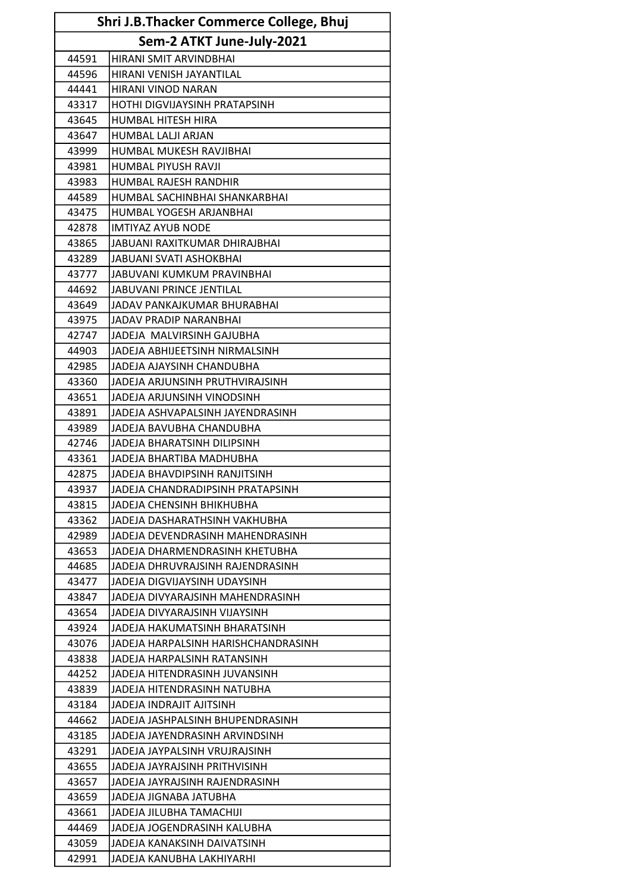| Shri J.B.Thacker Commerce College, Bhuj | |
|---|---|
| Sem-2 ATKT June-July-2021 | |
| 44591 | HIRANI SMIT ARVINDBHAI |
| 44596 | HIRANI VENISH JAYANTILAL |
| 44441 | HIRANI VINOD NARAN |
| 43317 | HOTHI DIGVIJAYSINH PRATAPSINH |
| 43645 | HUMBAL HITESH HIRA |
| 43647 | HUMBAL LALJI ARJAN |
| 43999 | HUMBAL MUKESH RAVJIBHAI |
| 43981 | HUMBAL PIYUSH RAVJI |
| 43983 | HUMBAL RAJESH RANDHIR |
| 44589 | HUMBAL SACHINBHAI SHANKARBHAI |
| 43475 | HUMBAL YOGESH ARJANBHAI |
| 42878 | IMTIYAZ AYUB NODE |
| 43865 | JABUANI RAXITKUMAR DHIRAJBHAI |
| 43289 | JABUANI SVATI ASHOKBHAI |
| 43777 | JABUVANI KUMKUM PRAVINBHAI |
| 44692 | JABUVANI PRINCE JENTILAL |
| 43649 | JADAV PANKAJKUMAR BHURABHAI |
| 43975 | JADAV PRADIP NARANBHAI |
| 42747 | JADEJA  MALVIRSINH GAJUBHA |
| 44903 | JADEJA ABHIJEETSINH NIRMALSINH |
| 42985 | JADEJA AJAYSINH CHANDUBHA |
| 43360 | JADEJA ARJUNSINH PRUTHVIRAJSINH |
| 43651 | JADEJA ARJUNSINH VINODSINH |
| 43891 | JADEJA ASHVAPALSINH JAYENDRASINH |
| 43989 | JADEJA BAVUBHA CHANDUBHA |
| 42746 | JADEJA BHARATSINH DILIPSINH |
| 43361 | JADEJA BHARTIBA MADHUBHA |
| 42875 | JADEJA BHAVDIPSINH RANJITSINH |
| 43937 | JADEJA CHANDRADIPSINH PRATAPSINH |
| 43815 | JADEJA CHENSINH BHIKHUBHA |
| 43362 | JADEJA DASHARATHSINH VAKHUBHA |
| 42989 | JADEJA DEVENDRASINH MAHENDRASINH |
| 43653 | JADEJA DHARMENDRASINH KHETUBHA |
| 44685 | JADEJA DHRUVRAJSINH RAJENDRASINH |
| 43477 | JADEJA DIGVIJAYSINH UDAYSINH |
| 43847 | JADEJA DIVYARAJSINH MAHENDRASINH |
| 43654 | JADEJA DIVYARAJSINH VIJAYSINH |
| 43924 | JADEJA HAKUMATSINH BHARATSINH |
| 43076 | JADEJA HARPALSINH HARISHCHANDRASINH |
| 43838 | JADEJA HARPALSINH RATANSINH |
| 44252 | JADEJA HITENDRASINH JUVANSINH |
| 43839 | JADEJA HITENDRASINH NATUBHA |
| 43184 | JADEJA INDRAJIT AJITSINH |
| 44662 | JADEJA JASHPALSINH BHUPENDRASINH |
| 43185 | JADEJA JAYENDRASINH ARVINDSINH |
| 43291 | JADEJA JAYPALSINH VRUJRAJSINH |
| 43655 | JADEJA JAYRAJSINH PRITHVISINH |
| 43657 | JADEJA JAYRAJSINH RAJENDRASINH |
| 43659 | JADEJA JIGNABA JATUBHA |
| 43661 | JADEJA JILUBHA TAMACHIJI |
| 44469 | JADEJA JOGENDRASINH KALUBHA |
| 43059 | JADEJA KANAKSINH DAIVATSINH |
| 42991 | JADEJA KANUBHA LAKHIYARHI |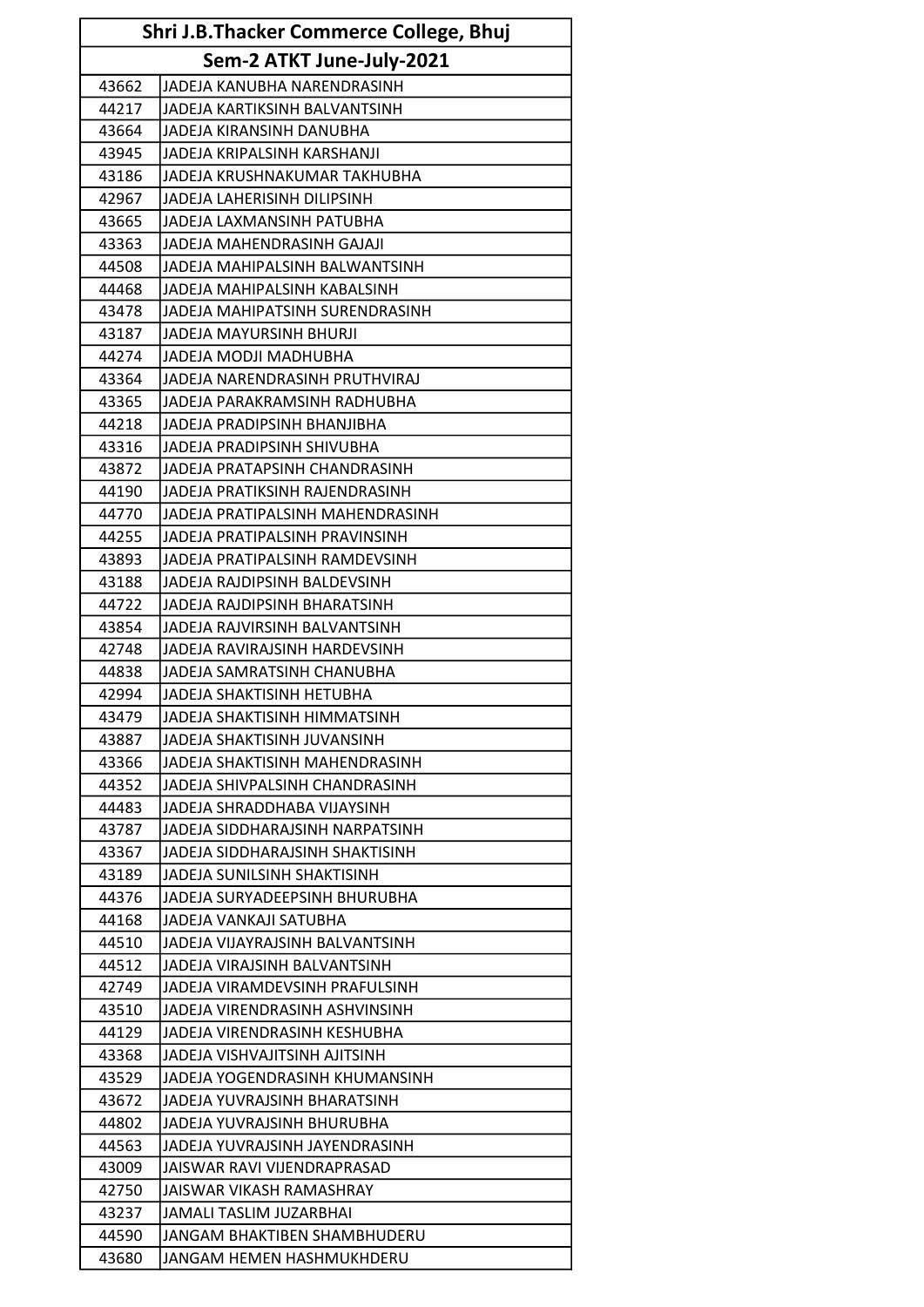| Shri J.B.Thacker Commerce College, Bhuj | |
|---|---|
| Sem-2 ATKT June-July-2021 | |
| 43662 | JADEJA KANUBHA NARENDRASINH |
| 44217 | JADEJA KARTIKSINH BALVANTSINH |
| 43664 | JADEJA KIRANSINH DANUBHA |
| 43945 | JADEJA KRIPALSINH KARSHANJI |
| 43186 | JADEJA KRUSHNAKUMAR TAKHUBHA |
| 42967 | JADEJA LAHERISINH DILIPSINH |
| 43665 | JADEJA LAXMANSINH PATUBHA |
| 43363 | JADEJA MAHENDRASINH GAJAJI |
| 44508 | JADEJA MAHIPALSINH BALWANTSINH |
| 44468 | JADEJA MAHIPALSINH KABALSINH |
| 43478 | JADEJA MAHIPATSINH SURENDRASINH |
| 43187 | JADEJA MAYURSINH BHURJI |
| 44274 | JADEJA MODJI MADHUBHA |
| 43364 | JADEJA NARENDRASINH PRUTHVIRAJ |
| 43365 | JADEJA PARAKRAMSINH RADHUBHA |
| 44218 | JADEJA PRADIPSINH BHANJIBHA |
| 43316 | JADEJA PRADIPSINH SHIVUBHA |
| 43872 | JADEJA PRATAPSINH CHANDRASINH |
| 44190 | JADEJA PRATIKSINH RAJENDRASINH |
| 44770 | JADEJA PRATIPALSINH MAHENDRASINH |
| 44255 | JADEJA PRATIPALSINH PRAVINSINH |
| 43893 | JADEJA PRATIPALSINH RAMDEVSINH |
| 43188 | JADEJA RAJDIPSINH BALDEVSINH |
| 44722 | JADEJA RAJDIPSINH BHARATSINH |
| 43854 | JADEJA RAJVIRSINH BALVANTSINH |
| 42748 | JADEJA RAVIRAJSINH HARDEVSINH |
| 44838 | JADEJA SAMRATSINH CHANUBHA |
| 42994 | JADEJA SHAKTISINH HETUBHA |
| 43479 | JADEJA SHAKTISINH HIMMATSINH |
| 43887 | JADEJA SHAKTISINH JUVANSINH |
| 43366 | JADEJA SHAKTISINH MAHENDRASINH |
| 44352 | JADEJA SHIVPALSINH CHANDRASINH |
| 44483 | JADEJA SHRADDHABA VIJAYSINH |
| 43787 | JADEJA SIDDHARAJSINH NARPATSINH |
| 43367 | JADEJA SIDDHARAJSINH SHAKTISINH |
| 43189 | JADEJA SUNILSINH SHAKTISINH |
| 44376 | JADEJA SURYADEEPSINH BHURUBHA |
| 44168 | JADEJA VANKAJI SATUBHA |
| 44510 | JADEJA VIJAYRAJSINH BALVANTSINH |
| 44512 | JADEJA VIRAJSINH BALVANTSINH |
| 42749 | JADEJA VIRAMDEVSINH PRAFULSINH |
| 43510 | JADEJA VIRENDRASINH ASHVINSINH |
| 44129 | JADEJA VIRENDRASINH KESHUBHA |
| 43368 | JADEJA VISHVAJITSINH AJITSINH |
| 43529 | JADEJA YOGENDRASINH KHUMANSINH |
| 43672 | JADEJA YUVRAJSINH BHARATSINH |
| 44802 | JADEJA YUVRAJSINH BHURUBHA |
| 44563 | JADEJA YUVRAJSINH JAYENDRASINH |
| 43009 | JAISWAR RAVI VIJENDRAPRASAD |
| 42750 | JAISWAR VIKASH RAMASHRAY |
| 43237 | JAMALI TASLIM JUZARBHAI |
| 44590 | JANGAM BHAKTIBEN SHAMBHUDERU |
| 43680 | JANGAM HEMEN HASHMUKHDERU |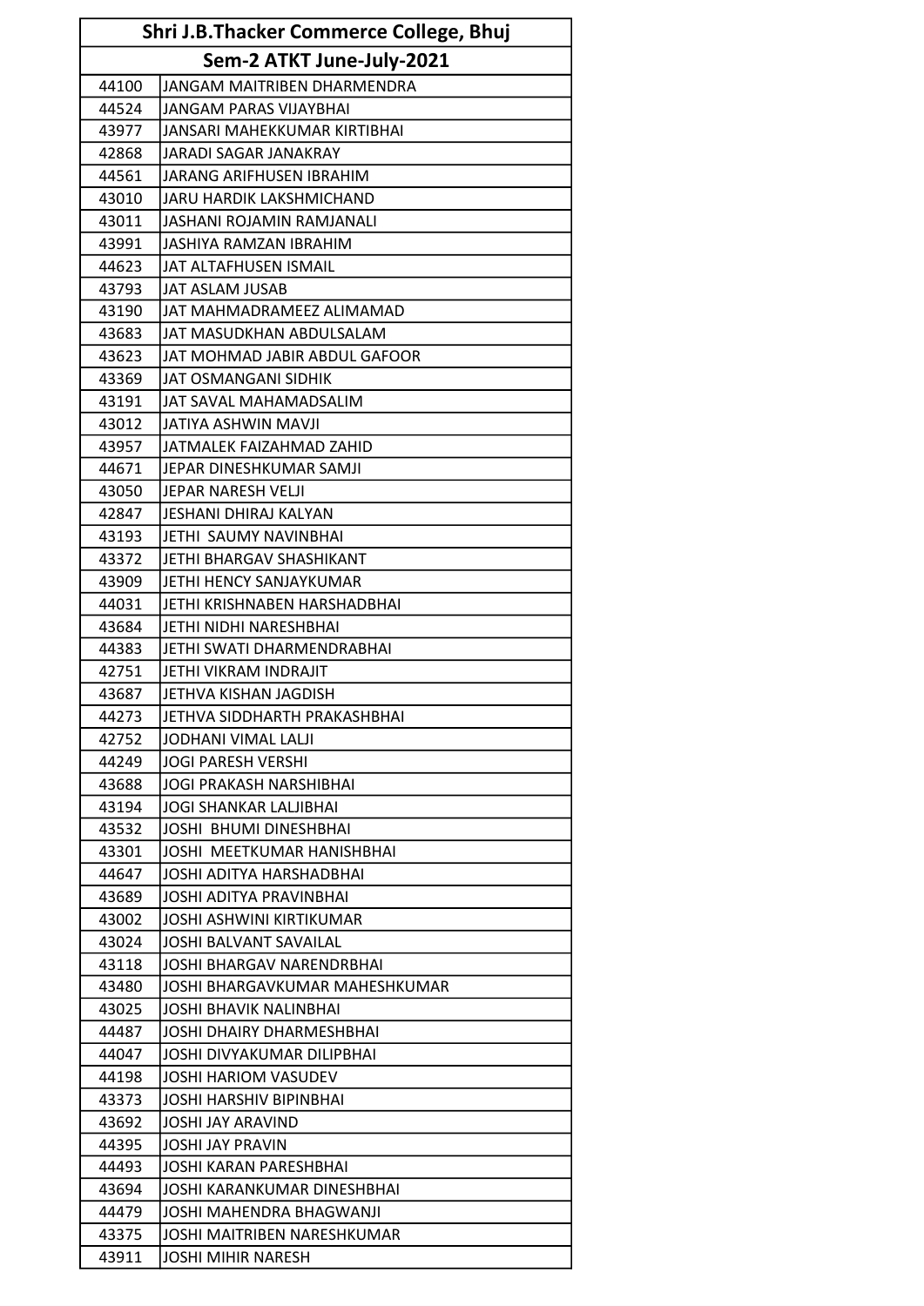| Shri J.B.Thacker Commerce College, Bhuj | |
|---|---|
| Sem-2 ATKT June-July-2021 | |
| 44100 | JANGAM MAITRIBEN DHARMENDRA |
| 44524 | JANGAM PARAS VIJAYBHAI |
| 43977 | JANSARI MAHEKKUMAR KIRTIBHAI |
| 42868 | JARADI SAGAR JANAKRAY |
| 44561 | JARANG ARIFHUSEN IBRAHIM |
| 43010 | JARU HARDIK LAKSHMICHAND |
| 43011 | JASHANI ROJAMIN RAMJANALI |
| 43991 | JASHIYA RAMZAN IBRAHIM |
| 44623 | JAT ALTAFHUSEN ISMAIL |
| 43793 | JAT ASLAM JUSAB |
| 43190 | JAT MAHMADRAMEEZ ALIMAMAD |
| 43683 | JAT MASUDKHAN ABDULSALAM |
| 43623 | JAT MOHMAD JABIR ABDUL GAFOOR |
| 43369 | JAT OSMANGANI SIDHIK |
| 43191 | JAT SAVAL MAHAMADSALIM |
| 43012 | JATIYA ASHWIN MAVJI |
| 43957 | JATMALEK FAIZAHMAD ZAHID |
| 44671 | JEPAR DINESHKUMAR SAMJI |
| 43050 | JEPAR NARESH VELJI |
| 42847 | JESHANI DHIRAJ KALYAN |
| 43193 | JETHI SAUMY NAVINBHAI |
| 43372 | JETHI BHARGAV SHASHIKANT |
| 43909 | JETHI HENCY SANJAYKUMAR |
| 44031 | JETHI KRISHNABEN HARSHADBHAI |
| 43684 | JETHI NIDHI NARESHBHAI |
| 44383 | JETHI SWATI DHARMENDRABHAI |
| 42751 | JETHI VIKRAM INDRAJIT |
| 43687 | JETHVA KISHAN JAGDISH |
| 44273 | JETHVA SIDDHARTH PRAKASHBHAI |
| 42752 | JODHANI VIMAL LALJI |
| 44249 | JOGI PARESH VERSHI |
| 43688 | JOGI PRAKASH NARSHIBHAI |
| 43194 | JOGI SHANKAR LALJIBHAI |
| 43532 | JOSHI BHUMI DINESHBHAI |
| 43301 | JOSHI MEETKUMAR HANISHBHAI |
| 44647 | JOSHI ADITYA HARSHADBHAI |
| 43689 | JOSHI ADITYA PRAVINBHAI |
| 43002 | JOSHI ASHWINI KIRTIKUMAR |
| 43024 | JOSHI BALVANT SAVAILAL |
| 43118 | JOSHI BHARGAV NARENDRBHAI |
| 43480 | JOSHI BHARGAVKUMAR MAHESHKUMAR |
| 43025 | JOSHI BHAVIK NALINBHAI |
| 44487 | JOSHI DHAIRY DHARMESHBHAI |
| 44047 | JOSHI DIVYAKUMAR DILIPBHAI |
| 44198 | JOSHI HARIOM VASUDEV |
| 43373 | JOSHI HARSHIV BIPINBHAI |
| 43692 | JOSHI JAY ARAVIND |
| 44395 | JOSHI JAY PRAVIN |
| 44493 | JOSHI KARAN PARESHBHAI |
| 43694 | JOSHI KARANKUMAR DINESHBHAI |
| 44479 | JOSHI MAHENDRA BHAGWANJI |
| 43375 | JOSHI MAITRIBEN NARESHKUMAR |
| 43911 | JOSHI MIHIR NARESH |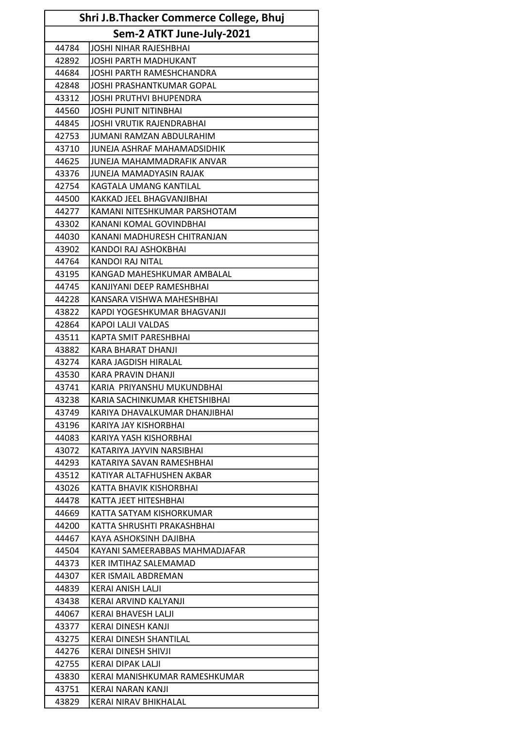| Shri J.B.Thacker Commerce College, Bhuj | |
|---|---|
| Sem-2 ATKT June-July-2021 | |
| 44784 | JOSHI NIHAR RAJESHBHAI |
| 42892 | JOSHI PARTH MADHUKANT |
| 44684 | JOSHI PARTH RAMESHCHANDRA |
| 42848 | JOSHI PRASHANTKUMAR GOPAL |
| 43312 | JOSHI PRUTHVI BHUPENDRA |
| 44560 | JOSHI PUNIT NITINBHAI |
| 44845 | JOSHI VRUTIK RAJENDRABHAI |
| 42753 | JUMANI RAMZAN ABDULRAHIM |
| 43710 | JUNEJA ASHRAF MAHAMADSIDHIK |
| 44625 | JUNEJA MAHAMMADRAFIK ANVAR |
| 43376 | JUNEJA MAMADYASIN RAJAK |
| 42754 | KAGTALA UMANG KANTILAL |
| 44500 | KAKKAD JEEL BHAGVANJIBHAI |
| 44277 | KAMANI NITESHKUMAR PARSHOTAM |
| 43302 | KANANI KOMAL GOVINDBHAI |
| 44030 | KANANI MADHURESH CHITRANJAN |
| 43902 | KANDOI RAJ ASHOKBHAI |
| 44764 | KANDOI RAJ NITAL |
| 43195 | KANGAD MAHESHKUMAR AMBALAL |
| 44745 | KANJIYANI DEEP RAMESHBHAI |
| 44228 | KANSARA VISHWA MAHESHBHAI |
| 43822 | KAPDI YOGESHKUMAR BHAGVANJI |
| 42864 | KAPOI LALJI VALDAS |
| 43511 | KAPTA SMIT PARESHBHAI |
| 43882 | KARA BHARAT DHANJI |
| 43274 | KARA JAGDISH HIRALAL |
| 43530 | KARA PRAVIN DHANJI |
| 43741 | KARIA  PRIYANSHU MUKUNDBHAI |
| 43238 | KARIA SACHINKUMAR KHETSHIBHAI |
| 43749 | KARIYA DHAVALKUMAR DHANJIBHAI |
| 43196 | KARIYA JAY KISHORBHAI |
| 44083 | KARIYA YASH KISHORBHAI |
| 43072 | KATARIYA JAYVIN NARSIBHAI |
| 44293 | KATARIYA SAVAN RAMESHBHAI |
| 43512 | KATIYAR ALTAFHUSHEN AKBAR |
| 43026 | KATTA BHAVIK KISHORBHAI |
| 44478 | KATTA JEET HITESHBHAI |
| 44669 | KATTA SATYAM KISHORKUMAR |
| 44200 | KATTA SHRUSHTI PRAKASHBHAI |
| 44467 | KAYA ASHOKSINH DAJIBHA |
| 44504 | KAYANI SAMEERABBAS MAHMADJAFAR |
| 44373 | KER IMTIHAZ SALEMAMAD |
| 44307 | KER ISMAIL ABDREMAN |
| 44839 | KERAI ANISH LALJI |
| 43438 | KERAI ARVIND KALYANJI |
| 44067 | KERAI BHAVESH LALJI |
| 43377 | KERAI DINESH KANJI |
| 43275 | KERAI DINESH SHANTILAL |
| 44276 | KERAI DINESH SHIVJI |
| 42755 | KERAI DIPAK LALJI |
| 43830 | KERAI MANISHKUMAR RAMESHKUMAR |
| 43751 | KERAI NARAN KANJI |
| 43829 | KERAI NIRAV BHIKHALAL |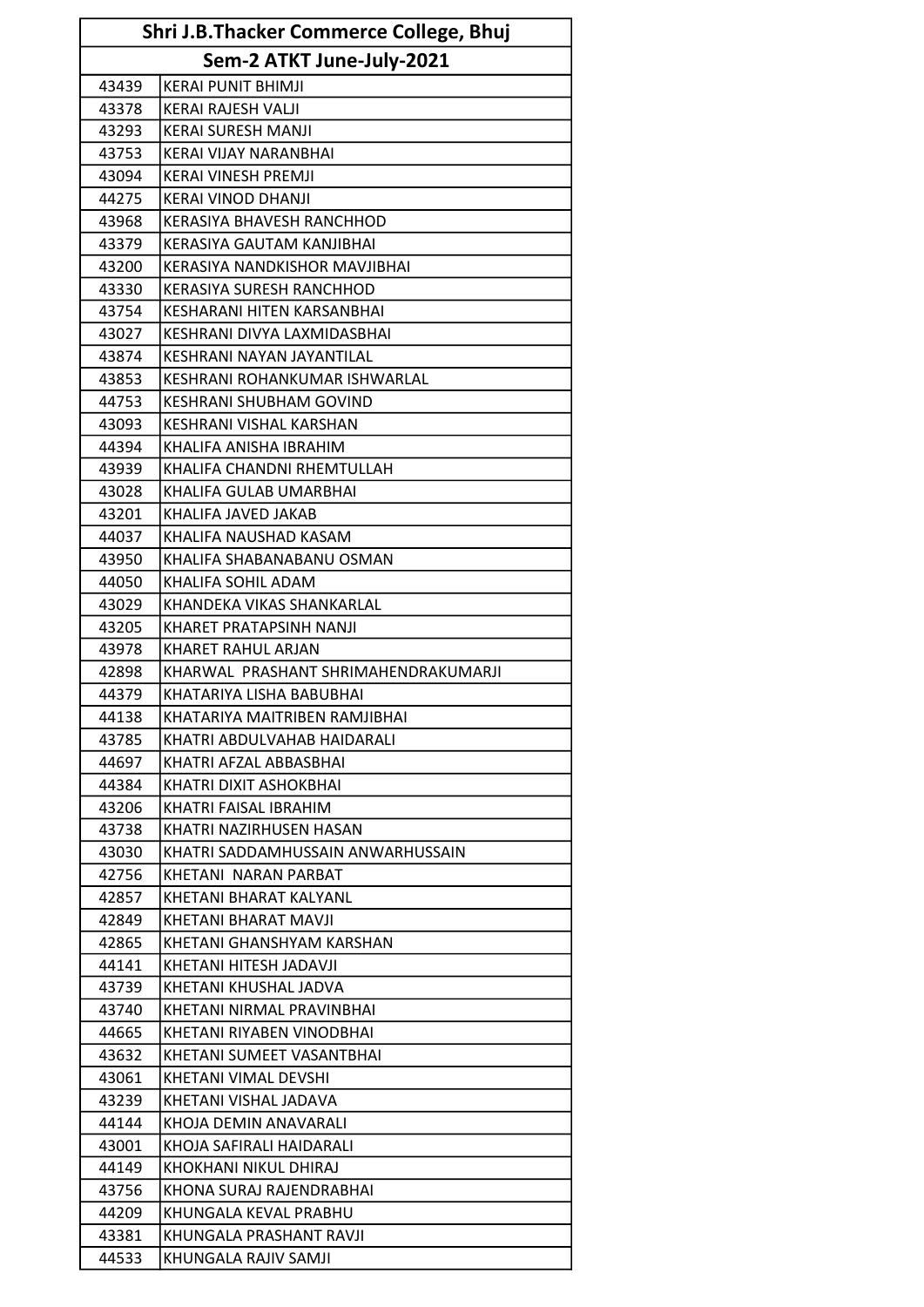| Shri J.B.Thacker Commerce College, Bhuj | |
|---|---|
| Sem-2 ATKT June-July-2021 | |
| 43439 | KERAI PUNIT BHIMJI |
| 43378 | KERAI RAJESH VALJI |
| 43293 | KERAI SURESH MANJI |
| 43753 | KERAI VIJAY NARANBHAI |
| 43094 | KERAI VINESH PREMJI |
| 44275 | KERAI VINOD DHANJI |
| 43968 | KERASIYA BHAVESH RANCHHOD |
| 43379 | KERASIYA GAUTAM KANJIBHAI |
| 43200 | KERASIYA NANDKISHOR MAVJIBHAI |
| 43330 | KERASIYA SURESH RANCHHOD |
| 43754 | KESHARANI HITEN KARSANBHAI |
| 43027 | KESHRANI DIVYA LAXMIDASBHAI |
| 43874 | KESHRANI NAYAN JAYANTILAL |
| 43853 | KESHRANI ROHANKUMAR ISHWARLAL |
| 44753 | KESHRANI SHUBHAM GOVIND |
| 43093 | KESHRANI VISHAL KARSHAN |
| 44394 | KHALIFA ANISHA IBRAHIM |
| 43939 | KHALIFA CHANDNI RHEMTULLAH |
| 43028 | KHALIFA GULAB UMARBHAI |
| 43201 | KHALIFA JAVED JAKAB |
| 44037 | KHALIFA NAUSHAD KASAM |
| 43950 | KHALIFA SHABANABANU OSMAN |
| 44050 | KHALIFA SOHIL ADAM |
| 43029 | KHANDEKA VIKAS SHANKARLAL |
| 43205 | KHARET PRATAPSINH NANJI |
| 43978 | KHARET RAHUL ARJAN |
| 42898 | KHARWAL PRASHANT SHRIMAHENDRAKUMARJI |
| 44379 | KHATARIYA LISHA BABUBHAI |
| 44138 | KHATARIYA MAITRIBEN RAMJIBHAI |
| 43785 | KHATRI ABDULVAHAB HAIDARALI |
| 44697 | KHATRI AFZAL ABBASBHAI |
| 44384 | KHATRI DIXIT ASHOKBHAI |
| 43206 | KHATRI FAISAL IBRAHIM |
| 43738 | KHATRI NAZIRHUSEN HASAN |
| 43030 | KHATRI SADDAMHUSSAIN ANWARHUSSAIN |
| 42756 | KHETANI NARAN PARBAT |
| 42857 | KHETANI BHARAT KALYANL |
| 42849 | KHETANI BHARAT MAVJI |
| 42865 | KHETANI GHANSHYAM KARSHAN |
| 44141 | KHETANI HITESH JADAVJI |
| 43739 | KHETANI KHUSHAL JADVA |
| 43740 | KHETANI NIRMAL PRAVINBHAI |
| 44665 | KHETANI RIYABEN VINODBHAI |
| 43632 | KHETANI SUMEET VASANTBHAI |
| 43061 | KHETANI VIMAL DEVSHI |
| 43239 | KHETANI VISHAL JADAVA |
| 44144 | KHOJA DEMIN ANAVARALI |
| 43001 | KHOJA SAFIRALI HAIDARALI |
| 44149 | KHOKHANI NIKUL DHIRAJ |
| 43756 | KHONA SURAJ RAJENDRABHAI |
| 44209 | KHUNGALA KEVAL PRABHU |
| 43381 | KHUNGALA PRASHANT RAVJI |
| 44533 | KHUNGALA RAJIV SAMJI |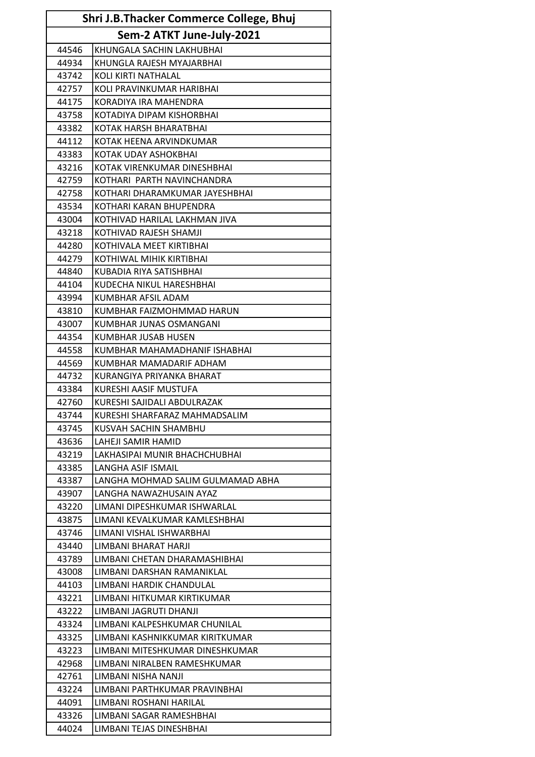| Shri J.B.Thacker Commerce College, Bhuj | |
|---|---|
| Sem-2 ATKT June-July-2021 | |
| 44546 | KHUNGALA SACHIN LAKHUBHAI |
| 44934 | KHUNGLA RAJESH MYAJARBHAI |
| 43742 | KOLI KIRTI NATHALAL |
| 42757 | KOLI PRAVINKUMAR HARIBHAI |
| 44175 | KORADIYA IRA MAHENDRA |
| 43758 | KOTADIYA DIPAM KISHORBHAI |
| 43382 | KOTAK HARSH BHARATBHAI |
| 44112 | KOTAK HEENA ARVINDKUMAR |
| 43383 | KOTAK UDAY ASHOKBHAI |
| 43216 | KOTAK VIRENKUMAR DINESHBHAI |
| 42759 | KOTHARI  PARTH NAVINCHANDRA |
| 42758 | KOTHARI DHARAMKUMAR JAYESHBHAI |
| 43534 | KOTHARI KARAN BHUPENDRA |
| 43004 | KOTHIVAD HARILAL LAKHMAN JIVA |
| 43218 | KOTHIVAD RAJESH SHAMJI |
| 44280 | KOTHIVALA MEET KIRTIBHAI |
| 44279 | KOTHIWAL MIHIK KIRTIBHAI |
| 44840 | KUBADIA RIYA SATISHBHAI |
| 44104 | KUDECHA NIKUL HARESHBHAI |
| 43994 | KUMBHAR AFSIL ADAM |
| 43810 | KUMBHAR FAIZMOHMMAD HARUN |
| 43007 | KUMBHAR JUNAS OSMANGANI |
| 44354 | KUMBHAR JUSAB HUSEN |
| 44558 | KUMBHAR MAHAMADHANIF ISHABHAI |
| 44569 | KUMBHAR MAMADARIF ADHAM |
| 44732 | KURANGIYA PRIYANKA BHARAT |
| 43384 | KURESHI AASIF MUSTUFA |
| 42760 | KURESHI SAJIDALI ABDULRAZAK |
| 43744 | KURESHI SHARFARAZ MAHMADSALIM |
| 43745 | KUSVAH SACHIN SHAMBHU |
| 43636 | LAHEJI SAMIR HAMID |
| 43219 | LAKHASIPAI MUNIR BHACHCHUBHAI |
| 43385 | LANGHA ASIF ISMAIL |
| 43387 | LANGHA MOHMAD SALIM GULMAMAD ABHA |
| 43907 | LANGHA NAWAZHUSAIN AYAZ |
| 43220 | LIMANI DIPESHKUMAR ISHWARLAL |
| 43875 | LIMANI KEVALKUMAR KAMLESHBHAI |
| 43746 | LIMANI VISHAL ISHWARBHAI |
| 43440 | LIMBANI BHARAT HARJI |
| 43789 | LIMBANI CHETAN DHARAMASHIBHAI |
| 43008 | LIMBANI DARSHAN RAMANIKLAL |
| 44103 | LIMBANI HARDIK CHANDULAL |
| 43221 | LIMBANI HITKUMAR KIRTIKUMAR |
| 43222 | LIMBANI JAGRUTI DHANJI |
| 43324 | LIMBANI KALPESHKUMAR CHUNILAL |
| 43325 | LIMBANI KASHNIKKUMAR KIRITKUMAR |
| 43223 | LIMBANI MITESHKUMAR DINESHKUMAR |
| 42968 | LIMBANI NIRALBEN RAMESHKUMAR |
| 42761 | LIMBANI NISHA NANJI |
| 43224 | LIMBANI PARTHKUMAR PRAVINBHAI |
| 44091 | LIMBANI ROSHANI HARILAL |
| 43326 | LIMBANI SAGAR RAMESHBHAI |
| 44024 | LIMBANI TEJAS DINESHBHAI |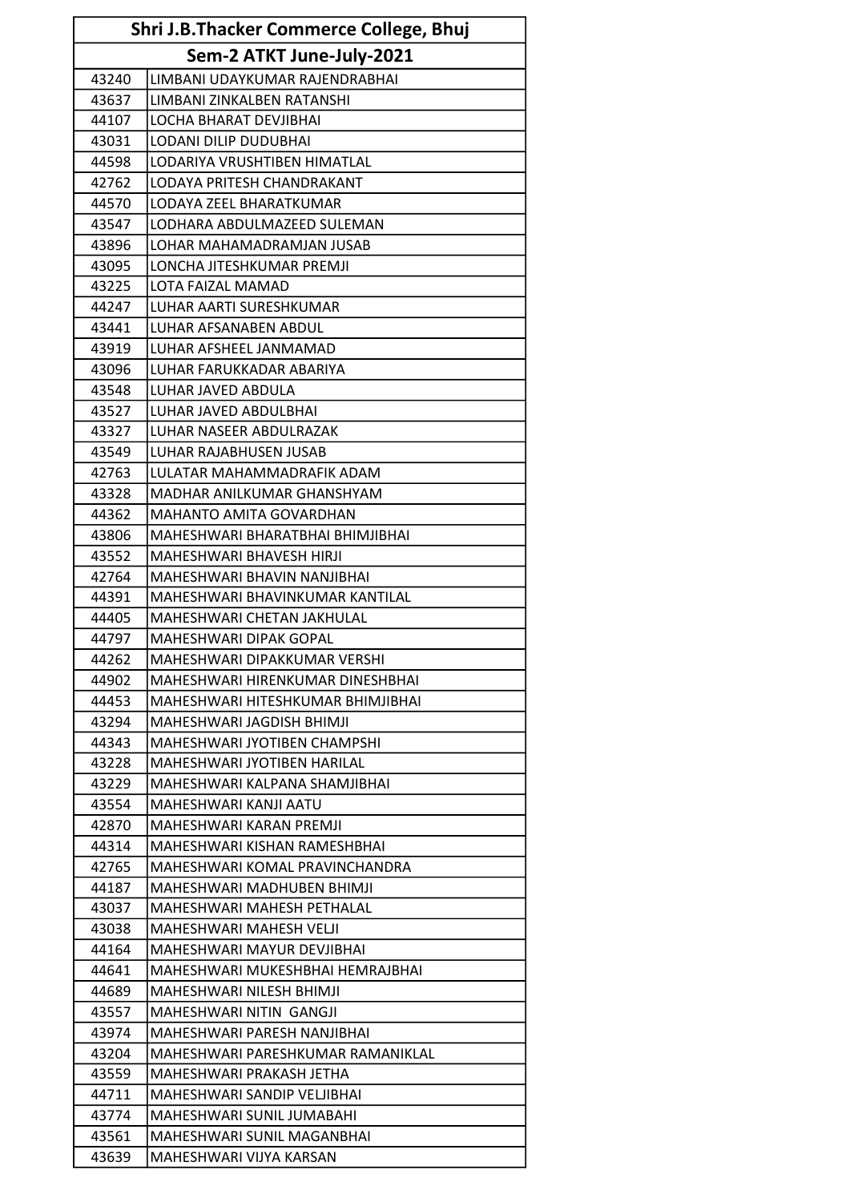| Shri J.B.Thacker Commerce College, Bhuj | |
|---|---|
| Sem-2 ATKT June-July-2021 | |
| 43240 | LIMBANI UDAYKUMAR RAJENDRABHAI |
| 43637 | LIMBANI ZINKALBEN RATANSHI |
| 44107 | LOCHA BHARAT DEVJIBHAI |
| 43031 | LODANI DILIP DUDUBHAI |
| 44598 | LODARIYA VRUSHTIBEN HIMATLAL |
| 42762 | LODAYA PRITESH CHANDRAKANT |
| 44570 | LODAYA ZEEL BHARATKUMAR |
| 43547 | LODHARA ABDULMAZEED SULEMAN |
| 43896 | LOHAR MAHAMADRAMJAN JUSAB |
| 43095 | LONCHA JITESHKUMAR PREMJI |
| 43225 | LOTA FAIZAL MAMAD |
| 44247 | LUHAR AARTI SURESHKUMAR |
| 43441 | LUHAR AFSANABEN ABDUL |
| 43919 | LUHAR AFSHEEL JANMAMAD |
| 43096 | LUHAR FARUKKADAR ABARIYA |
| 43548 | LUHAR JAVED ABDULA |
| 43527 | LUHAR JAVED ABDULBHAI |
| 43327 | LUHAR NASEER ABDULRAZAK |
| 43549 | LUHAR RAJABHUSEN JUSAB |
| 42763 | LULATAR MAHAMMADRAFIK ADAM |
| 43328 | MADHAR ANILKUMAR GHANSHYAM |
| 44362 | MAHANTO AMITA GOVARDHAN |
| 43806 | MAHESHWARI BHARATBHAI BHIMJIBHAI |
| 43552 | MAHESHWARI BHAVESH HIRJI |
| 42764 | MAHESHWARI BHAVIN NANJIBHAI |
| 44391 | MAHESHWARI BHAVINKUMAR KANTILAL |
| 44405 | MAHESHWARI CHETAN JAKHULAL |
| 44797 | MAHESHWARI DIPAK GOPAL |
| 44262 | MAHESHWARI DIPAKKUMAR VERSHI |
| 44902 | MAHESHWARI HIRENKUMAR DINESHBHAI |
| 44453 | MAHESHWARI HITESHKUMAR BHIMJIBHAI |
| 43294 | MAHESHWARI JAGDISH BHIMJI |
| 44343 | MAHESHWARI JYOTIBEN CHAMPSHI |
| 43228 | MAHESHWARI JYOTIBEN HARILAL |
| 43229 | MAHESHWARI KALPANA SHAMJIBHAI |
| 43554 | MAHESHWARI KANJI AATU |
| 42870 | MAHESHWARI KARAN PREMJI |
| 44314 | MAHESHWARI KISHAN RAMESHBHAI |
| 42765 | MAHESHWARI KOMAL PRAVINCHANDRA |
| 44187 | MAHESHWARI MADHUBEN BHIMJI |
| 43037 | MAHESHWARI MAHESH PETHALAL |
| 43038 | MAHESHWARI MAHESH VELJI |
| 44164 | MAHESHWARI MAYUR DEVJIBHAI |
| 44641 | MAHESHWARI MUKESHBHAI HEMRAJBHAI |
| 44689 | MAHESHWARI NILESH BHIMJI |
| 43557 | MAHESHWARI NITIN GANGJI |
| 43974 | MAHESHWARI PARESH NANJIBHAI |
| 43204 | MAHESHWARI PARESHKUMAR RAMANIKLAL |
| 43559 | MAHESHWARI PRAKASH JETHA |
| 44711 | MAHESHWARI SANDIP VELJIBHAI |
| 43774 | MAHESHWARI SUNIL JUMABAHI |
| 43561 | MAHESHWARI SUNIL MAGANBHAI |
| 43639 | MAHESHWARI VIJYA KARSAN |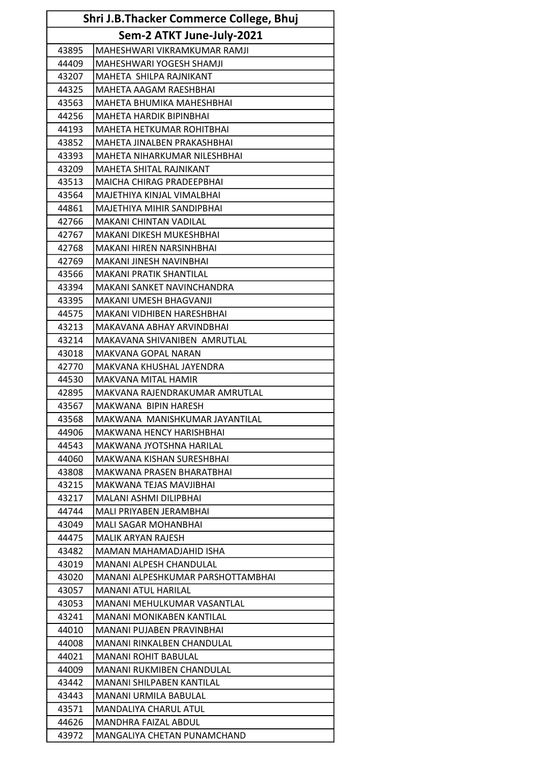| Shri J.B.Thacker Commerce College, Bhuj | |
|---|---|
| Sem-2 ATKT June-July-2021 | |
| 43895 | MAHESHWARI VIKRAMKUMAR RAMJI |
| 44409 | MAHESHWARI YOGESH SHAMJI |
| 43207 | MAHETA  SHILPA RAJNIKANT |
| 44325 | MAHETA AAGAM RAESHBHAI |
| 43563 | MAHETA BHUMIKA MAHESHBHAI |
| 44256 | MAHETA HARDIK BIPINBHAI |
| 44193 | MAHETA HETKUMAR ROHITBHAI |
| 43852 | MAHETA JINALBEN PRAKASHBHAI |
| 43393 | MAHETA NIHARKUMAR NILESHBHAI |
| 43209 | MAHETA SHITAL RAJNIKANT |
| 43513 | MAICHA CHIRAG PRADEEPBHAI |
| 43564 | MAJETHIYA KINJAL VIMALBHAI |
| 44861 | MAJETHIYA MIHIR SANDIPBHAI |
| 42766 | MAKANI CHINTAN VADILAL |
| 42767 | MAKANI DIKESH MUKESHBHAI |
| 42768 | MAKANI HIREN NARSINHBHAI |
| 42769 | MAKANI JINESH NAVINBHAI |
| 43566 | MAKANI PRATIK SHANTILAL |
| 43394 | MAKANI SANKET NAVINCHANDRA |
| 43395 | MAKANI UMESH BHAGVANJI |
| 44575 | MAKANI VIDHIBEN HARESHBHAI |
| 43213 | MAKAVANA ABHAY ARVINDBHAI |
| 43214 | MAKAVANA SHIVANIBEN  AMRUTLAL |
| 43018 | MAKVANA GOPAL NARAN |
| 42770 | MAKVANA KHUSHAL JAYENDRA |
| 44530 | MAKVANA MITAL HAMIR |
| 42895 | MAKVANA RAJENDRAKUMAR AMRUTLAL |
| 43567 | MAKWANA  BIPIN HARESH |
| 43568 | MAKWANA  MANISHKUMAR JAYANTILAL |
| 44906 | MAKWANA HENCY HARISHBHAI |
| 44543 | MAKWANA JYOTSHNA HARILAL |
| 44060 | MAKWANA KISHAN SURESHBHAI |
| 43808 | MAKWANA PRASEN BHARATBHAI |
| 43215 | MAKWANA TEJAS MAVJIBHAI |
| 43217 | MALANI ASHMI DILIPBHAI |
| 44744 | MALI PRIYABEN JERAMBHAI |
| 43049 | MALI SAGAR MOHANBHAI |
| 44475 | MALIK ARYAN RAJESH |
| 43482 | MAMAN MAHAMADJAHID ISHA |
| 43019 | MANANI ALPESH CHANDULAL |
| 43020 | MANANI ALPESHKUMAR PARSHOTTAMBHAI |
| 43057 | MANANI ATUL HARILAL |
| 43053 | MANANI MEHULKUMAR VASANTLAL |
| 43241 | MANANI MONIKABEN KANTILAL |
| 44010 | MANANI PUJABEN PRAVINBHAI |
| 44008 | MANANI RINKALBEN CHANDULAL |
| 44021 | MANANI ROHIT BABULAL |
| 44009 | MANANI RUKMIBEN CHANDULAL |
| 43442 | MANANI SHILPABEN KANTILAL |
| 43443 | MANANI URMILA BABULAL |
| 43571 | MANDALIYA CHARUL ATUL |
| 44626 | MANDHRA FAIZAL ABDUL |
| 43972 | MANGALIYA CHETAN PUNAMCHAND |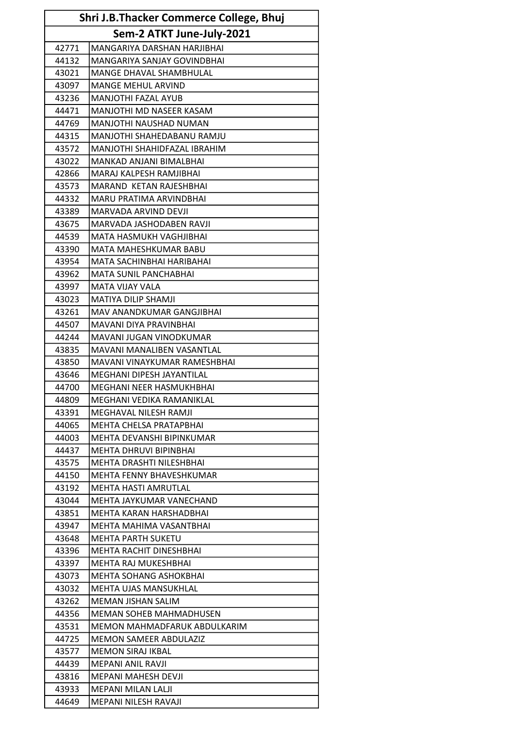| Shri J.B.Thacker Commerce College, Bhuj | |
|---|---|
| Sem-2 ATKT June-July-2021 | |
| 42771 | MANGARIYA DARSHAN HARJIBHAI |
| 44132 | MANGARIYA SANJAY GOVINDBHAI |
| 43021 | MANGE DHAVAL SHAMBHULAL |
| 43097 | MANGE MEHUL ARVIND |
| 43236 | MANJOTHI FAZAL AYUB |
| 44471 | MANJOTHI MD NASEER KASAM |
| 44769 | MANJOTHI NAUSHAD NUMAN |
| 44315 | MANJOTHI SHAHEDABANU RAMJU |
| 43572 | MANJOTHI SHAHIDFAZAL IBRAHIM |
| 43022 | MANKAD ANJANI BIMALBHAI |
| 42866 | MARAJ KALPESH RAMJIBHAI |
| 43573 | MARAND  KETAN RAJESHBHAI |
| 44332 | MARU PRATIMA ARVINDBHAI |
| 43389 | MARVADA ARVIND DEVJI |
| 43675 | MARVADA JASHODABEN RAVJI |
| 44539 | MATA HASMUKH VAGHJIBHAI |
| 43390 | MATA MAHESHKUMAR BABU |
| 43954 | MATA SACHINBHAI HARIBAHAI |
| 43962 | MATA SUNIL PANCHABHAI |
| 43997 | MATA VIJAY VALA |
| 43023 | MATIYA DILIP SHAMJI |
| 43261 | MAV ANANDKUMAR GANGJIBHAI |
| 44507 | MAVANI DIYA PRAVINBHAI |
| 44244 | MAVANI JUGAN VINODKUMAR |
| 43835 | MAVANI MANALIBEN VASANTLAL |
| 43850 | MAVANI VINAYKUMAR RAMESHBHAI |
| 43646 | MEGHANI DIPESH JAYANTILAL |
| 44700 | MEGHANI NEER HASMUKHBHAI |
| 44809 | MEGHANI VEDIKA RAMANIKLAL |
| 43391 | MEGHAVAL NILESH RAMJI |
| 44065 | MEHTA CHELSA PRATAPBHAI |
| 44003 | MEHTA DEVANSHI BIPINKUMAR |
| 44437 | MEHTA DHRUVI BIPINBHAI |
| 43575 | MEHTA DRASHTI NILESHBHAI |
| 44150 | MEHTA FENNY BHAVESHKUMAR |
| 43192 | MEHTA HASTI AMRUTLAL |
| 43044 | MEHTA JAYKUMAR VANECHAND |
| 43851 | MEHTA KARAN HARSHADBHAI |
| 43947 | MEHTA MAHIMA VASANTBHAI |
| 43648 | MEHTA PARTH SUKETU |
| 43396 | MEHTA RACHIT DINESHBHAI |
| 43397 | MEHTA RAJ MUKESHBHAI |
| 43073 | MEHTA SOHANG ASHOKBHAI |
| 43032 | MEHTA UJAS MANSUKHLAL |
| 43262 | MEMAN JISHAN SALIM |
| 44356 | MEMAN SOHEB MAHMADHUSEN |
| 43531 | MEMON MAHMADFARUK ABDULKARIM |
| 44725 | MEMON SAMEER ABDULAZIZ |
| 43577 | MEMON SIRAJ IKBAL |
| 44439 | MEPANI ANIL RAVJI |
| 43816 | MEPANI MAHESH DEVJI |
| 43933 | MEPANI MILAN LALJI |
| 44649 | MEPANI NILESH RAVAJI |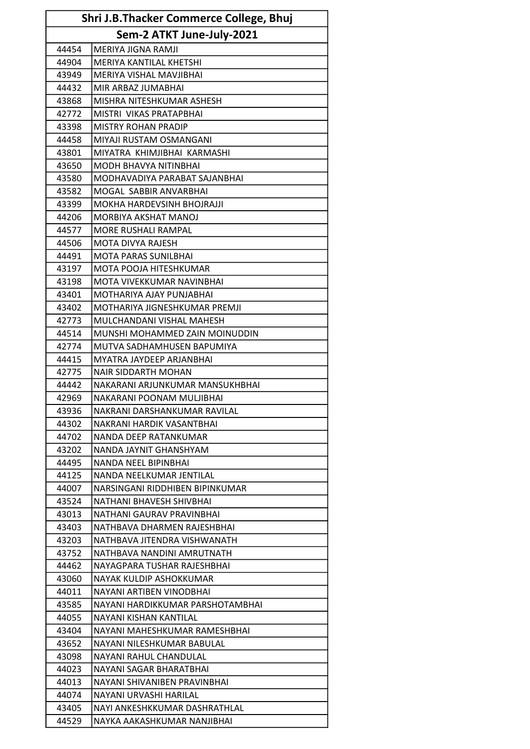| Shri J.B.Thacker Commerce College, Bhuj | |
|---|---|
| Sem-2 ATKT June-July-2021 | |
| 44454 | MERIYA JIGNA RAMJI |
| 44904 | MERIYA KANTILAL KHETSHI |
| 43949 | MERIYA VISHAL MAVJIBHAI |
| 44432 | MIR ARBAZ JUMABHAI |
| 43868 | MISHRA NITESHKUMAR ASHESH |
| 42772 | MISTRI  VIKAS PRATAPBHAI |
| 43398 | MISTRY ROHAN PRADIP |
| 44458 | MIYAJI RUSTAM OSMANGANI |
| 43801 | MIYATRA  KHIMJIBHAI  KARMASHI |
| 43650 | MODH BHAVYA NITINBHAI |
| 43580 | MODHAVADIYA PARABAT SAJANBHAI |
| 43582 | MOGAL  SABBIR ANVARBHAI |
| 43399 | MOKHA HARDEVSINH BHOJRAJJI |
| 44206 | MORBIYA AKSHAT MANOJ |
| 44577 | MORE RUSHALI RAMPAL |
| 44506 | MOTA DIVYA RAJESH |
| 44491 | MOTA PARAS SUNILBHAI |
| 43197 | MOTA POOJA HITESHKUMAR |
| 43198 | MOTA VIVEKKUMAR NAVINBHAI |
| 43401 | MOTHARIYA AJAY PUNJABHAI |
| 43402 | MOTHARIYA JIGNESHKUMAR PREMJI |
| 42773 | MULCHANDANI VISHAL MAHESH |
| 44514 | MUNSHI MOHAMMED ZAIN MOINUDDIN |
| 42774 | MUTVA SADHAMHUSEN BAPUMIYA |
| 44415 | MYATRA JAYDEEP ARJANBHAI |
| 42775 | NAIR SIDDARTH MOHAN |
| 44442 | NAKARANI ARJUNKUMAR MANSUKHBHAI |
| 42969 | NAKARANI POONAM MULJIBHAI |
| 43936 | NAKRANI DARSHANKUMAR RAVILAL |
| 44302 | NAKRANI HARDIK VASANTBHAI |
| 44702 | NANDA DEEP RATANKUMAR |
| 43202 | NANDA JAYNIT GHANSHYAM |
| 44495 | NANDA NEEL BIPINBHAI |
| 44125 | NANDA NEELKUMAR JENTILAL |
| 44007 | NARSINGANI RIDDHIBEN BIPINKUMAR |
| 43524 | NATHANI BHAVESH SHIVBHAI |
| 43013 | NATHANI GAURAV PRAVINBHAI |
| 43403 | NATHBAVA DHARMEN RAJESHBHAI |
| 43203 | NATHBAVA JITENDRA VISHWANATH |
| 43752 | NATHBAVA NANDINI AMRUTNATH |
| 44462 | NAYAGPARA TUSHAR RAJESHBHAI |
| 43060 | NAYAK KULDIP ASHOKKUMAR |
| 44011 | NAYANI ARTIBEN VINODBHAI |
| 43585 | NAYANI HARDIKKUMAR PARSHOTAMBHAI |
| 44055 | NAYANI KISHAN KANTILAL |
| 43404 | NAYANI MAHESHKUMAR RAMESHBHAI |
| 43652 | NAYANI NILESHKUMAR BABULAL |
| 43098 | NAYANI RAHUL CHANDULAL |
| 44023 | NAYANI SAGAR BHARATBHAI |
| 44013 | NAYANI SHIVANIBEN PRAVINBHAI |
| 44074 | NAYANI URVASHI HARILAL |
| 43405 | NAYI ANKESHKKUMAR DASHRATHLAL |
| 44529 | NAYKA AAKASHKUMAR NANJIBHAI |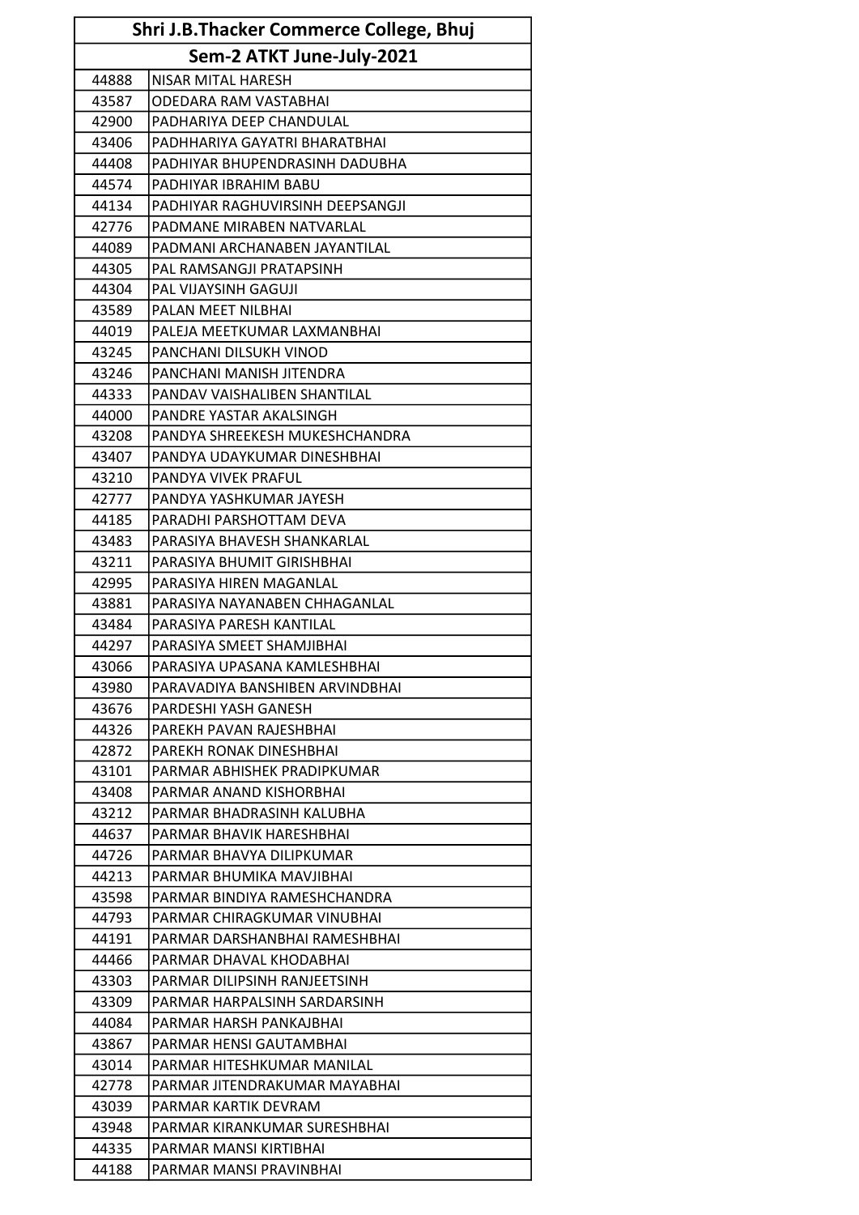| Shri J.B.Thacker Commerce College, Bhuj | |
|---|---|
| Sem-2 ATKT June-July-2021 | |
| 44888 | NISAR MITAL HARESH |
| 43587 | ODEDARA RAM VASTABHAI |
| 42900 | PADHARIYA DEEP CHANDULAL |
| 43406 | PADHHARIYA GAYATRI BHARATBHAI |
| 44408 | PADHIYAR BHUPENDRASINH DADUBHA |
| 44574 | PADHIYAR IBRAHIM BABU |
| 44134 | PADHIYAR RAGHUVIRSINH DEEPSANGJI |
| 42776 | PADMANE MIRABEN NATVARLAL |
| 44089 | PADMANI ARCHANABEN JAYANTILAL |
| 44305 | PAL RAMSANGJI PRATAPSINH |
| 44304 | PAL VIJAYSINH GAGUJI |
| 43589 | PALAN MEET NILBHAI |
| 44019 | PALEJA MEETKUMAR LAXMANBHAI |
| 43245 | PANCHANI DILSUKH VINOD |
| 43246 | PANCHANI MANISH JITENDRA |
| 44333 | PANDAV VAISHALIBEN SHANTILAL |
| 44000 | PANDRE YASTAR AKALSINGH |
| 43208 | PANDYA SHREEKESH MUKESHCHANDRA |
| 43407 | PANDYA UDAYKUMAR DINESHBHAI |
| 43210 | PANDYA VIVEK PRAFUL |
| 42777 | PANDYA YASHKUMAR JAYESH |
| 44185 | PARADHI PARSHOTTAM DEVA |
| 43483 | PARASIYA BHAVESH SHANKARLAL |
| 43211 | PARASIYA BHUMIT GIRISHBHAI |
| 42995 | PARASIYA HIREN MAGANLAL |
| 43881 | PARASIYA NAYANABEN CHHAGANLAL |
| 43484 | PARASIYA PARESH KANTILAL |
| 44297 | PARASIYA SMEET SHAMJIBHAI |
| 43066 | PARASIYA UPASANA KAMLESHBHAI |
| 43980 | PARAVADIYA BANSHIBEN ARVINDBHAI |
| 43676 | PARDESHI YASH GANESH |
| 44326 | PAREKH PAVAN RAJESHBHAI |
| 42872 | PAREKH RONAK DINESHBHAI |
| 43101 | PARMAR ABHISHEK PRADIPKUMAR |
| 43408 | PARMAR ANAND KISHORBHAI |
| 43212 | PARMAR BHADRASINH KALUBHA |
| 44637 | PARMAR BHAVIK HARESHBHAI |
| 44726 | PARMAR BHAVYA DILIPKUMAR |
| 44213 | PARMAR BHUMIKA MAVJIBHAI |
| 43598 | PARMAR BINDIYA RAMESHCHANDRA |
| 44793 | PARMAR CHIRAGKUMAR VINUBHAI |
| 44191 | PARMAR DARSHANBHAI RAMESHBHAI |
| 44466 | PARMAR DHAVAL KHODABHAI |
| 43303 | PARMAR DILIPSINH RANJEETSINH |
| 43309 | PARMAR HARPALSINH SARDARSINH |
| 44084 | PARMAR HARSH PANKAJBHAI |
| 43867 | PARMAR HENSI GAUTAMBHAI |
| 43014 | PARMAR HITESHKUMAR MANILAL |
| 42778 | PARMAR JITENDRAKUMAR MAYABHAI |
| 43039 | PARMAR KARTIK DEVRAM |
| 43948 | PARMAR KIRANKUMAR SURESHBHAI |
| 44335 | PARMAR MANSI KIRTIBHAI |
| 44188 | PARMAR MANSI PRAVINBHAI |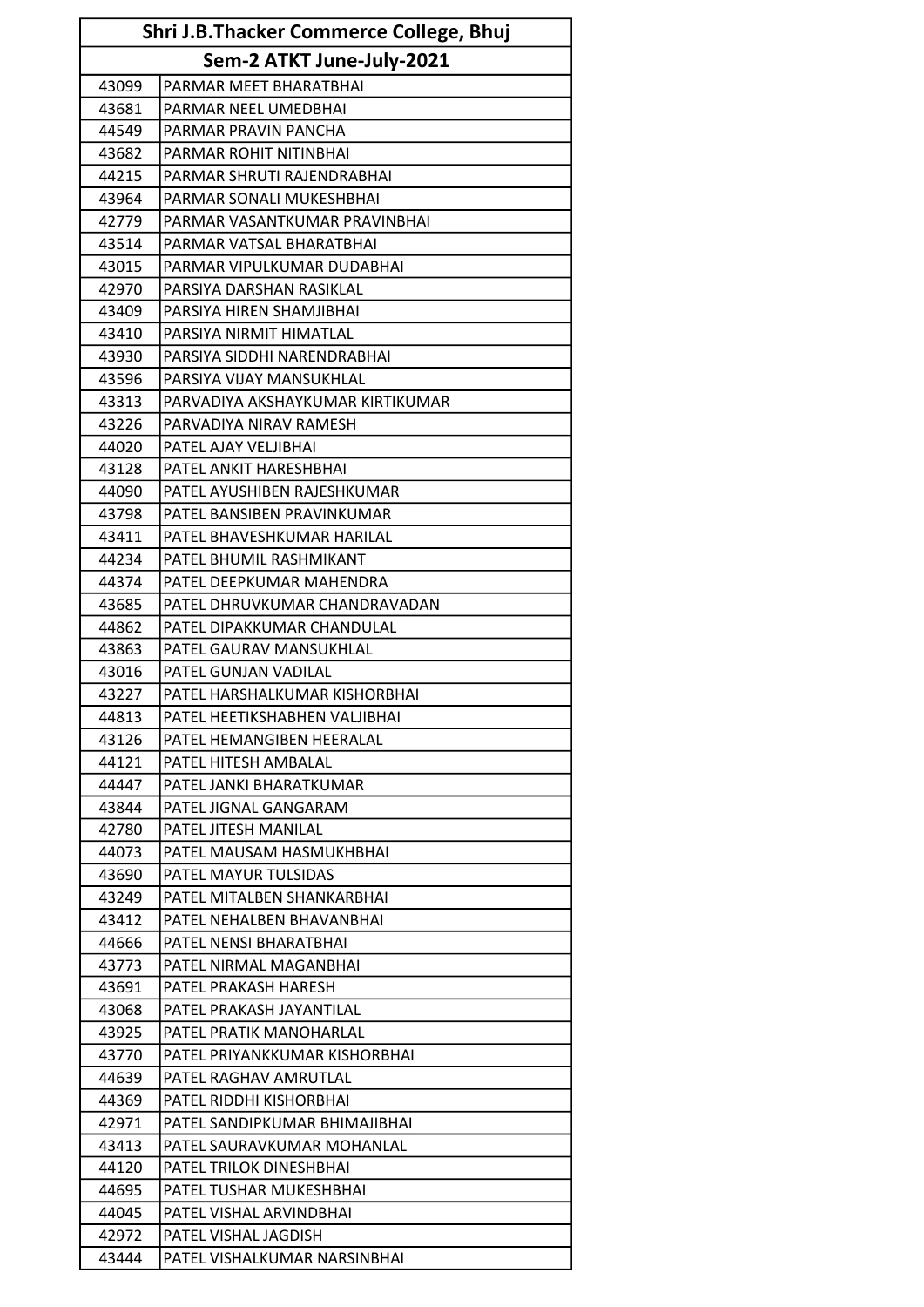| Shri J.B.Thacker Commerce College, Bhuj | |
|---|---|
| Sem-2 ATKT June-July-2021 | |
| 43099 | PARMAR MEET BHARATBHAI |
| 43681 | PARMAR NEEL UMEDBHAI |
| 44549 | PARMAR PRAVIN PANCHA |
| 43682 | PARMAR ROHIT NITINBHAI |
| 44215 | PARMAR SHRUTI RAJENDRABHAI |
| 43964 | PARMAR SONALI MUKESHBHAI |
| 42779 | PARMAR VASANTKUMAR PRAVINBHAI |
| 43514 | PARMAR VATSAL BHARATBHAI |
| 43015 | PARMAR VIPULKUMAR DUDABHAI |
| 42970 | PARSIYA DARSHAN RASIKLAL |
| 43409 | PARSIYA HIREN SHAMJIBHAI |
| 43410 | PARSIYA NIRMIT HIMATLAL |
| 43930 | PARSIYA SIDDHI NARENDRABHAI |
| 43596 | PARSIYA VIJAY MANSUKHLAL |
| 43313 | PARVADIYA AKSHAYKUMAR KIRTIKUMAR |
| 43226 | PARVADIYA NIRAV RAMESH |
| 44020 | PATEL AJAY VELJIBHAI |
| 43128 | PATEL ANKIT HARESHBHAI |
| 44090 | PATEL AYUSHIBEN RAJESHKUMAR |
| 43798 | PATEL BANSIBEN PRAVINKUMAR |
| 43411 | PATEL BHAVESHKUMAR HARILAL |
| 44234 | PATEL BHUMIL RASHMIKANT |
| 44374 | PATEL DEEPKUMAR MAHENDRA |
| 43685 | PATEL DHRUVKUMAR CHANDRAVADAN |
| 44862 | PATEL DIPAKKUMAR CHANDULAL |
| 43863 | PATEL GAURAV MANSUKHLAL |
| 43016 | PATEL GUNJAN VADILAL |
| 43227 | PATEL HARSHALKUMAR KISHORBHAI |
| 44813 | PATEL HEETIKSHABHEN VALJIBHAI |
| 43126 | PATEL HEMANGIBEN HEERALAL |
| 44121 | PATEL HITESH AMBALAL |
| 44447 | PATEL JANKI BHARATKUMAR |
| 43844 | PATEL JIGNAL GANGARAM |
| 42780 | PATEL JITESH MANILAL |
| 44073 | PATEL MAUSAM HASMUKHBHAI |
| 43690 | PATEL MAYUR TULSIDAS |
| 43249 | PATEL MITALBEN SHANKARBHAI |
| 43412 | PATEL NEHALBEN BHAVANBHAI |
| 44666 | PATEL NENSI BHARATBHAI |
| 43773 | PATEL NIRMAL MAGANBHAI |
| 43691 | PATEL PRAKASH HARESH |
| 43068 | PATEL PRAKASH JAYANTILAL |
| 43925 | PATEL PRATIK MANOHARLAL |
| 43770 | PATEL PRIYANKKUMAR KISHORBHAI |
| 44639 | PATEL RAGHAV AMRUTLAL |
| 44369 | PATEL RIDDHI KISHORBHAI |
| 42971 | PATEL SANDIPKUMAR BHIMAJIBHAI |
| 43413 | PATEL SAURAVKUMAR MOHANLAL |
| 44120 | PATEL TRILOK DINESHBHAI |
| 44695 | PATEL TUSHAR MUKESHBHAI |
| 44045 | PATEL VISHAL ARVINDBHAI |
| 42972 | PATEL VISHAL JAGDISH |
| 43444 | PATEL VISHALKUMAR NARSINBHAI |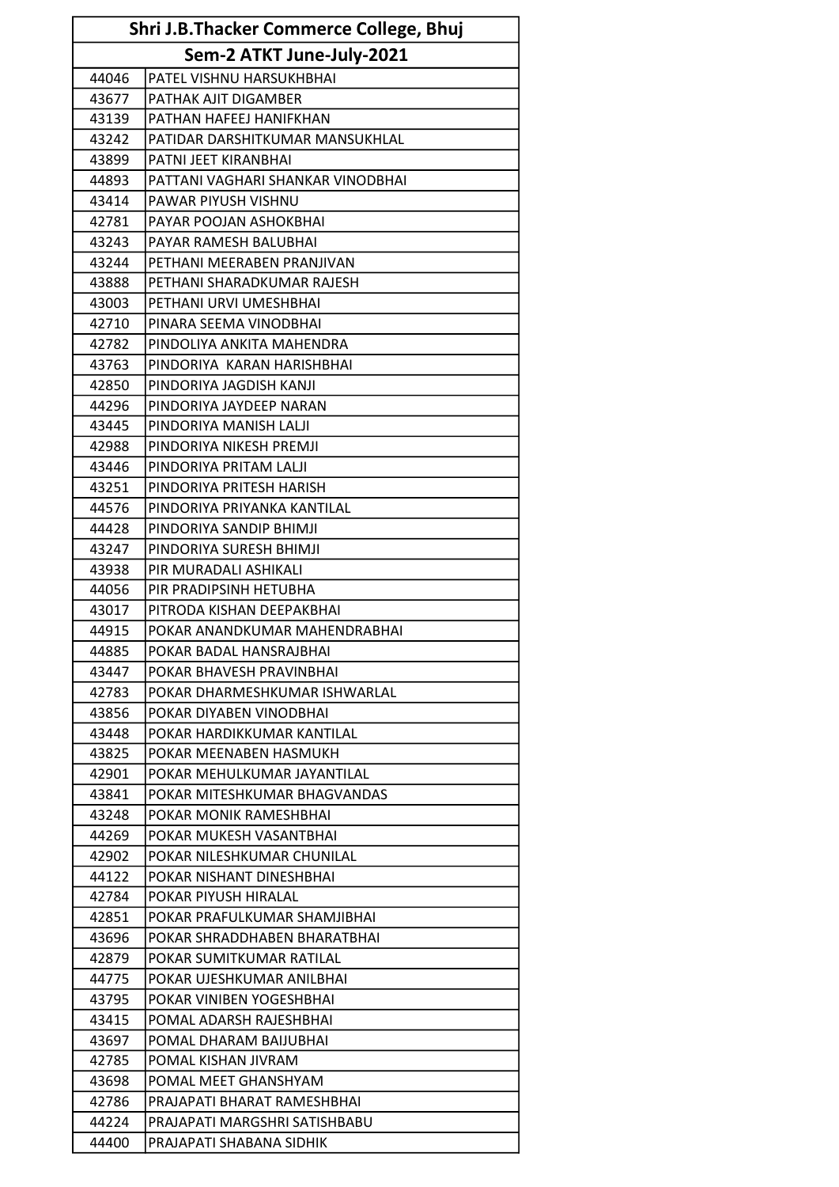| Shri J.B.Thacker Commerce College, Bhuj | |
|---|---|
| Sem-2 ATKT June-July-2021 | |
| 44046 | PATEL VISHNU HARSUKHBHAI |
| 43677 | PATHAK AJIT DIGAMBER |
| 43139 | PATHAN HAFEEJ HANIFKHAN |
| 43242 | PATIDAR DARSHITKUMAR MANSUKHLAL |
| 43899 | PATNI JEET KIRANBHAI |
| 44893 | PATTANI VAGHARI SHANKAR VINODBHAI |
| 43414 | PAWAR PIYUSH VISHNU |
| 42781 | PAYAR POOJAN ASHOKBHAI |
| 43243 | PAYAR RAMESH BALUBHAI |
| 43244 | PETHANI MEERABEN PRANJIVAN |
| 43888 | PETHANI SHARADKUMAR RAJESH |
| 43003 | PETHANI URVI UMESHBHAI |
| 42710 | PINARA SEEMA VINODBHAI |
| 42782 | PINDOLIYA ANKITA MAHENDRA |
| 43763 | PINDORIYA  KARAN HARISHBHAI |
| 42850 | PINDORIYA JAGDISH KANJI |
| 44296 | PINDORIYA JAYDEEP NARAN |
| 43445 | PINDORIYA MANISH LALJI |
| 42988 | PINDORIYA NIKESH PREMJI |
| 43446 | PINDORIYA PRITAM LALJI |
| 43251 | PINDORIYA PRITESH HARISH |
| 44576 | PINDORIYA PRIYANKA KANTILAL |
| 44428 | PINDORIYA SANDIP BHIMJI |
| 43247 | PINDORIYA SURESH BHIMJI |
| 43938 | PIR MURADALI ASHIKALI |
| 44056 | PIR PRADIPSINH HETUBHA |
| 43017 | PITRODA KISHAN DEEPAKBHAI |
| 44915 | POKAR ANANDKUMAR MAHENDRABHAI |
| 44885 | POKAR BADAL HANSRAJBHAI |
| 43447 | POKAR BHAVESH PRAVINBHAI |
| 42783 | POKAR DHARMESHKUMAR ISHWARLAL |
| 43856 | POKAR DIYABEN VINODBHAI |
| 43448 | POKAR HARDIKKUMAR KANTILAL |
| 43825 | POKAR MEENABEN HASMUKH |
| 42901 | POKAR MEHULKUMAR JAYANTILAL |
| 43841 | POKAR MITESHKUMAR BHAGVANDAS |
| 43248 | POKAR MONIK RAMESHBHAI |
| 44269 | POKAR MUKESH VASANTBHAI |
| 42902 | POKAR NILESHKUMAR CHUNILAL |
| 44122 | POKAR NISHANT DINESHBHAI |
| 42784 | POKAR PIYUSH HIRALAL |
| 42851 | POKAR PRAFULKUMAR SHAMJIBHAI |
| 43696 | POKAR SHRADDHABEN BHARATBHAI |
| 42879 | POKAR SUMITKUMAR RATILAL |
| 44775 | POKAR UJESHKUMAR ANILBHAI |
| 43795 | POKAR VINIBEN YOGESHBHAI |
| 43415 | POMAL ADARSH RAJESHBHAI |
| 43697 | POMAL DHARAM BAIJUBHAI |
| 42785 | POMAL KISHAN JIVRAM |
| 43698 | POMAL MEET GHANSHYAM |
| 42786 | PRAJAPATI BHARAT RAMESHBHAI |
| 44224 | PRAJAPATI MARGSHRI SATISHBABU |
| 44400 | PRAJAPATI SHABANA SIDHIK |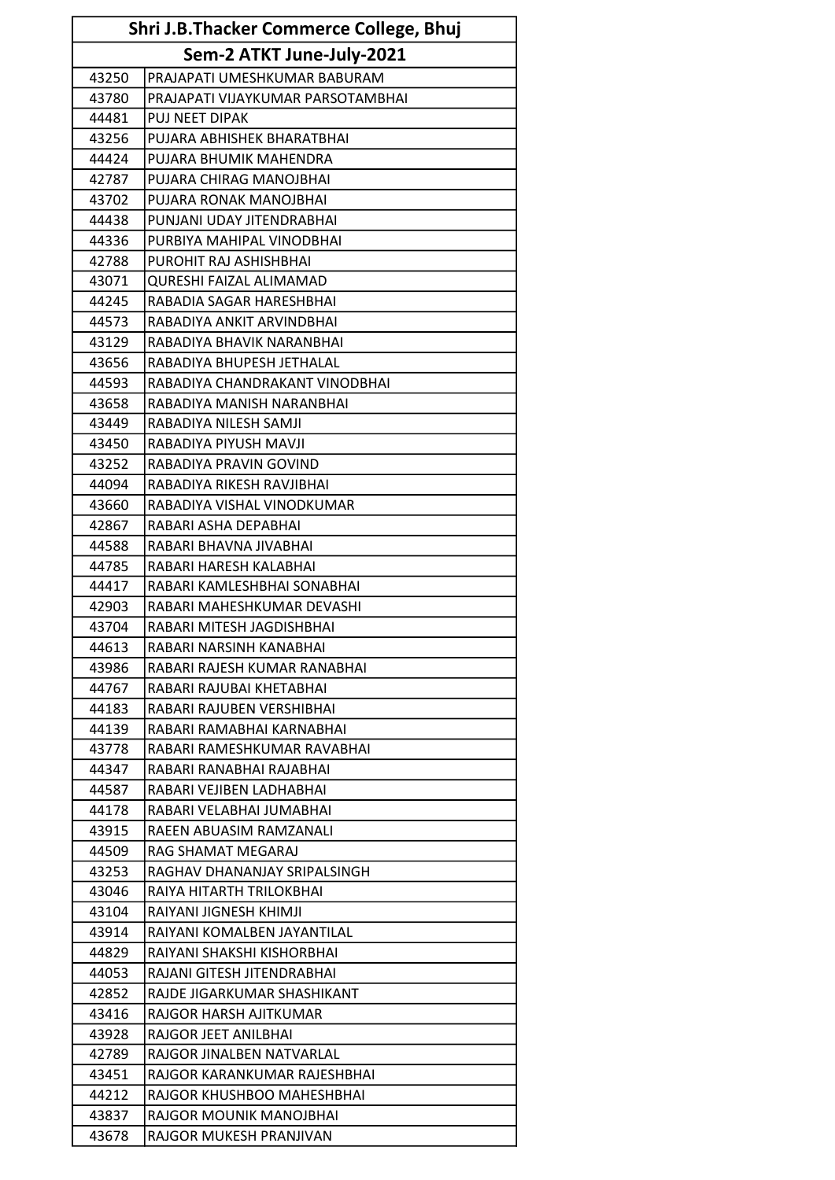| Shri J.B.Thacker Commerce College, Bhuj | |
|---|---|
| Sem-2 ATKT June-July-2021 | |
| 43250 | PRAJAPATI UMESHKUMAR BABURAM |
| 43780 | PRAJAPATI VIJAYKUMAR PARSOTAMBHAI |
| 44481 | PUJ NEET DIPAK |
| 43256 | PUJARA ABHISHEK BHARATBHAI |
| 44424 | PUJARA BHUMIK MAHENDRA |
| 42787 | PUJARA CHIRAG MANOJBHAI |
| 43702 | PUJARA RONAK MANOJBHAI |
| 44438 | PUNJANI UDAY JITENDRABHAI |
| 44336 | PURBIYA MAHIPAL VINODBHAI |
| 42788 | PUROHIT RAJ ASHISHBHAI |
| 43071 | QURESHI FAIZAL ALIMAMAD |
| 44245 | RABADIA SAGAR HARESHBHAI |
| 44573 | RABADIYA ANKIT ARVINDBHAI |
| 43129 | RABADIYA BHAVIK NARANBHAI |
| 43656 | RABADIYA BHUPESH JETHALAL |
| 44593 | RABADIYA CHANDRAKANT VINODBHAI |
| 43658 | RABADIYA MANISH NARANBHAI |
| 43449 | RABADIYA NILESH SAMJI |
| 43450 | RABADIYA PIYUSH MAVJI |
| 43252 | RABADIYA PRAVIN GOVIND |
| 44094 | RABADIYA RIKESH RAVJIBHAI |
| 43660 | RABADIYA VISHAL VINODKUMAR |
| 42867 | RABARI ASHA DEPABHAI |
| 44588 | RABARI BHAVNA JIVABHAI |
| 44785 | RABARI HARESH KALABHAI |
| 44417 | RABARI KAMLESHBHAI SONABHAI |
| 42903 | RABARI MAHESHKUMAR DEVASHI |
| 43704 | RABARI MITESH JAGDISHBHAI |
| 44613 | RABARI NARSINH KANABHAI |
| 43986 | RABARI RAJESH KUMAR RANABHAI |
| 44767 | RABARI RAJUBAI KHETABHAI |
| 44183 | RABARI RAJUBEN VERSHIBHAI |
| 44139 | RABARI RAMABHAI KARNABHAI |
| 43778 | RABARI RAMESHKUMAR RAVABHAI |
| 44347 | RABARI RANABHAI RAJABHAI |
| 44587 | RABARI VEJIBEN LADHABHAI |
| 44178 | RABARI VELABHAI JUMABHAI |
| 43915 | RAEEN ABUASIM RAMZANALI |
| 44509 | RAG SHAMAT MEGARAJ |
| 43253 | RAGHAV DHANANJAY SRIPALSINGH |
| 43046 | RAIYA HITARTH TRILOKBHAI |
| 43104 | RAIYANI JIGNESH KHIMJI |
| 43914 | RAIYANI KOMALBEN JAYANTILAL |
| 44829 | RAIYANI SHAKSHI KISHORBHAI |
| 44053 | RAJANI GITESH JITENDRABHAI |
| 42852 | RAJDE JIGARKUMAR SHASHIKANT |
| 43416 | RAJGOR HARSH AJITKUMAR |
| 43928 | RAJGOR JEET ANILBHAI |
| 42789 | RAJGOR JINALBEN NATVARLAL |
| 43451 | RAJGOR KARANKUMAR RAJESHBHAI |
| 44212 | RAJGOR KHUSHBOO MAHESHBHAI |
| 43837 | RAJGOR MOUNIK MANOJBHAI |
| 43678 | RAJGOR MUKESH PRANJIVAN |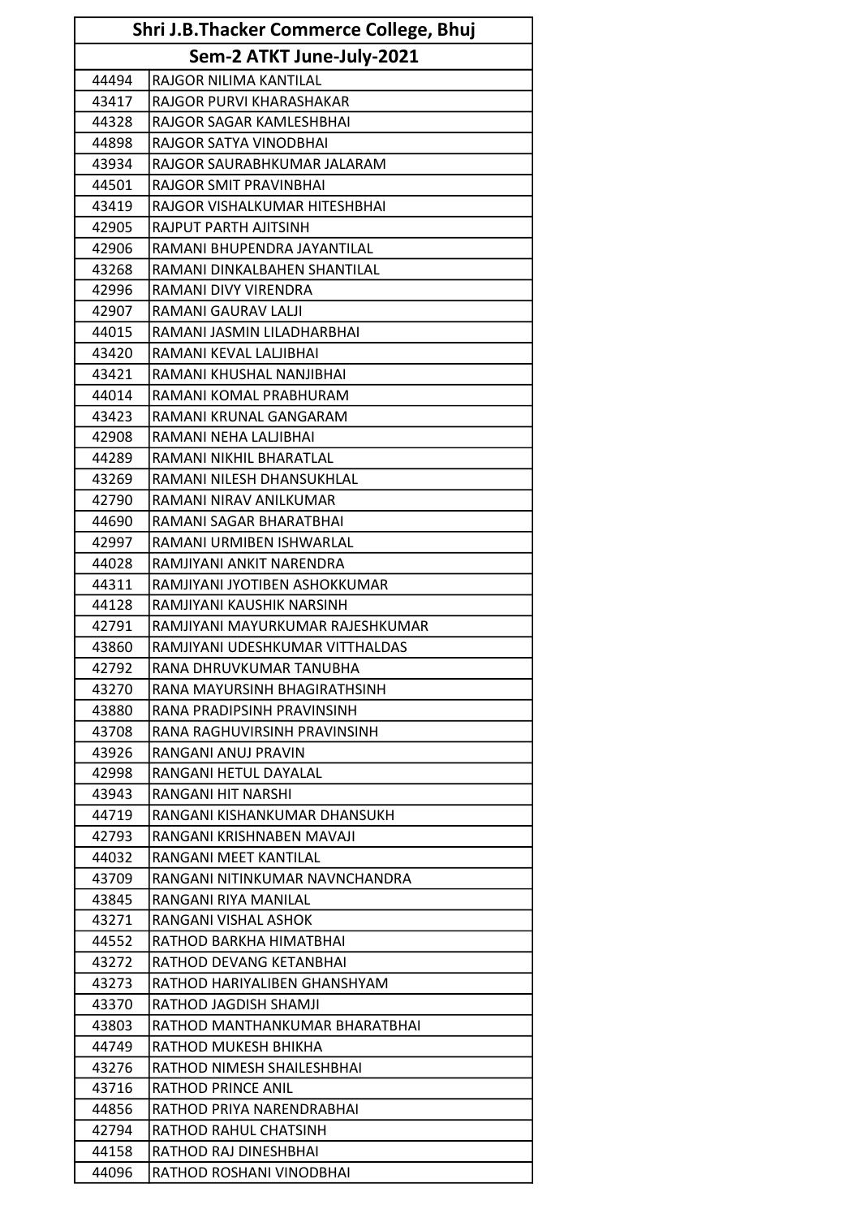| Shri J.B.Thacker Commerce College, Bhuj | |
|---|---|
| Sem-2 ATKT June-July-2021 | |
| 44494 | RAJGOR NILIMA KANTILAL |
| 43417 | RAJGOR PURVI KHARASHAKAR |
| 44328 | RAJGOR SAGAR KAMLESHBHAI |
| 44898 | RAJGOR SATYA VINODBHAI |
| 43934 | RAJGOR SAURABHKUMAR JALARAM |
| 44501 | RAJGOR SMIT PRAVINBHAI |
| 43419 | RAJGOR VISHALKUMAR HITESHBHAI |
| 42905 | RAJPUT PARTH AJITSINH |
| 42906 | RAMANI BHUPENDRA JAYANTILAL |
| 43268 | RAMANI DINKALBAHEN SHANTILAL |
| 42996 | RAMANI DIVY VIRENDRA |
| 42907 | RAMANI GAURAV LALJI |
| 44015 | RAMANI JASMIN LILADHARBHAI |
| 43420 | RAMANI KEVAL LALJIBHAI |
| 43421 | RAMANI KHUSHAL NANJIBHAI |
| 44014 | RAMANI KOMAL PRABHURAM |
| 43423 | RAMANI KRUNAL GANGARAM |
| 42908 | RAMANI NEHA LALJIBHAI |
| 44289 | RAMANI NIKHIL BHARATLAL |
| 43269 | RAMANI NILESH DHANSUKHLAL |
| 42790 | RAMANI NIRAV ANILKUMAR |
| 44690 | RAMANI SAGAR BHARATBHAI |
| 42997 | RAMANI URMIBEN ISHWARLAL |
| 44028 | RAMJIYANI ANKIT NARENDRA |
| 44311 | RAMJIYANI JYOTIBEN ASHOKKUMAR |
| 44128 | RAMJIYANI KAUSHIK NARSINH |
| 42791 | RAMJIYANI MAYURKUMAR RAJESHKUMAR |
| 43860 | RAMJIYANI UDESHKUMAR VITTHALDAS |
| 42792 | RANA DHRUVKUMAR TANUBHA |
| 43270 | RANA MAYURSINH BHAGIRATHSINH |
| 43880 | RANA PRADIPSINH PRAVINSINH |
| 43708 | RANA RAGHUVIRSINH PRAVINSINH |
| 43926 | RANGANI ANUJ PRAVIN |
| 42998 | RANGANI HETUL DAYALAL |
| 43943 | RANGANI HIT NARSHI |
| 44719 | RANGANI KISHANKUMAR DHANSUKH |
| 42793 | RANGANI KRISHNABEN MAVAJI |
| 44032 | RANGANI MEET KANTILAL |
| 43709 | RANGANI NITINKUMAR NAVNCHANDRA |
| 43845 | RANGANI RIYA MANILAL |
| 43271 | RANGANI VISHAL ASHOK |
| 44552 | RATHOD BARKHA HIMATBHAI |
| 43272 | RATHOD DEVANG KETANBHAI |
| 43273 | RATHOD HARIYALIBEN GHANSHYAM |
| 43370 | RATHOD JAGDISH SHAMJI |
| 43803 | RATHOD MANTHANKUMAR BHARATBHAI |
| 44749 | RATHOD MUKESH BHIKHA |
| 43276 | RATHOD NIMESH SHAILESHBHAI |
| 43716 | RATHOD PRINCE ANIL |
| 44856 | RATHOD PRIYA NARENDRABHAI |
| 42794 | RATHOD RAHUL CHATSINH |
| 44158 | RATHOD RAJ DINESHBHAI |
| 44096 | RATHOD ROSHANI VINODBHAI |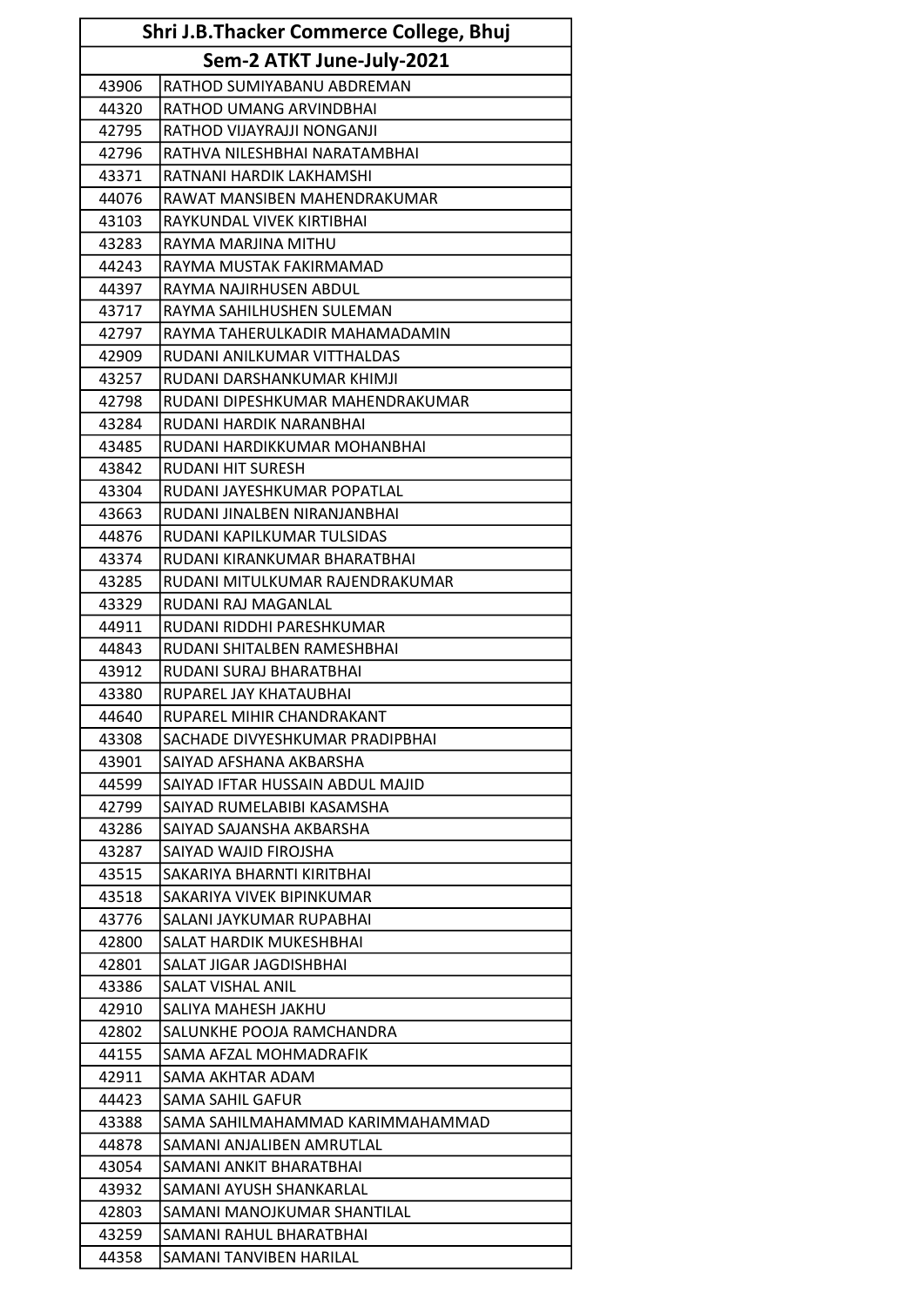| Shri J.B.Thacker Commerce College, Bhuj | |
|---|---|
| Sem-2 ATKT June-July-2021 | |
| 43906 | RATHOD SUMIYABANU ABDREMAN |
| 44320 | RATHOD UMANG ARVINDBHAI |
| 42795 | RATHOD VIJAYRAJJI NONGANJI |
| 42796 | RATHVA NILESHBHAI NARATAMBHAI |
| 43371 | RATNANI HARDIK LAKHAMSHI |
| 44076 | RAWAT MANSIBEN MAHENDRAKUMAR |
| 43103 | RAYKUNDAL VIVEK KIRTIBHAI |
| 43283 | RAYMA MARJINA MITHU |
| 44243 | RAYMA MUSTAK FAKIRMAMAD |
| 44397 | RAYMA NAJIRHUSEN ABDUL |
| 43717 | RAYMA SAHILHUSHEN SULEMAN |
| 42797 | RAYMA TAHERULKADIR MAHAMADAMIN |
| 42909 | RUDANI ANILKUMAR VITTHALDAS |
| 43257 | RUDANI DARSHANKUMAR KHIMJI |
| 42798 | RUDANI DIPESHKUMAR MAHENDRAKUMAR |
| 43284 | RUDANI HARDIK NARANBHAI |
| 43485 | RUDANI HARDIKKUMAR MOHANBHAI |
| 43842 | RUDANI HIT SURESH |
| 43304 | RUDANI JAYESHKUMAR POPATLAL |
| 43663 | RUDANI JINALBEN NIRANJANBHAI |
| 44876 | RUDANI KAPILKUMAR TULSIDAS |
| 43374 | RUDANI KIRANKUMAR BHARATBHAI |
| 43285 | RUDANI MITULKUMAR RAJENDRAKUMAR |
| 43329 | RUDANI RAJ MAGANLAL |
| 44911 | RUDANI RIDDHI PARESHKUMAR |
| 44843 | RUDANI SHITALBEN RAMESHBHAI |
| 43912 | RUDANI SURAJ BHARATBHAI |
| 43380 | RUPAREL JAY KHATAUBHAI |
| 44640 | RUPAREL MIHIR CHANDRAKANT |
| 43308 | SACHADE DIVYESHKUMAR PRADIPBHAI |
| 43901 | SAIYAD AFSHANA AKBARSHA |
| 44599 | SAIYAD IFTAR HUSSAIN ABDUL MAJID |
| 42799 | SAIYAD RUMELABIBI KASAMSHA |
| 43286 | SAIYAD SAJANSHA AKBARSHA |
| 43287 | SAIYAD WAJID FIROJSHA |
| 43515 | SAKARIYA BHARNTI KIRITBHAI |
| 43518 | SAKARIYA VIVEK BIPINKUMAR |
| 43776 | SALANI JAYKUMAR RUPABHAI |
| 42800 | SALAT HARDIK MUKESHBHAI |
| 42801 | SALAT JIGAR JAGDISHBHAI |
| 43386 | SALAT VISHAL ANIL |
| 42910 | SALIYA MAHESH JAKHU |
| 42802 | SALUNKHE POOJA RAMCHANDRA |
| 44155 | SAMA AFZAL MOHMADRAFIK |
| 42911 | SAMA AKHTAR ADAM |
| 44423 | SAMA SAHIL GAFUR |
| 43388 | SAMA SAHILMAHAMMAD KARIMMAHAMMAD |
| 44878 | SAMANI ANJALIBEN AMRUTLAL |
| 43054 | SAMANI ANKIT BHARATBHAI |
| 43932 | SAMANI AYUSH SHANKARLAL |
| 42803 | SAMANI MANOJKUMAR SHANTILAL |
| 43259 | SAMANI RAHUL BHARATBHAI |
| 44358 | SAMANI TANVIBEN HARILAL |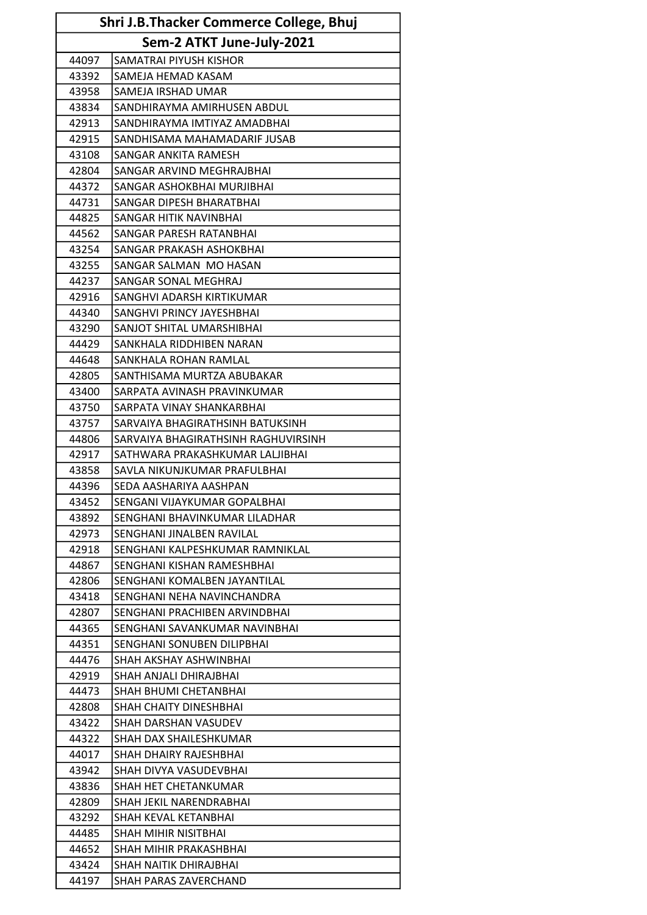| Shri J.B.Thacker Commerce College, Bhuj | |
|---|---|
| Sem-2 ATKT June-July-2021 | |
| 44097 | SAMATRAI PIYUSH KISHOR |
| 43392 | SAMEJA HEMAD KASAM |
| 43958 | SAMEJA IRSHAD UMAR |
| 43834 | SANDHIRAYMA AMIRHUSEN ABDUL |
| 42913 | SANDHIRAYMA IMTIYAZ AMADBHAI |
| 42915 | SANDHISAMA MAHAMADARIF JUSAB |
| 43108 | SANGAR ANKITA RAMESH |
| 42804 | SANGAR ARVIND MEGHRAJBHAI |
| 44372 | SANGAR ASHOKBHAI MURJIBHAI |
| 44731 | SANGAR DIPESH BHARATBHAI |
| 44825 | SANGAR HITIK NAVINBHAI |
| 44562 | SANGAR PARESH RATANBHAI |
| 43254 | SANGAR PRAKASH ASHOKBHAI |
| 43255 | SANGAR SALMAN MO HASAN |
| 44237 | SANGAR SONAL MEGHRAJ |
| 42916 | SANGHVI ADARSH KIRTIKUMAR |
| 44340 | SANGHVI PRINCY JAYESHBHAI |
| 43290 | SANJOT SHITAL UMARSHIBHAI |
| 44429 | SANKHALA RIDDHIBEN NARAN |
| 44648 | SANKHALA ROHAN RAMLAL |
| 42805 | SANTHISAMA MURTZA ABUBAKAR |
| 43400 | SARPATA AVINASH PRAVINKUMAR |
| 43750 | SARPATA VINAY SHANKARBHAI |
| 43757 | SARVAIYA BHAGIRATHSINH BATUKSINH |
| 44806 | SARVAIYA BHAGIRATHSINH RAGHUVIRSINH |
| 42917 | SATHWARA PRAKASHKUMAR LALJIBHAI |
| 43858 | SAVLA NIKUNJKUMAR PRAFULBHAI |
| 44396 | SEDA AASHARIYA AASHPAN |
| 43452 | SENGANI VIJAYKUMAR GOPALBHAI |
| 43892 | SENGHANI BHAVINKUMAR LILADHAR |
| 42973 | SENGHANI JINALBEN RAVILAL |
| 42918 | SENGHANI KALPESHKUMAR RAMNIKLAL |
| 44867 | SENGHANI KISHAN RAMESHBHAI |
| 42806 | SENGHANI KOMALBEN JAYANTILAL |
| 43418 | SENGHANI NEHA NAVINCHANDRA |
| 42807 | SENGHANI PRACHIBEN ARVINDBHAI |
| 44365 | SENGHANI SAVANKUMAR NAVINBHAI |
| 44351 | SENGHANI SONUBEN DILIPBHAI |
| 44476 | SHAH AKSHAY ASHWINBHAI |
| 42919 | SHAH ANJALI DHIRAJBHAI |
| 44473 | SHAH BHUMI CHETANBHAI |
| 42808 | SHAH CHAITY DINESHBHAI |
| 43422 | SHAH DARSHAN VASUDEV |
| 44322 | SHAH DAX SHAILESHKUMAR |
| 44017 | SHAH DHAIRY RAJESHBHAI |
| 43942 | SHAH DIVYA VASUDEVBHAI |
| 43836 | SHAH HET CHETANKUMAR |
| 42809 | SHAH JEKIL NARENDRABHAI |
| 43292 | SHAH KEVAL KETANBHAI |
| 44485 | SHAH MIHIR NISITBHAI |
| 44652 | SHAH MIHIR PRAKASHBHAI |
| 43424 | SHAH NAITIK DHIRAJBHAI |
| 44197 | SHAH PARAS ZAVERCHAND |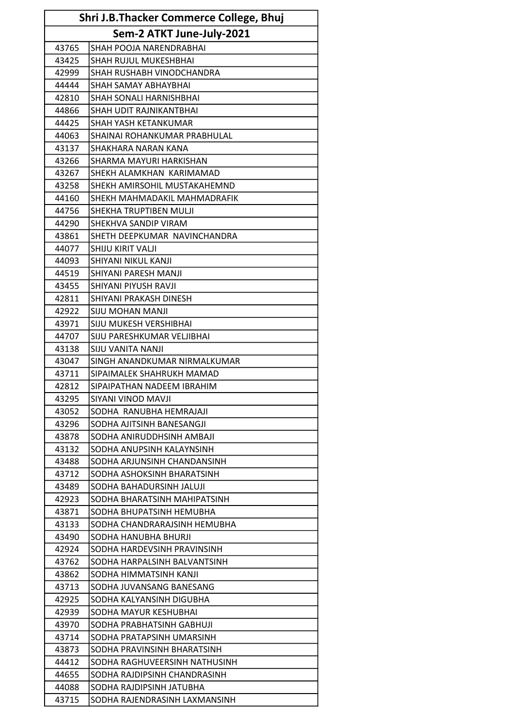| Shri J.B.Thacker Commerce College, Bhuj | |
|---|---|
| Sem-2 ATKT June-July-2021 | |
| 43765 | SHAH POOJA NARENDRABHAI |
| 43425 | SHAH RUJUL MUKESHBHAI |
| 42999 | SHAH RUSHABH VINODCHANDRA |
| 44444 | SHAH SAMAY ABHAYBHAI |
| 42810 | SHAH SONALI HARNISHBHAI |
| 44866 | SHAH UDIT RAJNIKANTBHAI |
| 44425 | SHAH YASH KETANKUMAR |
| 44063 | SHAINAI ROHANKUMAR PRABHULAL |
| 43137 | SHAKHARA NARAN KANA |
| 43266 | SHARMA MAYURI HARKISHAN |
| 43267 | SHEKH ALAMKHAN KARIMAMAD |
| 43258 | SHEKH AMIRSOHIL MUSTAKAHEMND |
| 44160 | SHEKH MAHMADAKIL MAHMADRAFIK |
| 44756 | SHEKHA TRUPTIBEN MULJI |
| 44290 | SHEKHVA SANDIP VIRAM |
| 43861 | SHETH DEEPKUMAR NAVINCHANDRA |
| 44077 | SHIJU KIRIT VALJI |
| 44093 | SHIYANI NIKUL KANJI |
| 44519 | SHIYANI PARESH MANJI |
| 43455 | SHIYANI PIYUSH RAVJI |
| 42811 | SHIYANI PRAKASH DINESH |
| 42922 | SIJU MOHAN MANJI |
| 43971 | SIJU MUKESH VERSHIBHAI |
| 44707 | SIJU PARESHKUMAR VELJIBHAI |
| 43138 | SIJU VANITA NANJI |
| 43047 | SINGH ANANDKUMAR NIRMALKUMAR |
| 43711 | SIPAIMALEK SHAHRUKH MAMAD |
| 42812 | SIPAIPATHAN NADEEM IBRAHIM |
| 43295 | SIYANI VINOD MAVJI |
| 43052 | SODHA RANUBHA HEMRAJAJI |
| 43296 | SODHA AJITSINH BANESANGJI |
| 43878 | SODHA ANIRUDDHSINH AMBAJI |
| 43132 | SODHA ANUPSINH KALAYNSINH |
| 43488 | SODHA ARJUNSINH CHANDANSINH |
| 43712 | SODHA ASHOKSINH BHARATSINH |
| 43489 | SODHA BAHADURSINH JALUJI |
| 42923 | SODHA BHARATSINH MAHIPATSINH |
| 43871 | SODHA BHUPATSINH HEMUBHA |
| 43133 | SODHA CHANDRARAJSINH HEMUBHA |
| 43490 | SODHA HANUBHA BHURJI |
| 42924 | SODHA HARDEVSINH PRAVINSINH |
| 43762 | SODHA HARPALSINH BALVANTSINH |
| 43862 | SODHA HIMMATSINH KANJI |
| 43713 | SODHA JUVANSANG BANESANG |
| 42925 | SODHA KALYANSINH DIGUBHA |
| 42939 | SODHA MAYUR KESHUBHAI |
| 43970 | SODHA PRABHATSINH GABHUJI |
| 43714 | SODHA PRATAPSINH UMARSINH |
| 43873 | SODHA PRAVINSINH BHARATSINH |
| 44412 | SODHA RAGHUVEERSINH NATHUSINH |
| 44655 | SODHA RAJDIPSINH CHANDRASINH |
| 44088 | SODHA RAJDIPSINH JATUBHA |
| 43715 | SODHA RAJENDRASINH LAXMANSINH |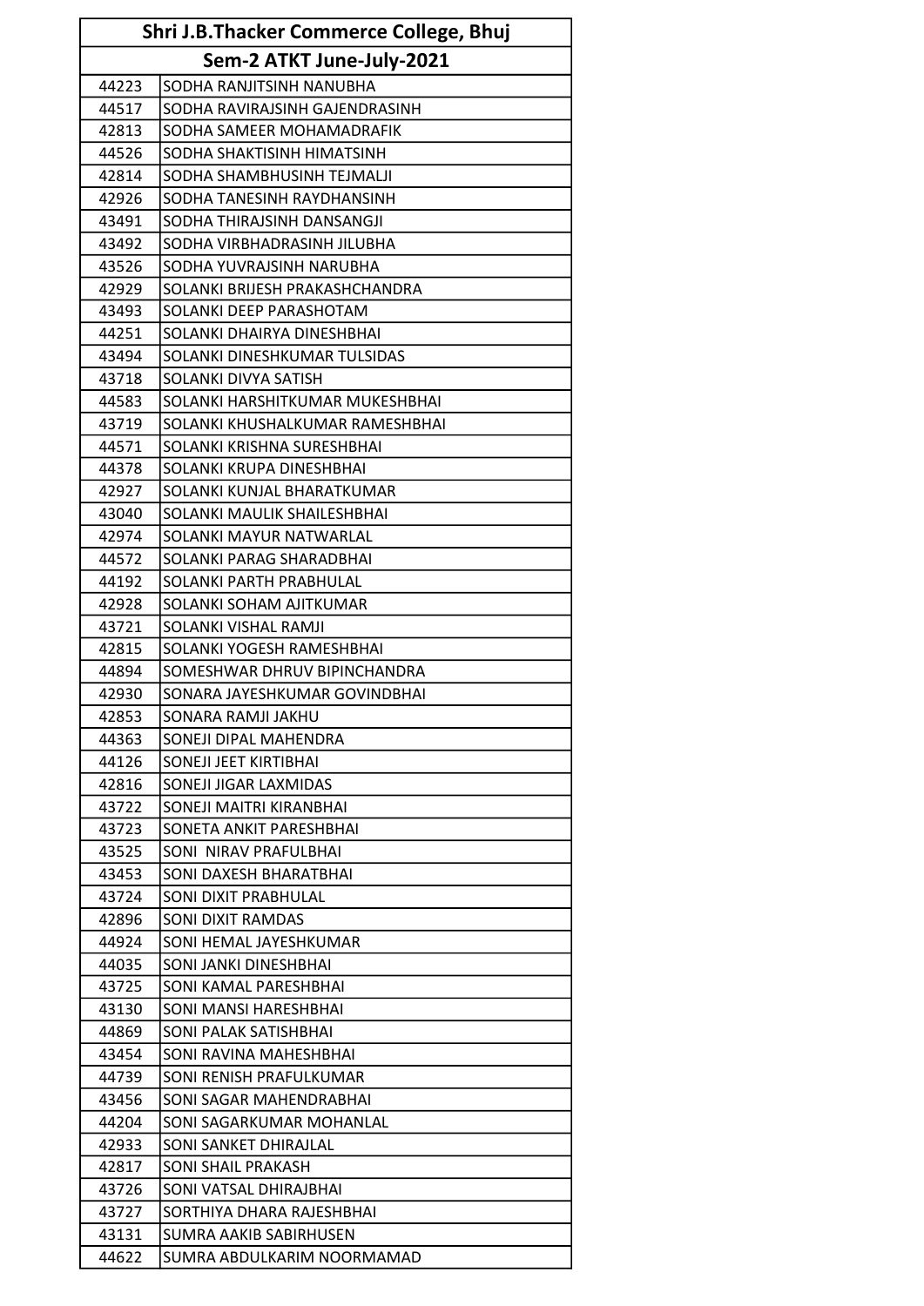| Shri J.B.Thacker Commerce College, Bhuj | |
|---|---|
| Sem-2 ATKT June-July-2021 | |
| 44223 | SODHA RANJITSINH NANUBHA |
| 44517 | SODHA RAVIRAJSINH GAJENDRASINH |
| 42813 | SODHA SAMEER MOHAMADRAFIK |
| 44526 | SODHA SHAKTISINH HIMATSINH |
| 42814 | SODHA SHAMBHUSINH TEJMALJI |
| 42926 | SODHA TANESINH RAYDHANSINH |
| 43491 | SODHA THIRAJSINH DANSANGJI |
| 43492 | SODHA VIRBHADRASINH JILUBHA |
| 43526 | SODHA YUVRAJSINH NARUBHA |
| 42929 | SOLANKI BRIJESH PRAKASHCHANDRA |
| 43493 | SOLANKI DEEP PARASHOTAM |
| 44251 | SOLANKI DHAIRYA DINESHBHAI |
| 43494 | SOLANKI DINESHKUMAR TULSIDAS |
| 43718 | SOLANKI DIVYA SATISH |
| 44583 | SOLANKI HARSHITKUMAR MUKESHBHAI |
| 43719 | SOLANKI KHUSHALKUMAR RAMESHBHAI |
| 44571 | SOLANKI KRISHNA SURESHBHAI |
| 44378 | SOLANKI KRUPA DINESHBHAI |
| 42927 | SOLANKI KUNJAL BHARATKUMAR |
| 43040 | SOLANKI MAULIK SHAILESHBHAI |
| 42974 | SOLANKI MAYUR NATWARLAL |
| 44572 | SOLANKI PARAG SHARADBHAI |
| 44192 | SOLANKI PARTH PRABHULAL |
| 42928 | SOLANKI SOHAM AJITKUMAR |
| 43721 | SOLANKI VISHAL RAMJI |
| 42815 | SOLANKI YOGESH RAMESHBHAI |
| 44894 | SOMESHWAR DHRUV BIPINCHANDRA |
| 42930 | SONARA JAYESHKUMAR GOVINDBHAI |
| 42853 | SONARA RAMJI JAKHU |
| 44363 | SONEJI DIPAL MAHENDRA |
| 44126 | SONEJI JEET KIRTIBHAI |
| 42816 | SONEJI JIGAR LAXMIDAS |
| 43722 | SONEJI MAITRI KIRANBHAI |
| 43723 | SONETA ANKIT PARESHBHAI |
| 43525 | SONI  NIRAV PRAFULBHAI |
| 43453 | SONI DAXESH BHARATBHAI |
| 43724 | SONI DIXIT PRABHULAL |
| 42896 | SONI DIXIT RAMDAS |
| 44924 | SONI HEMAL JAYESHKUMAR |
| 44035 | SONI JANKI DINESHBHAI |
| 43725 | SONI KAMAL PARESHBHAI |
| 43130 | SONI MANSI HARESHBHAI |
| 44869 | SONI PALAK SATISHBHAI |
| 43454 | SONI RAVINA MAHESHBHAI |
| 44739 | SONI RENISH PRAFULKUMAR |
| 43456 | SONI SAGAR MAHENDRABHAI |
| 44204 | SONI SAGARKUMAR MOHANLAL |
| 42933 | SONI SANKET DHIRAJLAL |
| 42817 | SONI SHAIL PRAKASH |
| 43726 | SONI VATSAL DHIRAJBHAI |
| 43727 | SORTHIYA DHARA RAJESHBHAI |
| 43131 | SUMRA AAKIB SABIRHUSEN |
| 44622 | SUMRA ABDULKARIM NOORMAMAD |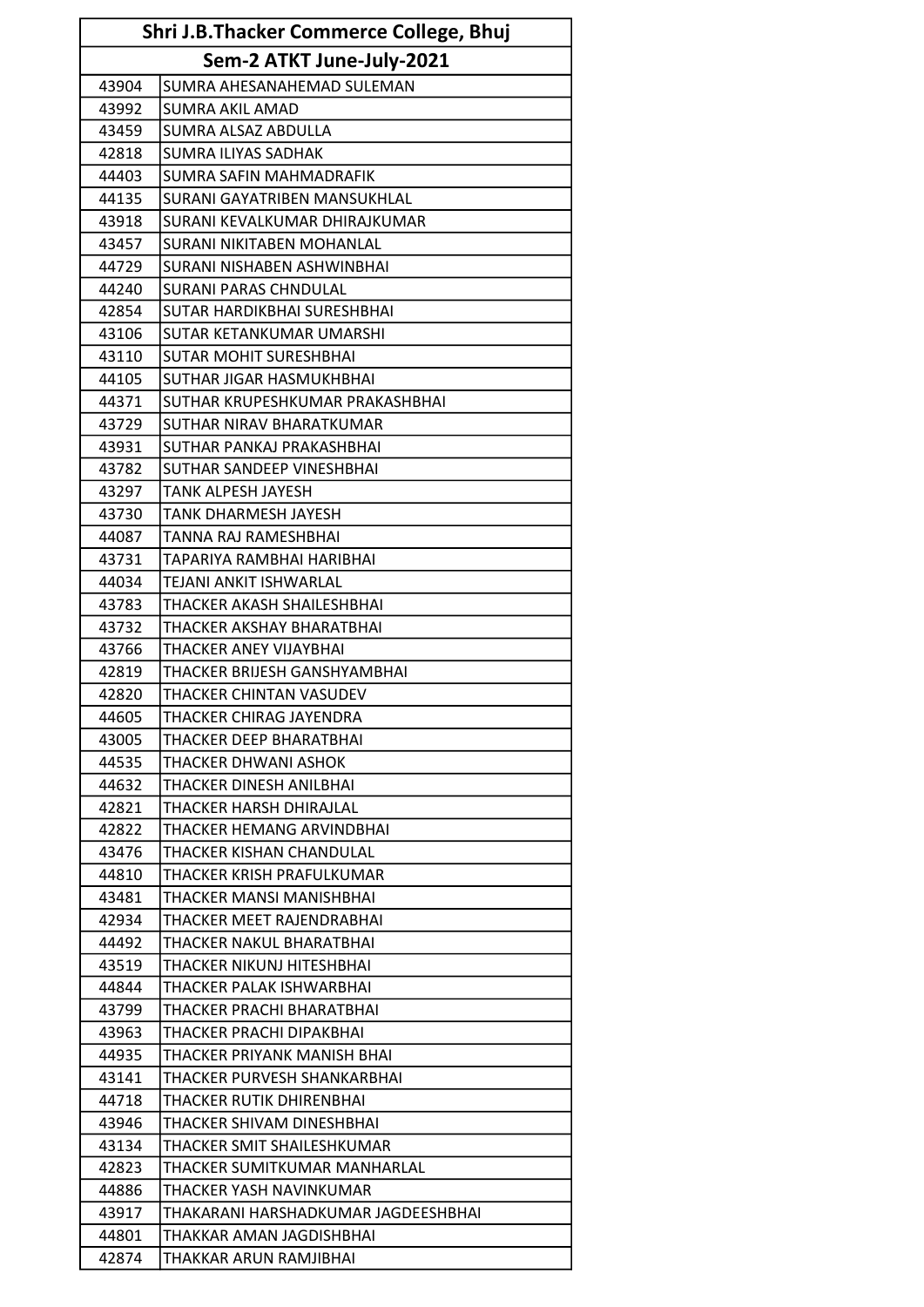| Shri J.B.Thacker Commerce College, Bhuj | |
|---|---|
| Sem-2 ATKT June-July-2021 | |
| 43904 | SUMRA AHESANAHEMAD SULEMAN |
| 43992 | SUMRA AKIL AMAD |
| 43459 | SUMRA ALSAZ ABDULLA |
| 42818 | SUMRA ILIYAS SADHAK |
| 44403 | SUMRA SAFIN MAHMADRAFIK |
| 44135 | SURANI GAYATRIBEN MANSUKHLAL |
| 43918 | SURANI KEVALKUMAR DHIRAJKUMAR |
| 43457 | SURANI NIKITABEN MOHANLAL |
| 44729 | SURANI NISHABEN ASHWINBHAI |
| 44240 | SURANI PARAS CHNDULAL |
| 42854 | SUTAR HARDIKBHAI SURESHBHAI |
| 43106 | SUTAR KETANKUMAR UMARSHI |
| 43110 | SUTAR MOHIT SURESHBHAI |
| 44105 | SUTHAR JIGAR HASMUKHBHAI |
| 44371 | SUTHAR KRUPESHKUMAR PRAKASHBHAI |
| 43729 | SUTHAR NIRAV BHARATKUMAR |
| 43931 | SUTHAR PANKAJ PRAKASHBHAI |
| 43782 | SUTHAR SANDEEP VINESHBHAI |
| 43297 | TANK ALPESH JAYESH |
| 43730 | TANK DHARMESH JAYESH |
| 44087 | TANNA RAJ RAMESHBHAI |
| 43731 | TAPARIYA RAMBHAI HARIBHAI |
| 44034 | TEJANI ANKIT ISHWARLAL |
| 43783 | THACKER AKASH SHAILESHBHAI |
| 43732 | THACKER AKSHAY BHARATBHAI |
| 43766 | THACKER ANEY VIJAYBHAI |
| 42819 | THACKER BRIJESH GANSHYAMBHAI |
| 42820 | THACKER CHINTAN VASUDEV |
| 44605 | THACKER CHIRAG JAYENDRA |
| 43005 | THACKER DEEP BHARATBHAI |
| 44535 | THACKER DHWANI ASHOK |
| 44632 | THACKER DINESH ANILBHAI |
| 42821 | THACKER HARSH DHIRAJLAL |
| 42822 | THACKER HEMANG ARVINDBHAI |
| 43476 | THACKER KISHAN CHANDULAL |
| 44810 | THACKER KRISH PRAFULKUMAR |
| 43481 | THACKER MANSI MANISHBHAI |
| 42934 | THACKER MEET RAJENDRABHAI |
| 44492 | THACKER NAKUL BHARATBHAI |
| 43519 | THACKER NIKUNJ HITESHBHAI |
| 44844 | THACKER PALAK ISHWARBHAI |
| 43799 | THACKER PRACHI BHARATBHAI |
| 43963 | THACKER PRACHI DIPAKBHAI |
| 44935 | THACKER PRIYANK MANISH BHAI |
| 43141 | THACKER PURVESH SHANKARBHAI |
| 44718 | THACKER RUTIK DHIRENBHAI |
| 43946 | THACKER SHIVAM DINESHBHAI |
| 43134 | THACKER SMIT SHAILESHKUMAR |
| 42823 | THACKER SUMITKUMAR MANHARLAL |
| 44886 | THACKER YASH NAVINKUMAR |
| 43917 | THAKARANI HARSHADKUMAR JAGDEESHBHAI |
| 44801 | THAKKAR AMAN JAGDISHBHAI |
| 42874 | THAKKAR ARUN RAMJIBHAI |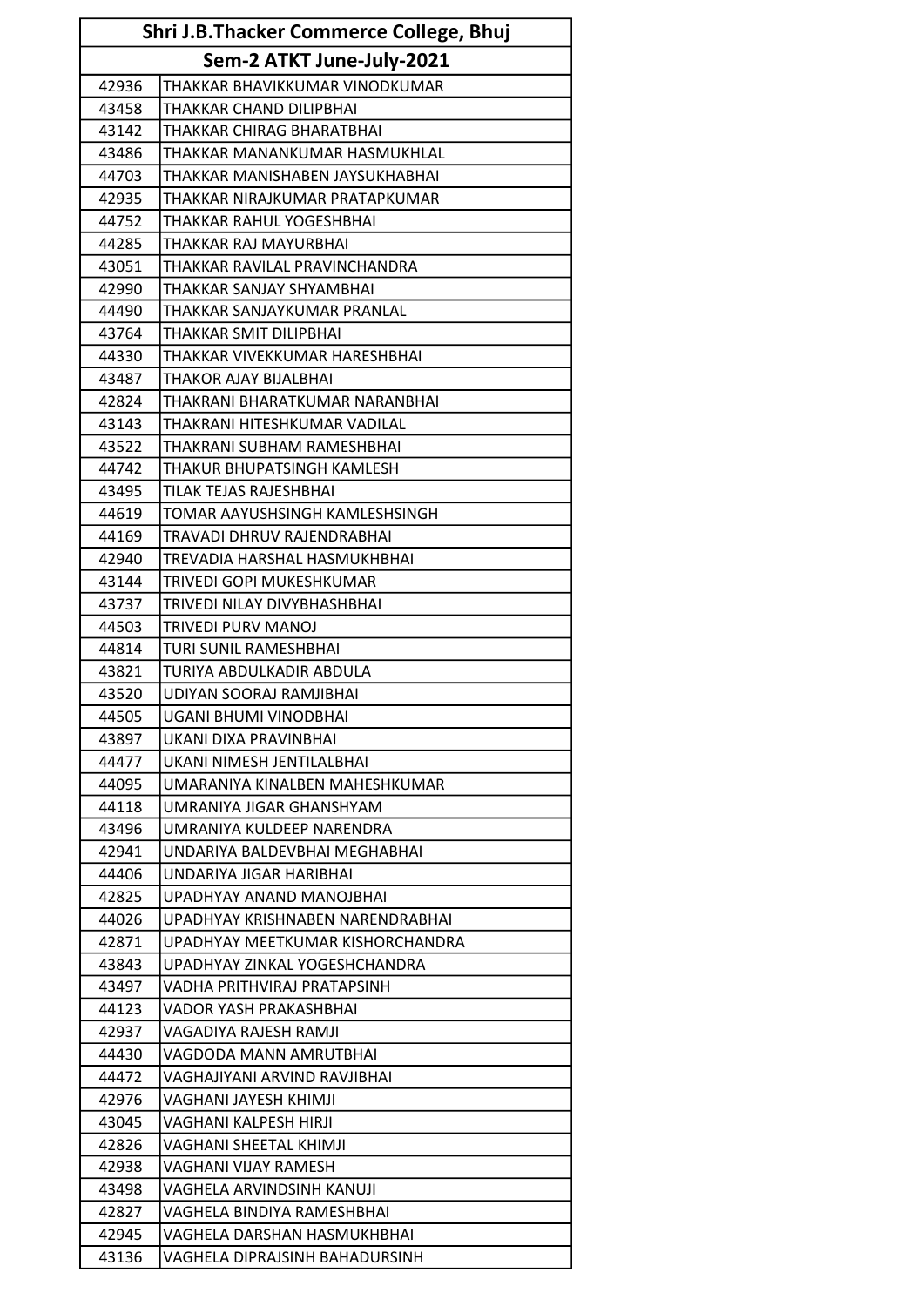| Shri J.B.Thacker Commerce College, Bhuj | |
|---|---|
| Sem-2 ATKT June-July-2021 | |
| 42936 | THAKKAR BHAVIKKUMAR VINODKUMAR |
| 43458 | THAKKAR CHAND DILIPBHAI |
| 43142 | THAKKAR CHIRAG BHARATBHAI |
| 43486 | THAKKAR MANANKUMAR HASMUKHLAL |
| 44703 | THAKKAR MANISHABEN JAYSUKHABHAI |
| 42935 | THAKKAR NIRAJKUMAR PRATAPKUMAR |
| 44752 | THAKKAR RAHUL YOGESHBHAI |
| 44285 | THAKKAR RAJ MAYURBHAI |
| 43051 | THAKKAR RAVILAL PRAVINCHANDRA |
| 42990 | THAKKAR SANJAY SHYAMBHAI |
| 44490 | THAKKAR SANJAYKUMAR PRANLAL |
| 43764 | THAKKAR SMIT DILIPBHAI |
| 44330 | THAKKAR VIVEKKUMAR HARESHBHAI |
| 43487 | THAKOR AJAY BIJALBHAI |
| 42824 | THAKRANI BHARATKUMAR NARANBHAI |
| 43143 | THAKRANI HITESHKUMAR VADILAL |
| 43522 | THAKRANI SUBHAM RAMESHBHAI |
| 44742 | THAKUR BHUPATSINGH KAMLESH |
| 43495 | TILAK TEJAS RAJESHBHAI |
| 44619 | TOMAR AAYUSHSINGH KAMLESHSINGH |
| 44169 | TRAVADI DHRUV RAJENDRABHAI |
| 42940 | TREVADIA HARSHAL HASMUKHBHAI |
| 43144 | TRIVEDI GOPI MUKESHKUMAR |
| 43737 | TRIVEDI NILAY DIVYBHASHBHAI |
| 44503 | TRIVEDI PURV MANOJ |
| 44814 | TURI SUNIL RAMESHBHAI |
| 43821 | TURIYA ABDULKADIR ABDULA |
| 43520 | UDIYAN SOORAJ RAMJIBHAI |
| 44505 | UGANI BHUMI VINODBHAI |
| 43897 | UKANI DIXA PRAVINBHAI |
| 44477 | UKANI NIMESH JENTILALBHAI |
| 44095 | UMARANIYA KINALBEN MAHESHKUMAR |
| 44118 | UMRANIYA JIGAR GHANSHYAM |
| 43496 | UMRANIYA KULDEEP NARENDRA |
| 42941 | UNDARIYA BALDEVBHAI MEGHABHAI |
| 44406 | UNDARIYA JIGAR HARIBHAI |
| 42825 | UPADHYAY ANAND MANOJBHAI |
| 44026 | UPADHYAY KRISHNABEN NARENDRABHAI |
| 42871 | UPADHYAY MEETKUMAR KISHORCHANDRA |
| 43843 | UPADHYAY ZINKAL YOGESHCHANDRA |
| 43497 | VADHA PRITHVIRAJ PRATAPSINH |
| 44123 | VADOR YASH PRAKASHBHAI |
| 42937 | VAGADIYA RAJESH RAMJI |
| 44430 | VAGDODA MANN AMRUTBHAI |
| 44472 | VAGHAJIYANI ARVIND RAVJIBHAI |
| 42976 | VAGHANI JAYESH KHIMJI |
| 43045 | VAGHANI KALPESH HIRJI |
| 42826 | VAGHANI SHEETAL KHIMJI |
| 42938 | VAGHANI VIJAY RAMESH |
| 43498 | VAGHELA ARVINDSINH KANUJI |
| 42827 | VAGHELA BINDIYA RAMESHBHAI |
| 42945 | VAGHELA DARSHAN HASMUKHBHAI |
| 43136 | VAGHELA DIPRAJSINH BAHADURSINH |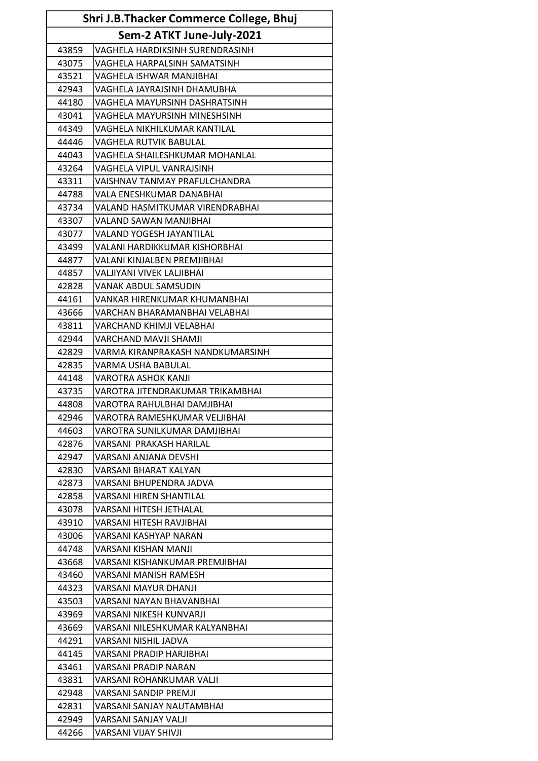| Shri J.B.Thacker Commerce College, Bhuj | |
|---|---|
| Sem-2 ATKT June-July-2021 | |
| 43859 | VAGHELA HARDIKSINH SURENDRASINH |
| 43075 | VAGHELA HARPALSINH SAMATSINH |
| 43521 | VAGHELA ISHWAR MANJIBHAI |
| 42943 | VAGHELA JAYRAJSINH DHAMUBHA |
| 44180 | VAGHELA MAYURSINH DASHRATSINH |
| 43041 | VAGHELA MAYURSINH MINESHSINH |
| 44349 | VAGHELA NIKHILKUMAR KANTILAL |
| 44446 | VAGHELA RUTVIK BABULAL |
| 44043 | VAGHELA SHAILESHKUMAR MOHANLAL |
| 43264 | VAGHELA VIPUL VANRAJSINH |
| 43311 | VAISHNAV TANMAY PRAFULCHANDRA |
| 44788 | VALA ENESHKUMAR DANABHAI |
| 43734 | VALAND HASMITKUMAR VIRENDRABHAI |
| 43307 | VALAND SAWAN MANJIBHAI |
| 43077 | VALAND YOGESH JAYANTILAL |
| 43499 | VALANI HARDIKKUMAR KISHORBHAI |
| 44877 | VALANI KINJALBEN PREMJIBHAI |
| 44857 | VALJIYANI VIVEK LALJIBHAI |
| 42828 | VANAK ABDUL SAMSUDIN |
| 44161 | VANKAR HIRENKUMAR KHUMANBHAI |
| 43666 | VARCHAN BHARAMANBHAI VELABHAI |
| 43811 | VARCHAND KHIMJI VELABHAI |
| 42944 | VARCHAND MAVJI SHAMJI |
| 42829 | VARMA KIRANPRAKASH NANDKUMARSINH |
| 42835 | VARMA USHA BABULAL |
| 44148 | VAROTRA ASHOK KANJI |
| 43735 | VAROTRA JITENDRAKUMAR TRIKAMBHAI |
| 44808 | VAROTRA RAHULBHAI DAMJIBHAI |
| 42946 | VAROTRA RAMESHKUMAR VELJIBHAI |
| 44603 | VAROTRA SUNILKUMAR DAMJIBHAI |
| 42876 | VARSANI PRAKASH HARILAL |
| 42947 | VARSANI ANJANA DEVSHI |
| 42830 | VARSANI BHARAT KALYAN |
| 42873 | VARSANI BHUPENDRA JADVA |
| 42858 | VARSANI HIREN SHANTILAL |
| 43078 | VARSANI HITESH JETHALAL |
| 43910 | VARSANI HITESH RAVJIBHAI |
| 43006 | VARSANI KASHYAP NARAN |
| 44748 | VARSANI KISHAN MANJI |
| 43668 | VARSANI KISHANKUMAR PREMJIBHAI |
| 43460 | VARSANI MANISH RAMESH |
| 44323 | VARSANI MAYUR DHANJI |
| 43503 | VARSANI NAYAN BHAVANBHAI |
| 43969 | VARSANI NIKESH KUNVARJI |
| 43669 | VARSANI NILESHKUMAR KALYANBHAI |
| 44291 | VARSANI NISHIL JADVA |
| 44145 | VARSANI PRADIP HARJIBHAI |
| 43461 | VARSANI PRADIP NARAN |
| 43831 | VARSANI ROHANKUMAR VALJI |
| 42948 | VARSANI SANDIP PREMJI |
| 42831 | VARSANI SANJAY NAUTAMBHAI |
| 42949 | VARSANI SANJAY VALJI |
| 44266 | VARSANI VIJAY SHIVJI |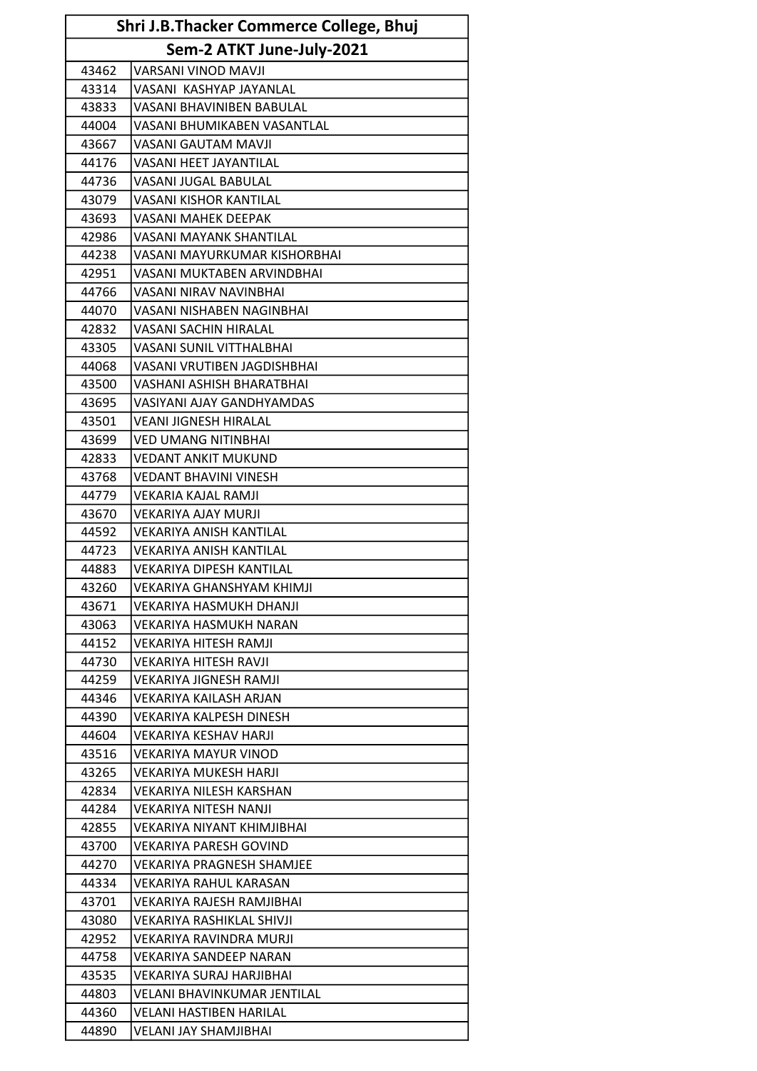| Shri J.B.Thacker Commerce College, Bhuj | |
|---|---|
| Sem-2 ATKT June-July-2021 | |
| 43462 | VARSANI VINOD MAVJI |
| 43314 | VASANI  KASHYAP JAYANLAL |
| 43833 | VASANI BHAVINIBEN BABULAL |
| 44004 | VASANI BHUMIKABEN VASANTLAL |
| 43667 | VASANI GAUTAM MAVJI |
| 44176 | VASANI HEET JAYANTILAL |
| 44736 | VASANI JUGAL BABULAL |
| 43079 | VASANI KISHOR KANTILAL |
| 43693 | VASANI MAHEK DEEPAK |
| 42986 | VASANI MAYANK SHANTILAL |
| 44238 | VASANI MAYURKUMAR KISHORBHAI |
| 42951 | VASANI MUKTABEN ARVINDBHAI |
| 44766 | VASANI NIRAV NAVINBHAI |
| 44070 | VASANI NISHABEN NAGINBHAI |
| 42832 | VASANI SACHIN HIRALAL |
| 43305 | VASANI SUNIL VITTHALBHAI |
| 44068 | VASANI VRUTIBEN JAGDISHBHAI |
| 43500 | VASHANI ASHISH BHARATBHAI |
| 43695 | VASIYANI AJAY GANDHYAMDAS |
| 43501 | VEANI JIGNESH HIRALAL |
| 43699 | VED UMANG NITINBHAI |
| 42833 | VEDANT ANKIT MUKUND |
| 43768 | VEDANT BHAVINI VINESH |
| 44779 | VEKARIA KAJAL RAMJI |
| 43670 | VEKARIYA AJAY MURJI |
| 44592 | VEKARIYA ANISH KANTILAL |
| 44723 | VEKARIYA ANISH KANTILAL |
| 44883 | VEKARIYA DIPESH KANTILAL |
| 43260 | VEKARIYA GHANSHYAM KHIMJI |
| 43671 | VEKARIYA HASMUKH DHANJI |
| 43063 | VEKARIYA HASMUKH NARAN |
| 44152 | VEKARIYA HITESH RAMJI |
| 44730 | VEKARIYA HITESH RAVJI |
| 44259 | VEKARIYA JIGNESH RAMJI |
| 44346 | VEKARIYA KAILASH ARJAN |
| 44390 | VEKARIYA KALPESH DINESH |
| 44604 | VEKARIYA KESHAV HARJI |
| 43516 | VEKARIYA MAYUR VINOD |
| 43265 | VEKARIYA MUKESH HARJI |
| 42834 | VEKARIYA NILESH KARSHAN |
| 44284 | VEKARIYA NITESH NANJI |
| 42855 | VEKARIYA NIYANT KHIMJIBHAI |
| 43700 | VEKARIYA PARESH GOVIND |
| 44270 | VEKARIYA PRAGNESH SHAMJEE |
| 44334 | VEKARIYA RAHUL KARASAN |
| 43701 | VEKARIYA RAJESH RAMJIBHAI |
| 43080 | VEKARIYA RASHIKLAL SHIVJI |
| 42952 | VEKARIYA RAVINDRA MURJI |
| 44758 | VEKARIYA SANDEEP NARAN |
| 43535 | VEKARIYA SURAJ HARJIBHAI |
| 44803 | VELANI BHAVINKUMAR JENTILAL |
| 44360 | VELANI HASTIBEN HARILAL |
| 44890 | VELANI JAY SHAMJIBHAI |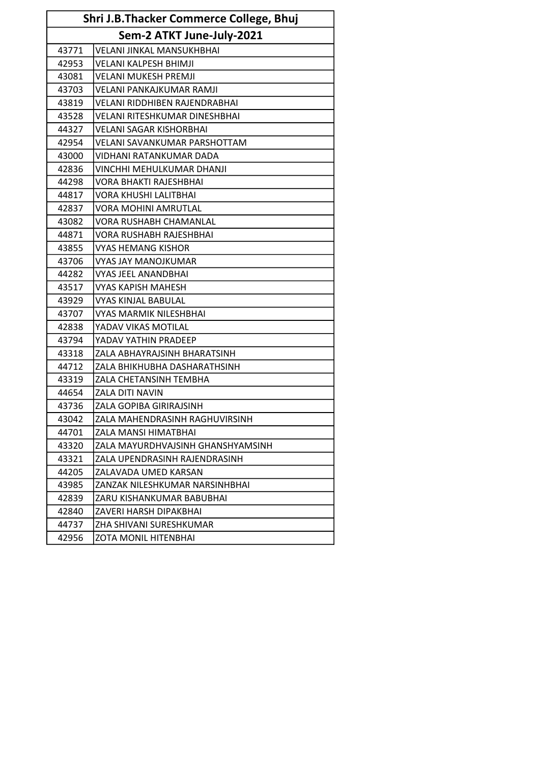| Shri J.B.Thacker Commerce College, Bhuj | |
|---|---|
| Sem-2 ATKT June-July-2021 | |
| 43771 | VELANI JINKAL MANSUKHBHAI |
| 42953 | VELANI KALPESH BHIMJI |
| 43081 | VELANI MUKESH PREMJI |
| 43703 | VELANI PANKAJKUMAR RAMJI |
| 43819 | VELANI RIDDHIBEN RAJENDRABHAI |
| 43528 | VELANI RITESHKUMAR DINESHBHAI |
| 44327 | VELANI SAGAR KISHORBHAI |
| 42954 | VELANI SAVANKUMAR PARSHOTTAM |
| 43000 | VIDHANI RATANKUMAR DADA |
| 42836 | VINCHHI MEHULKUMAR DHANJI |
| 44298 | VORA BHAKTI RAJESHBHAI |
| 44817 | VORA KHUSHI LALITBHAI |
| 42837 | VORA MOHINI AMRUTLAL |
| 43082 | VORA RUSHABH CHAMANLAL |
| 44871 | VORA RUSHABH RAJESHBHAI |
| 43855 | VYAS HEMANG KISHOR |
| 43706 | VYAS JAY MANOJKUMAR |
| 44282 | VYAS JEEL ANANDBHAI |
| 43517 | VYAS KAPISH MAHESH |
| 43929 | VYAS KINJAL BABULAL |
| 43707 | VYAS MARMIK NILESHBHAI |
| 42838 | YADAV VIKAS MOTILAL |
| 43794 | YADAV YATHIN PRADEEP |
| 43318 | ZALA ABHAYRAJSINH BHARATSINH |
| 44712 | ZALA BHIKHUBHA DASHARATHSINH |
| 43319 | ZALA CHETANSINH TEMBHA |
| 44654 | ZALA DITI NAVIN |
| 43736 | ZALA GOPIBA GIRIRAJSINH |
| 43042 | ZALA MAHENDRASINH RAGHUVIRSINH |
| 44701 | ZALA MANSI HIMATBHAI |
| 43320 | ZALA MAYURDHVAJSINH GHANSHYAMSINH |
| 43321 | ZALA UPENDRASINH RAJENDRASINH |
| 44205 | ZALAVADA UMED KARSAN |
| 43985 | ZANZAK NILESHKUMAR NARSINHBHAI |
| 42839 | ZARU KISHANKUMAR BABUBHAI |
| 42840 | ZAVERI HARSH DIPAKBHAI |
| 44737 | ZHA SHIVANI SURESHKUMAR |
| 42956 | ZOTA MONIL HITENBHAI |